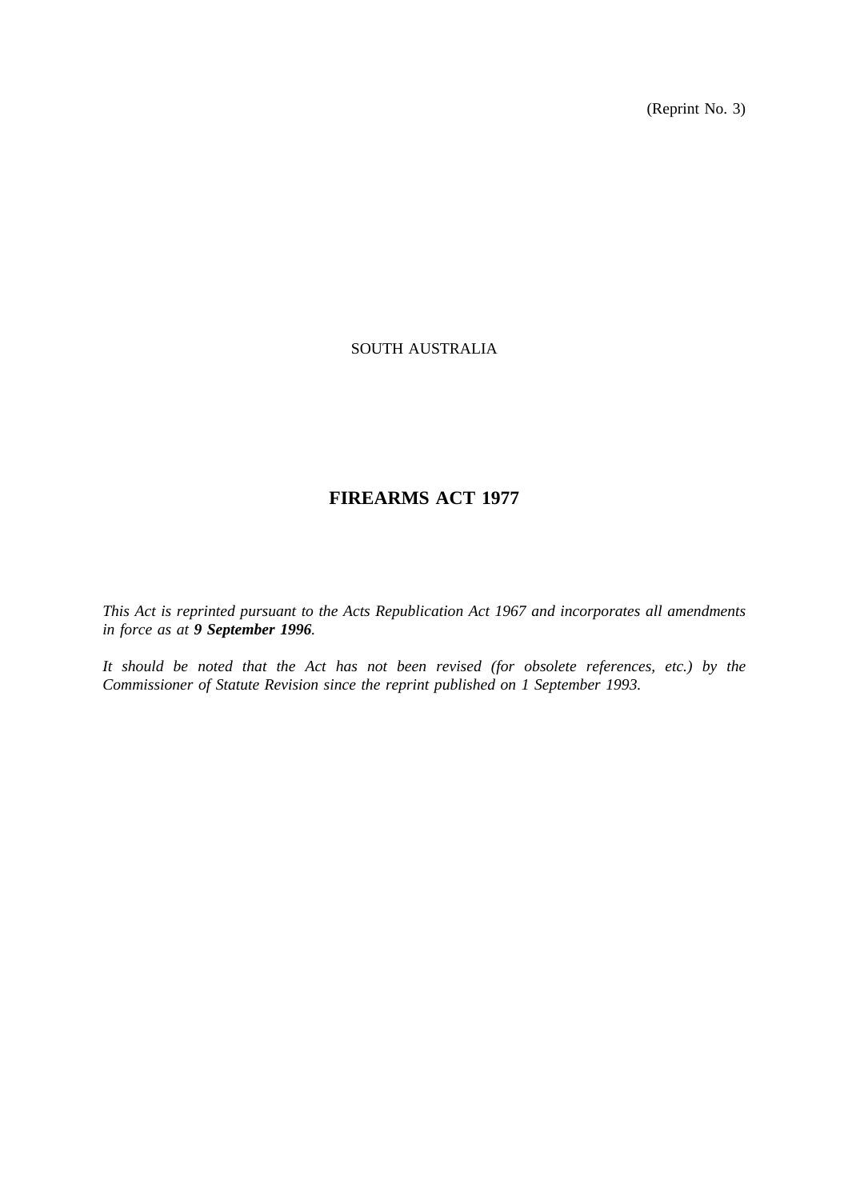(Reprint No. 3)

SOUTH AUSTRALIA

# FIREARMS ACT 1977

*This Act is reprinted pursuant to the Acts Republication Act 1967 and incorporates all amendments in force as at **9 September 1996**.*

*It should be noted that the Act has not been revised (for obsolete references, etc.) by the Commissioner of Statute Revision since the reprint published on 1 September 1993.*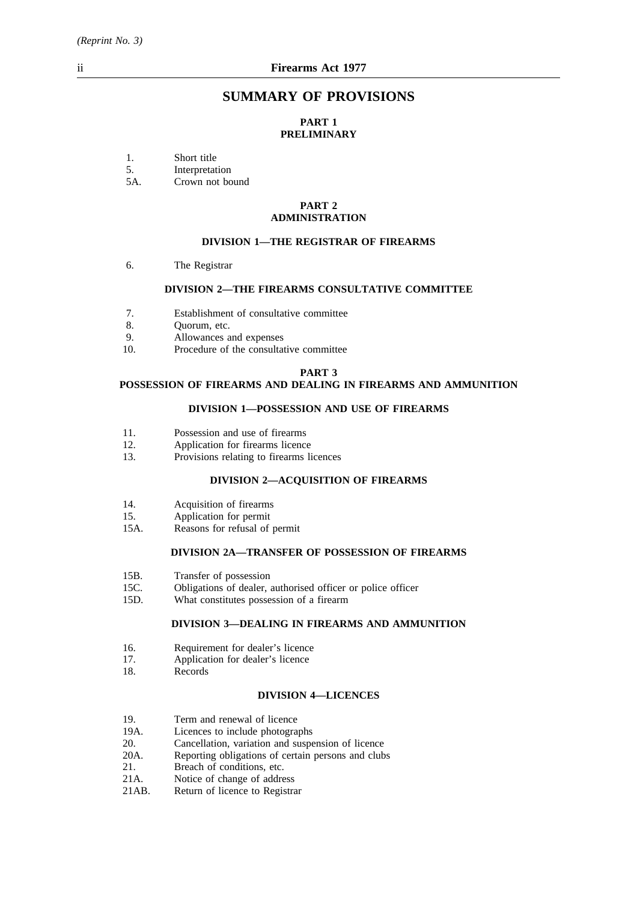# SUMMARY OF PROVISIONS

## PART 1
## PRELIMINARY

1. Short title
5. Interpretation
5A. Crown not bound

## PART 2
## ADMINISTRATION

### DIVISION 1—THE REGISTRAR OF FIREARMS

6. The Registrar

### DIVISION 2—THE FIREARMS CONSULTATIVE COMMITTEE

7. Establishment of consultative committee
8. Quorum, etc.
9. Allowances and expenses
10. Procedure of the consultative committee

## PART 3
## POSSESSION OF FIREARMS AND DEALING IN FIREARMS AND AMMUNITION

### DIVISION 1—POSSESSION AND USE OF FIREARMS

11. Possession and use of firearms
12. Application for firearms licence
13. Provisions relating to firearms licences

### DIVISION 2—ACQUISITION OF FIREARMS

14. Acquisition of firearms
15. Application for permit
15A. Reasons for refusal of permit

### DIVISION 2A—TRANSFER OF POSSESSION OF FIREARMS

15B. Transfer of possession
15C. Obligations of dealer, authorised officer or police officer
15D. What constitutes possession of a firearm

### DIVISION 3—DEALING IN FIREARMS AND AMMUNITION

16. Requirement for dealer's licence
17. Application for dealer's licence
18. Records

### DIVISION 4—LICENCES

19. Term and renewal of licence
19A. Licences to include photographs
20. Cancellation, variation and suspension of licence
20A. Reporting obligations of certain persons and clubs
21. Breach of conditions, etc.
21A. Notice of change of address
21AB. Return of licence to Registrar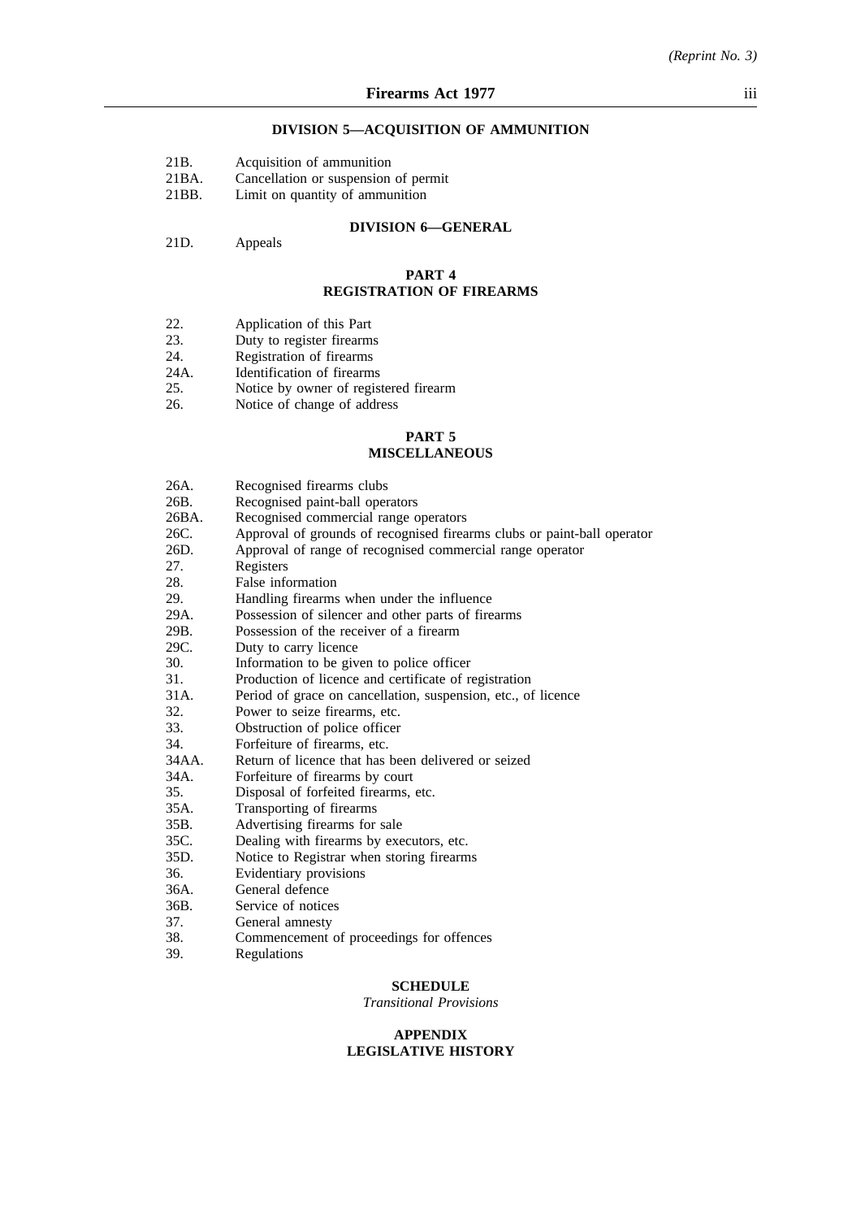**DIVISION 5—ACQUISITION OF AMMUNITION**

21B. Acquisition of ammunition
21BA. Cancellation or suspension of permit
21BB. Limit on quantity of ammunition

**DIVISION 6—GENERAL**

21D. Appeals

**PART 4**
**REGISTRATION OF FIREARMS**

22. Application of this Part
23. Duty to register firearms
24. Registration of firearms
24A. Identification of firearms
25. Notice by owner of registered firearm
26. Notice of change of address

**PART 5**
**MISCELLANEOUS**

26A. Recognised firearms clubs
26B. Recognised paint-ball operators
26BA. Recognised commercial range operators
26C. Approval of grounds of recognised firearms clubs or paint-ball operator
26D. Approval of range of recognised commercial range operator
27. Registers
28. False information
29. Handling firearms when under the influence
29A. Possession of silencer and other parts of firearms
29B. Possession of the receiver of a firearm
29C. Duty to carry licence
30. Information to be given to police officer
31. Production of licence and certificate of registration
31A. Period of grace on cancellation, suspension, etc., of licence
32. Power to seize firearms, etc.
33. Obstruction of police officer
34. Forfeiture of firearms, etc.
34AA. Return of licence that has been delivered or seized
34A. Forfeiture of firearms by court
35. Disposal of forfeited firearms, etc.
35A. Transporting of firearms
35B. Advertising firearms for sale
35C. Dealing with firearms by executors, etc.
35D. Notice to Registrar when storing firearms
36. Evidentiary provisions
36A. General defence
36B. Service of notices
37. General amnesty
38. Commencement of proceedings for offences
39. Regulations

**SCHEDULE**
*Transitional Provisions*

**APPENDIX**
**LEGISLATIVE HISTORY**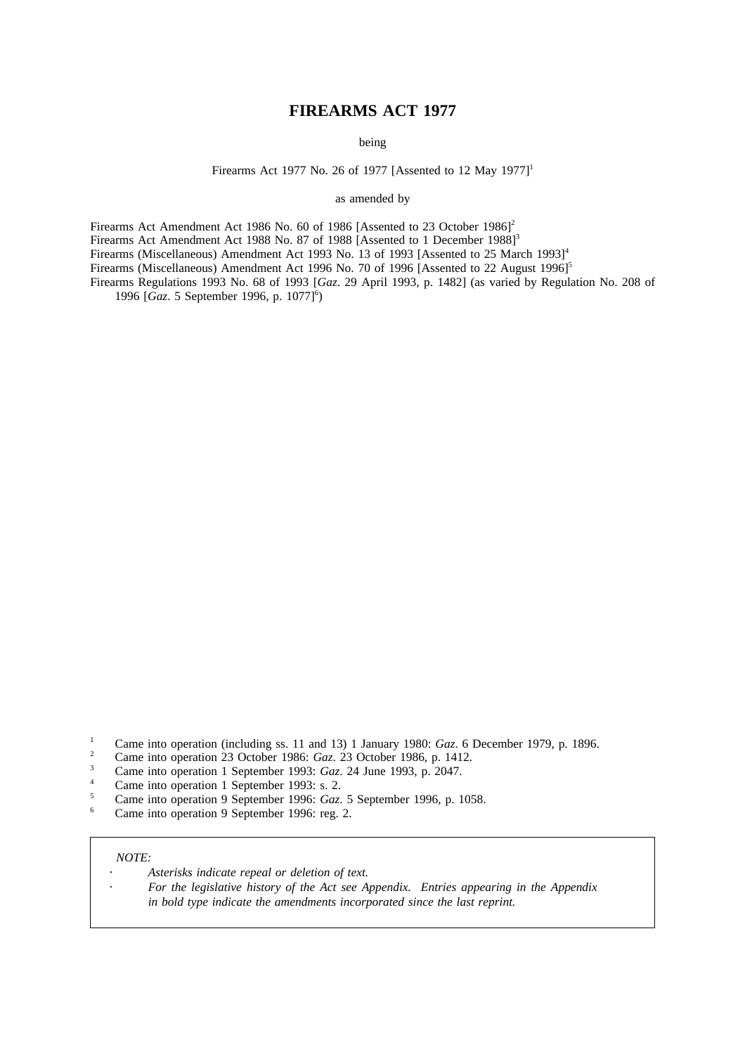# FIREARMS ACT 1977

being

Firearms Act 1977 No. 26 of 1977 [Assented to 12 May 1977][1]

as amended by

Firearms Act Amendment Act 1986 No. 60 of 1986 [Assented to 23 October 1986][2]
Firearms Act Amendment Act 1988 No. 87 of 1988 [Assented to 1 December 1988][3]
Firearms (Miscellaneous) Amendment Act 1993 No. 13 of 1993 [Assented to 25 March 1993][4]
Firearms (Miscellaneous) Amendment Act 1996 No. 70 of 1996 [Assented to 22 August 1996][5]
Firearms Regulations 1993 No. 68 of 1993 [*Gaz*. 29 April 1993, p. 1482] (as varied by Regulation No. 208 of 1996 [*Gaz*. 5 September 1996, p. 1077][6])

[1] Came into operation (including ss. 11 and 13) 1 January 1980: *Gaz*. 6 December 1979, p. 1896.
[2] Came into operation 23 October 1986: *Gaz*. 23 October 1986, p. 1412.
[3] Came into operation 1 September 1993: *Gaz*. 24 June 1993, p. 2047.
[4] Came into operation 1 September 1993: s. 2.
[5] Came into operation 9 September 1996: *Gaz*. 5 September 1996, p. 1058.
[6] Came into operation 9 September 1996: reg. 2.

*NOTE:*

- *Asterisks indicate repeal or deletion of text.*
- *For the legislative history of the Act see Appendix. Entries appearing in the Appendix in bold type indicate the amendments incorporated since the last reprint.*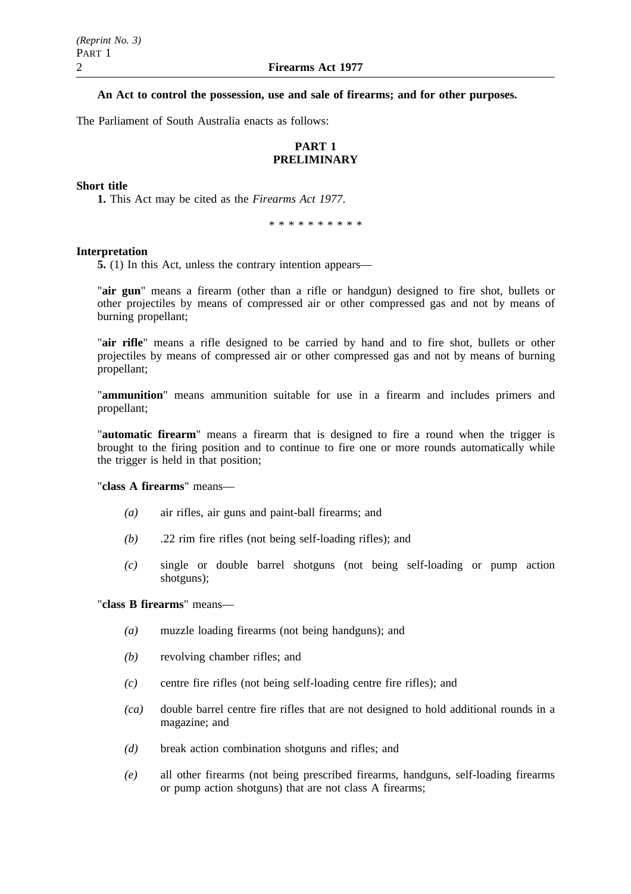**An Act to control the possession, use and sale of firearms; and for other purposes.**

The Parliament of South Australia enacts as follows:

## PART 1
## PRELIMINARY

**Short title**

**1.** This Act may be cited as the *Firearms Act 1977*.

\* \* \* \* \* \* \* \* \* \*

**Interpretation**

**5.** (1) In this Act, unless the contrary intention appears—

"**air gun**" means a firearm (other than a rifle or handgun) designed to fire shot, bullets or other projectiles by means of compressed air or other compressed gas and not by means of burning propellant;

"**air rifle**" means a rifle designed to be carried by hand and to fire shot, bullets or other projectiles by means of compressed air or other compressed gas and not by means of burning propellant;

"**ammunition**" means ammunition suitable for use in a firearm and includes primers and propellant;

"**automatic firearm**" means a firearm that is designed to fire a round when the trigger is brought to the firing position and to continue to fire one or more rounds automatically while the trigger is held in that position;

"**class A firearms**" means—

*(a)* air rifles, air guns and paint-ball firearms; and

*(b)* .22 rim fire rifles (not being self-loading rifles); and

*(c)* single or double barrel shotguns (not being self-loading or pump action shotguns);

"**class B firearms**" means—

*(a)* muzzle loading firearms (not being handguns); and

*(b)* revolving chamber rifles; and

*(c)* centre fire rifles (not being self-loading centre fire rifles); and

*(ca)* double barrel centre fire rifles that are not designed to hold additional rounds in a magazine; and

*(d)* break action combination shotguns and rifles; and

*(e)* all other firearms (not being prescribed firearms, handguns, self-loading firearms or pump action shotguns) that are not class A firearms;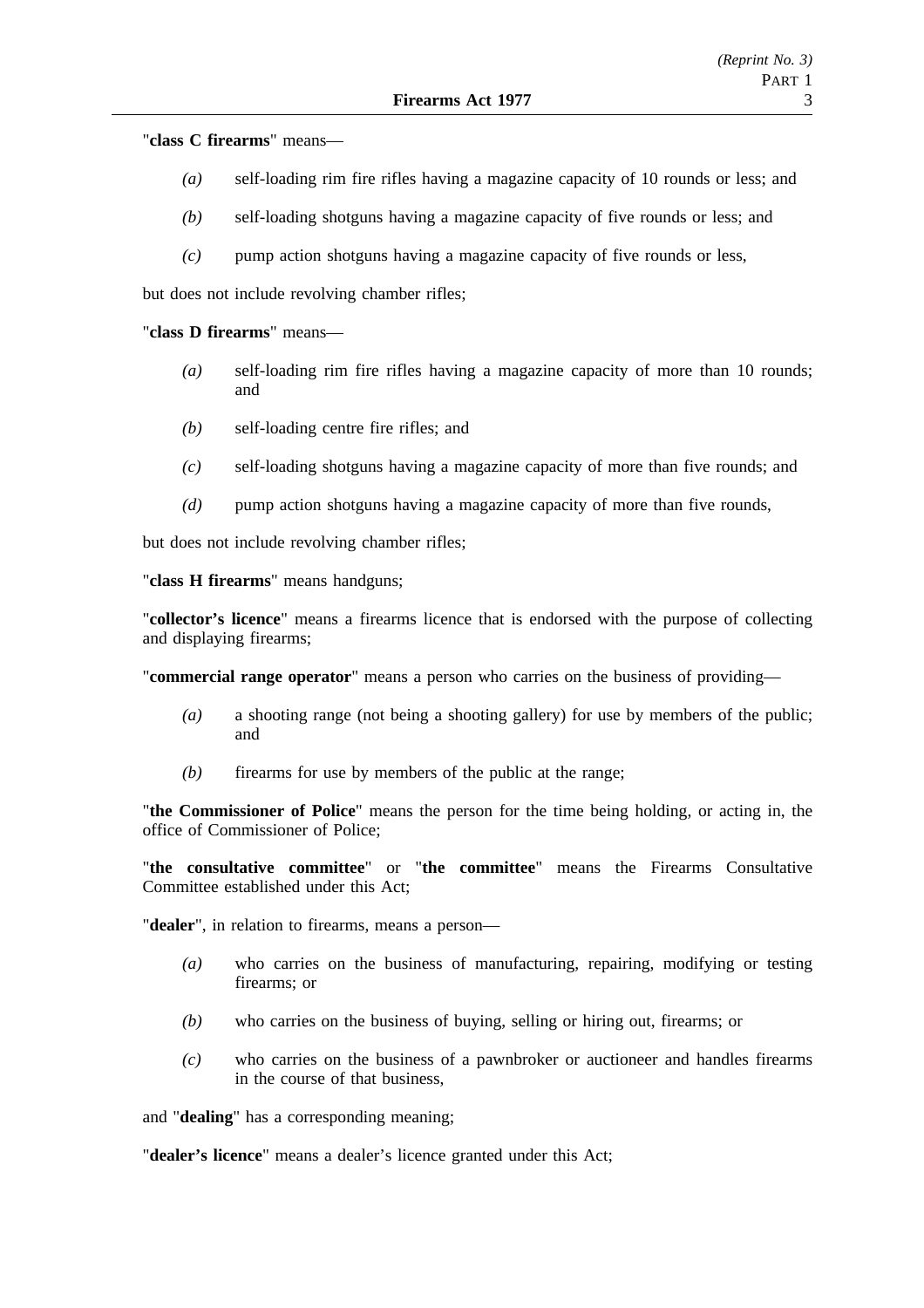"**class C firearms**" means—

*(a)* self-loading rim fire rifles having a magazine capacity of 10 rounds or less; and

*(b)* self-loading shotguns having a magazine capacity of five rounds or less; and

*(c)* pump action shotguns having a magazine capacity of five rounds or less,

but does not include revolving chamber rifles;

"**class D firearms**" means—

*(a)* self-loading rim fire rifles having a magazine capacity of more than 10 rounds; and

*(b)* self-loading centre fire rifles; and

*(c)* self-loading shotguns having a magazine capacity of more than five rounds; and

*(d)* pump action shotguns having a magazine capacity of more than five rounds,

but does not include revolving chamber rifles;

"**class H firearms**" means handguns;

"**collector's licence**" means a firearms licence that is endorsed with the purpose of collecting and displaying firearms;

"**commercial range operator**" means a person who carries on the business of providing—

*(a)* a shooting range (not being a shooting gallery) for use by members of the public; and

*(b)* firearms for use by members of the public at the range;

"**the Commissioner of Police**" means the person for the time being holding, or acting in, the office of Commissioner of Police;

"**the consultative committee**" or "**the committee**" means the Firearms Consultative Committee established under this Act;

"**dealer**", in relation to firearms, means a person—

*(a)* who carries on the business of manufacturing, repairing, modifying or testing firearms; or

*(b)* who carries on the business of buying, selling or hiring out, firearms; or

*(c)* who carries on the business of a pawnbroker or auctioneer and handles firearms in the course of that business,

and "**dealing**" has a corresponding meaning;

"**dealer's licence**" means a dealer's licence granted under this Act;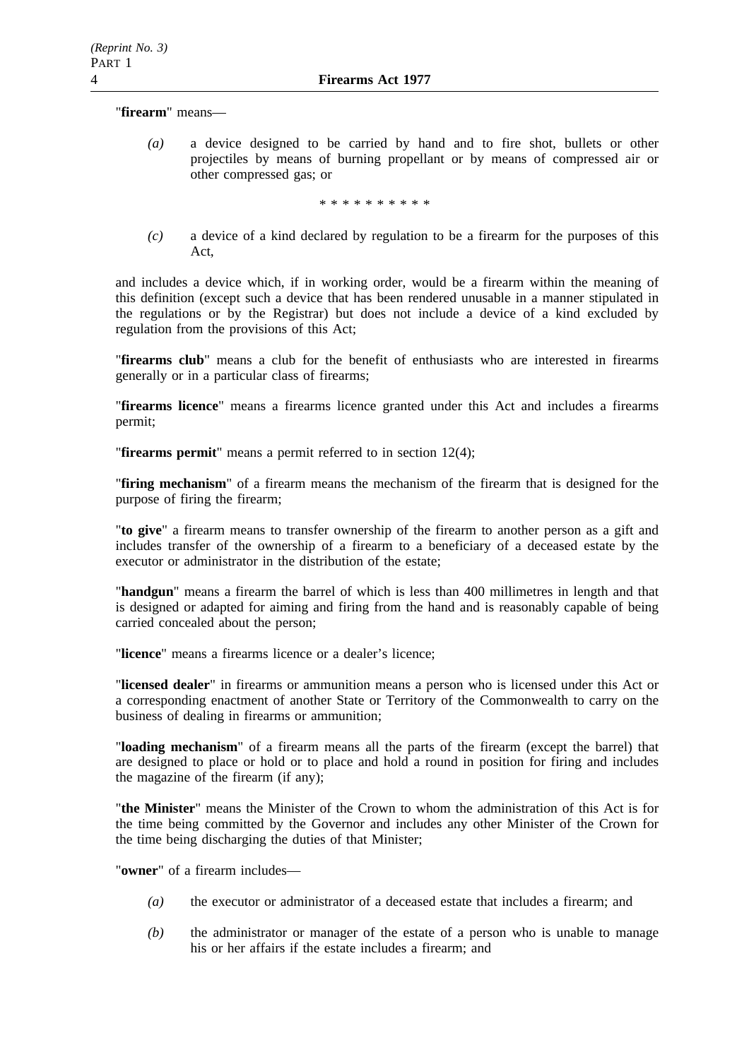"**firearm**" means—

*(a)* a device designed to be carried by hand and to fire shot, bullets or other projectiles by means of burning propellant or by means of compressed air or other compressed gas; or

\* \* \* \* \* \* \* \* \* \*

*(c)* a device of a kind declared by regulation to be a firearm for the purposes of this Act,

and includes a device which, if in working order, would be a firearm within the meaning of this definition (except such a device that has been rendered unusable in a manner stipulated in the regulations or by the Registrar) but does not include a device of a kind excluded by regulation from the provisions of this Act;

"**firearms club**" means a club for the benefit of enthusiasts who are interested in firearms generally or in a particular class of firearms;

"**firearms licence**" means a firearms licence granted under this Act and includes a firearms permit;

"**firearms permit**" means a permit referred to in section 12(4);

"**firing mechanism**" of a firearm means the mechanism of the firearm that is designed for the purpose of firing the firearm;

"**to give**" a firearm means to transfer ownership of the firearm to another person as a gift and includes transfer of the ownership of a firearm to a beneficiary of a deceased estate by the executor or administrator in the distribution of the estate;

"**handgun**" means a firearm the barrel of which is less than 400 millimetres in length and that is designed or adapted for aiming and firing from the hand and is reasonably capable of being carried concealed about the person;

"**licence**" means a firearms licence or a dealer's licence;

"**licensed dealer**" in firearms or ammunition means a person who is licensed under this Act or a corresponding enactment of another State or Territory of the Commonwealth to carry on the business of dealing in firearms or ammunition;

"**loading mechanism**" of a firearm means all the parts of the firearm (except the barrel) that are designed to place or hold or to place and hold a round in position for firing and includes the magazine of the firearm (if any);

"**the Minister**" means the Minister of the Crown to whom the administration of this Act is for the time being committed by the Governor and includes any other Minister of the Crown for the time being discharging the duties of that Minister;

"**owner**" of a firearm includes—

*(a)* the executor or administrator of a deceased estate that includes a firearm; and

*(b)* the administrator or manager of the estate of a person who is unable to manage his or her affairs if the estate includes a firearm; and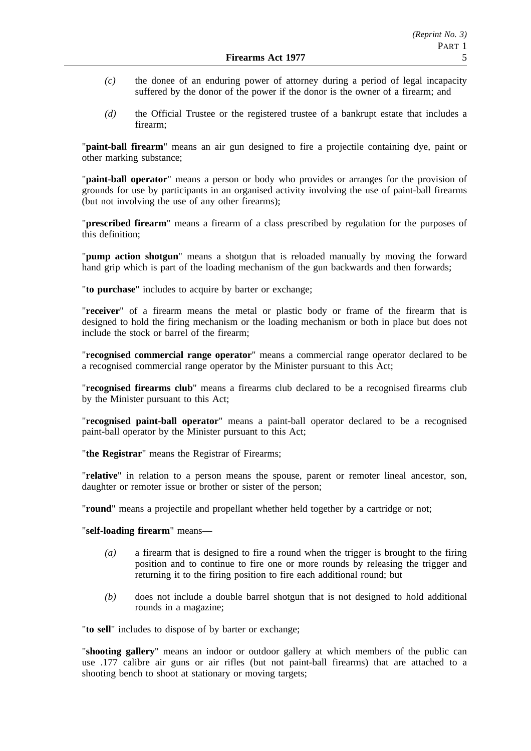*(c)* the donee of an enduring power of attorney during a period of legal incapacity suffered by the donor of the power if the donor is the owner of a firearm; and

*(d)* the Official Trustee or the registered trustee of a bankrupt estate that includes a firearm;

"**paint-ball firearm**" means an air gun designed to fire a projectile containing dye, paint or other marking substance;

"**paint-ball operator**" means a person or body who provides or arranges for the provision of grounds for use by participants in an organised activity involving the use of paint-ball firearms (but not involving the use of any other firearms);

"**prescribed firearm**" means a firearm of a class prescribed by regulation for the purposes of this definition;

"**pump action shotgun**" means a shotgun that is reloaded manually by moving the forward hand grip which is part of the loading mechanism of the gun backwards and then forwards;

"**to purchase**" includes to acquire by barter or exchange;

"**receiver**" of a firearm means the metal or plastic body or frame of the firearm that is designed to hold the firing mechanism or the loading mechanism or both in place but does not include the stock or barrel of the firearm;

"**recognised commercial range operator**" means a commercial range operator declared to be a recognised commercial range operator by the Minister pursuant to this Act;

"**recognised firearms club**" means a firearms club declared to be a recognised firearms club by the Minister pursuant to this Act;

"**recognised paint-ball operator**" means a paint-ball operator declared to be a recognised paint-ball operator by the Minister pursuant to this Act;

"**the Registrar**" means the Registrar of Firearms;

"**relative**" in relation to a person means the spouse, parent or remoter lineal ancestor, son, daughter or remoter issue or brother or sister of the person;

"**round**" means a projectile and propellant whether held together by a cartridge or not;

"**self-loading firearm**" means—

*(a)* a firearm that is designed to fire a round when the trigger is brought to the firing position and to continue to fire one or more rounds by releasing the trigger and returning it to the firing position to fire each additional round; but

*(b)* does not include a double barrel shotgun that is not designed to hold additional rounds in a magazine;

"**to sell**" includes to dispose of by barter or exchange;

"**shooting gallery**" means an indoor or outdoor gallery at which members of the public can use .177 calibre air guns or air rifles (but not paint-ball firearms) that are attached to a shooting bench to shoot at stationary or moving targets;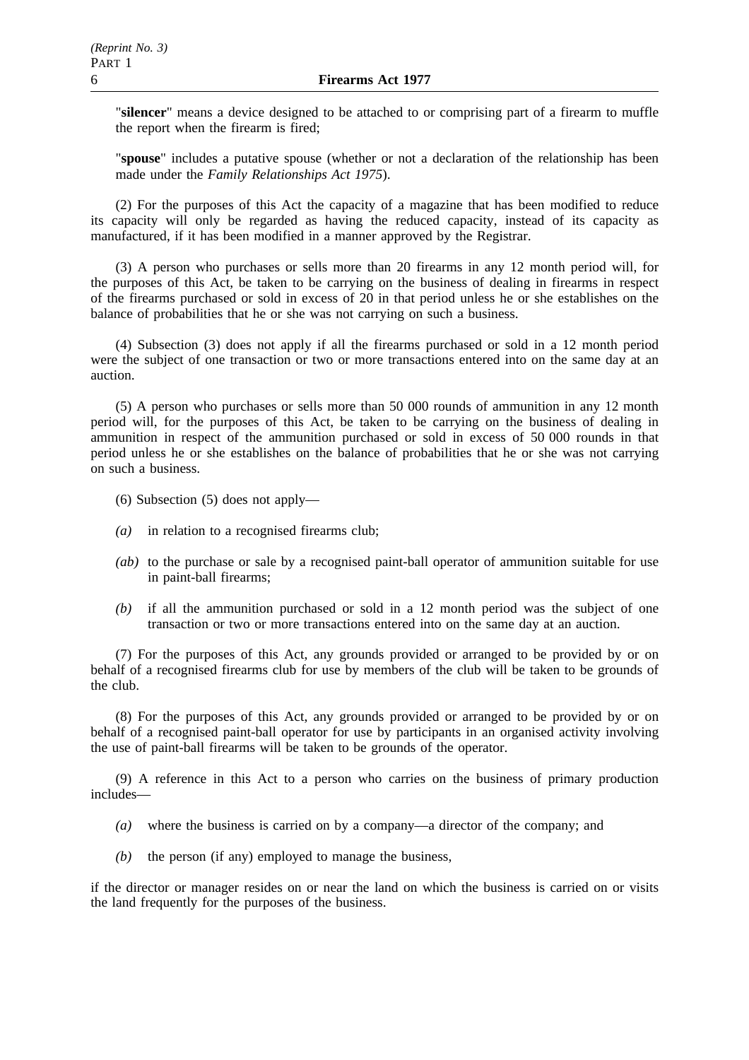"**silencer**" means a device designed to be attached to or comprising part of a firearm to muffle the report when the firearm is fired;

"**spouse**" includes a putative spouse (whether or not a declaration of the relationship has been made under the *Family Relationships Act 1975*).

(2) For the purposes of this Act the capacity of a magazine that has been modified to reduce its capacity will only be regarded as having the reduced capacity, instead of its capacity as manufactured, if it has been modified in a manner approved by the Registrar.

(3) A person who purchases or sells more than 20 firearms in any 12 month period will, for the purposes of this Act, be taken to be carrying on the business of dealing in firearms in respect of the firearms purchased or sold in excess of 20 in that period unless he or she establishes on the balance of probabilities that he or she was not carrying on such a business.

(4) Subsection (3) does not apply if all the firearms purchased or sold in a 12 month period were the subject of one transaction or two or more transactions entered into on the same day at an auction.

(5) A person who purchases or sells more than 50 000 rounds of ammunition in any 12 month period will, for the purposes of this Act, be taken to be carrying on the business of dealing in ammunition in respect of the ammunition purchased or sold in excess of 50 000 rounds in that period unless he or she establishes on the balance of probabilities that he or she was not carrying on such a business.

(6) Subsection (5) does not apply—

*(a)* in relation to a recognised firearms club;

*(ab)* to the purchase or sale by a recognised paint-ball operator of ammunition suitable for use in paint-ball firearms;

*(b)* if all the ammunition purchased or sold in a 12 month period was the subject of one transaction or two or more transactions entered into on the same day at an auction.

(7) For the purposes of this Act, any grounds provided or arranged to be provided by or on behalf of a recognised firearms club for use by members of the club will be taken to be grounds of the club.

(8) For the purposes of this Act, any grounds provided or arranged to be provided by or on behalf of a recognised paint-ball operator for use by participants in an organised activity involving the use of paint-ball firearms will be taken to be grounds of the operator.

(9) A reference in this Act to a person who carries on the business of primary production includes—

*(a)* where the business is carried on by a company—a director of the company; and

*(b)* the person (if any) employed to manage the business,

if the director or manager resides on or near the land on which the business is carried on or visits the land frequently for the purposes of the business.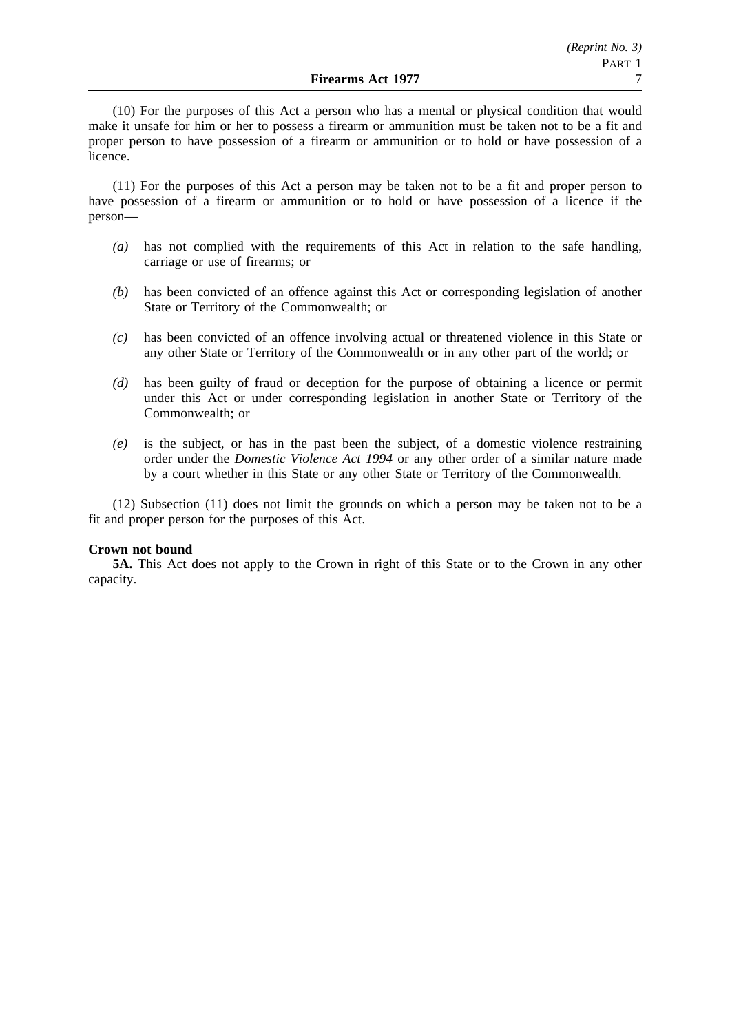(10) For the purposes of this Act a person who has a mental or physical condition that would make it unsafe for him or her to possess a firearm or ammunition must be taken not to be a fit and proper person to have possession of a firearm or ammunition or to hold or have possession of a licence.

(11) For the purposes of this Act a person may be taken not to be a fit and proper person to have possession of a firearm or ammunition or to hold or have possession of a licence if the person—

*(a)* has not complied with the requirements of this Act in relation to the safe handling, carriage or use of firearms; or

*(b)* has been convicted of an offence against this Act or corresponding legislation of another State or Territory of the Commonwealth; or

*(c)* has been convicted of an offence involving actual or threatened violence in this State or any other State or Territory of the Commonwealth or in any other part of the world; or

*(d)* has been guilty of fraud or deception for the purpose of obtaining a licence or permit under this Act or under corresponding legislation in another State or Territory of the Commonwealth; or

*(e)* is the subject, or has in the past been the subject, of a domestic violence restraining order under the *Domestic Violence Act 1994* or any other order of a similar nature made by a court whether in this State or any other State or Territory of the Commonwealth.

(12) Subsection (11) does not limit the grounds on which a person may be taken not to be a fit and proper person for the purposes of this Act.

**Crown not bound**

**5A.** This Act does not apply to the Crown in right of this State or to the Crown in any other capacity.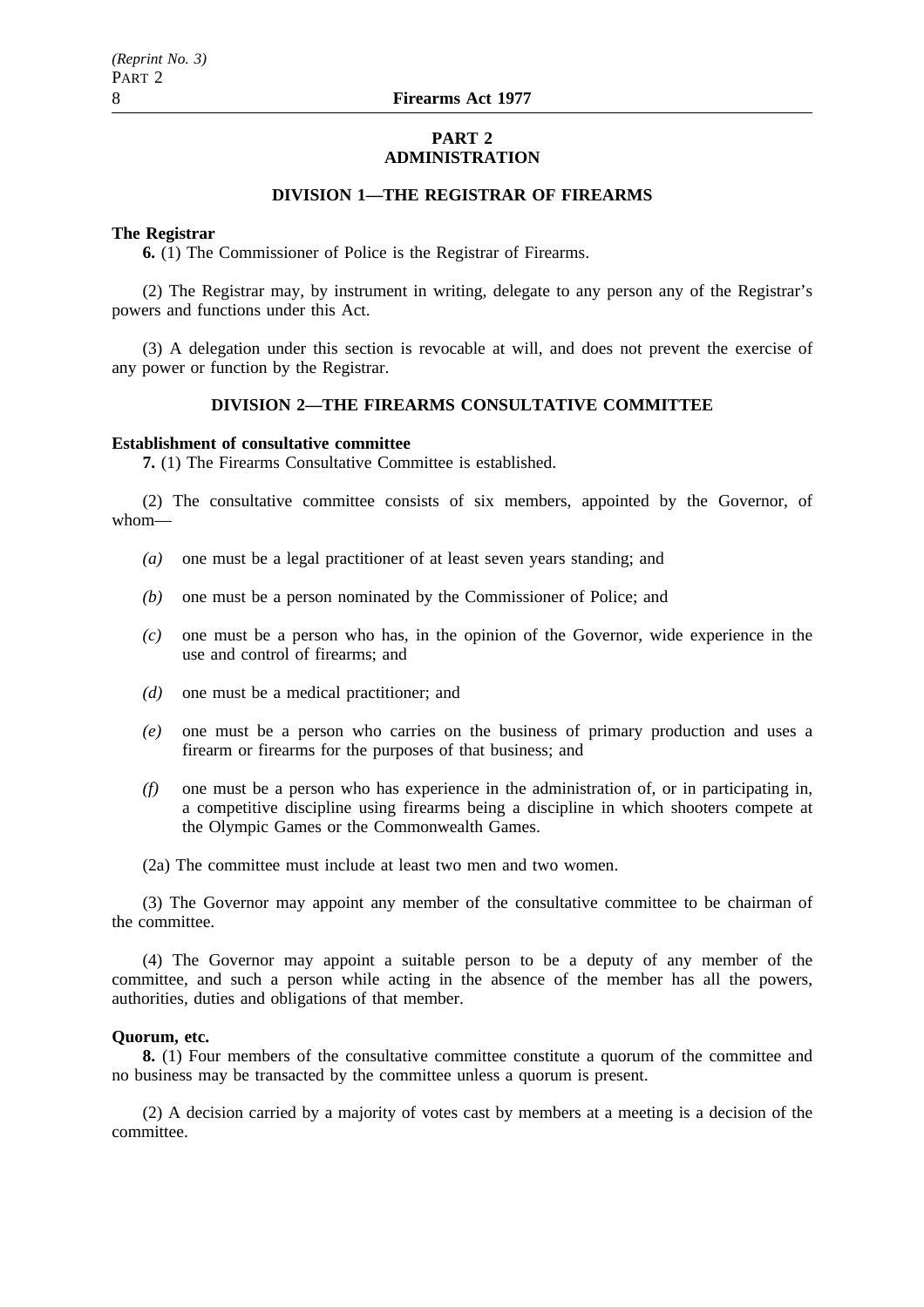# PART 2
# ADMINISTRATION

## DIVISION 1—THE REGISTRAR OF FIREARMS

**The Registrar**

**6.** (1) The Commissioner of Police is the Registrar of Firearms.

(2) The Registrar may, by instrument in writing, delegate to any person any of the Registrar's powers and functions under this Act.

(3) A delegation under this section is revocable at will, and does not prevent the exercise of any power or function by the Registrar.

## DIVISION 2—THE FIREARMS CONSULTATIVE COMMITTEE

**Establishment of consultative committee**

**7.** (1) The Firearms Consultative Committee is established.

(2) The consultative committee consists of six members, appointed by the Governor, of whom—

*(a)* one must be a legal practitioner of at least seven years standing; and

*(b)* one must be a person nominated by the Commissioner of Police; and

*(c)* one must be a person who has, in the opinion of the Governor, wide experience in the use and control of firearms; and

*(d)* one must be a medical practitioner; and

*(e)* one must be a person who carries on the business of primary production and uses a firearm or firearms for the purposes of that business; and

*(f)* one must be a person who has experience in the administration of, or in participating in, a competitive discipline using firearms being a discipline in which shooters compete at the Olympic Games or the Commonwealth Games.

(2a) The committee must include at least two men and two women.

(3) The Governor may appoint any member of the consultative committee to be chairman of the committee.

(4) The Governor may appoint a suitable person to be a deputy of any member of the committee, and such a person while acting in the absence of the member has all the powers, authorities, duties and obligations of that member.

**Quorum, etc.**

**8.** (1) Four members of the consultative committee constitute a quorum of the committee and no business may be transacted by the committee unless a quorum is present.

(2) A decision carried by a majority of votes cast by members at a meeting is a decision of the committee.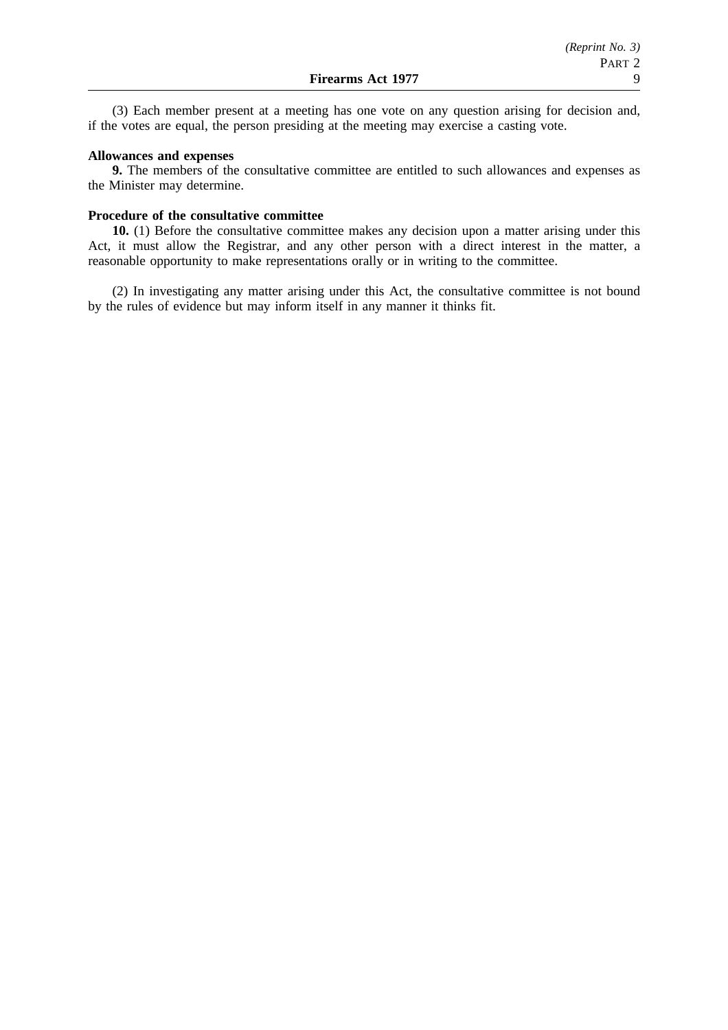(3) Each member present at a meeting has one vote on any question arising for decision and, if the votes are equal, the person presiding at the meeting may exercise a casting vote.

**Allowances and expenses**

**9.** The members of the consultative committee are entitled to such allowances and expenses as the Minister may determine.

**Procedure of the consultative committee**

**10.** (1) Before the consultative committee makes any decision upon a matter arising under this Act, it must allow the Registrar, and any other person with a direct interest in the matter, a reasonable opportunity to make representations orally or in writing to the committee.

(2) In investigating any matter arising under this Act, the consultative committee is not bound by the rules of evidence but may inform itself in any manner it thinks fit.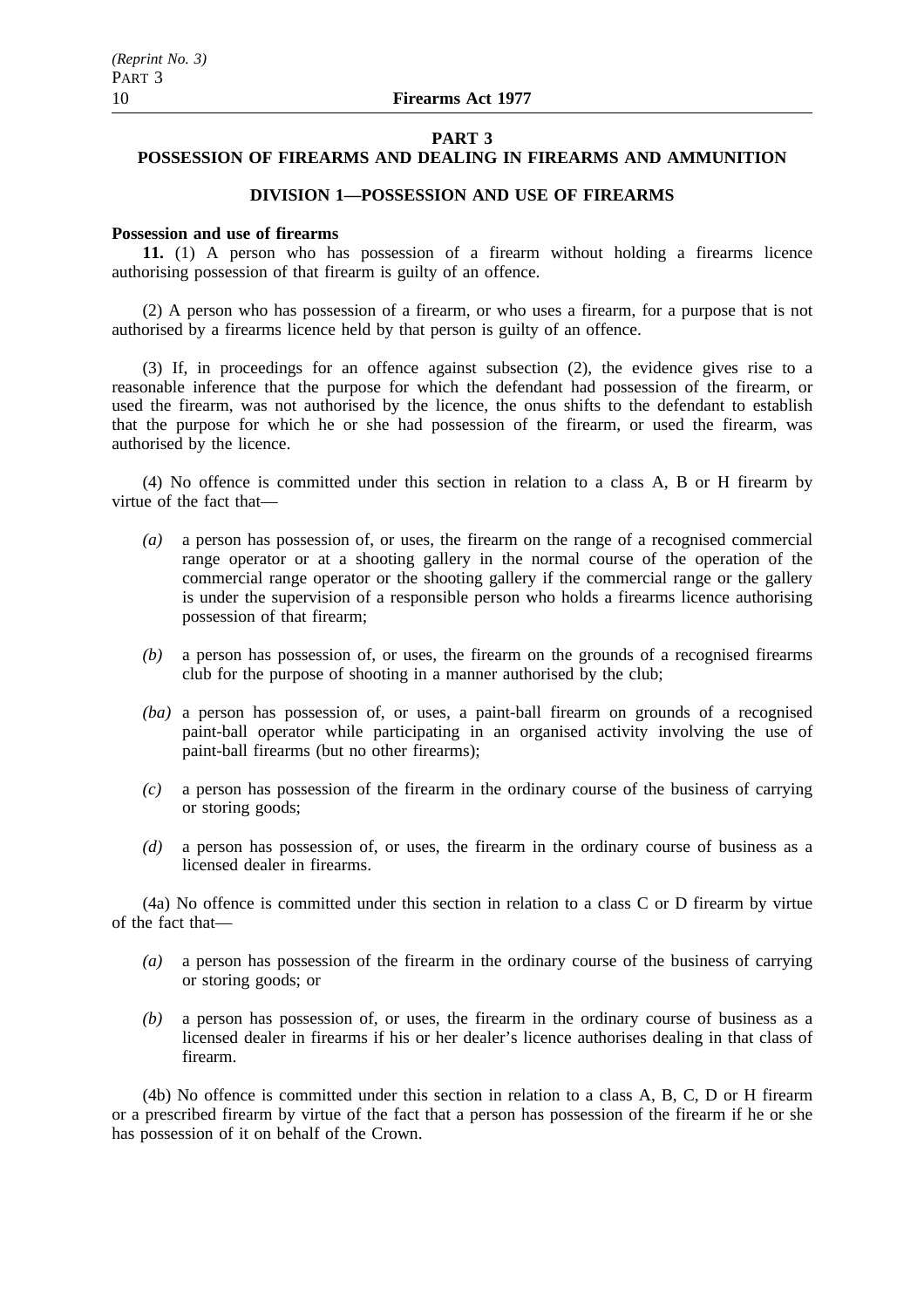## PART 3
## POSSESSION OF FIREARMS AND DEALING IN FIREARMS AND AMMUNITION

### DIVISION 1—POSSESSION AND USE OF FIREARMS

**Possession and use of firearms**

**11.** (1) A person who has possession of a firearm without holding a firearms licence authorising possession of that firearm is guilty of an offence.

(2) A person who has possession of a firearm, or who uses a firearm, for a purpose that is not authorised by a firearms licence held by that person is guilty of an offence.

(3) If, in proceedings for an offence against subsection (2), the evidence gives rise to a reasonable inference that the purpose for which the defendant had possession of the firearm, or used the firearm, was not authorised by the licence, the onus shifts to the defendant to establish that the purpose for which he or she had possession of the firearm, or used the firearm, was authorised by the licence.

(4) No offence is committed under this section in relation to a class A, B or H firearm by virtue of the fact that—

- *(a)* a person has possession of, or uses, the firearm on the range of a recognised commercial range operator or at a shooting gallery in the normal course of the operation of the commercial range operator or the shooting gallery if the commercial range or the gallery is under the supervision of a responsible person who holds a firearms licence authorising possession of that firearm;
- *(b)* a person has possession of, or uses, the firearm on the grounds of a recognised firearms club for the purpose of shooting in a manner authorised by the club;
- *(ba)* a person has possession of, or uses, a paint-ball firearm on grounds of a recognised paint-ball operator while participating in an organised activity involving the use of paint-ball firearms (but no other firearms);
- *(c)* a person has possession of the firearm in the ordinary course of the business of carrying or storing goods;
- *(d)* a person has possession of, or uses, the firearm in the ordinary course of business as a licensed dealer in firearms.

(4a) No offence is committed under this section in relation to a class C or D firearm by virtue of the fact that—

- *(a)* a person has possession of the firearm in the ordinary course of the business of carrying or storing goods; or
- *(b)* a person has possession of, or uses, the firearm in the ordinary course of business as a licensed dealer in firearms if his or her dealer's licence authorises dealing in that class of firearm.

(4b) No offence is committed under this section in relation to a class A, B, C, D or H firearm or a prescribed firearm by virtue of the fact that a person has possession of the firearm if he or she has possession of it on behalf of the Crown.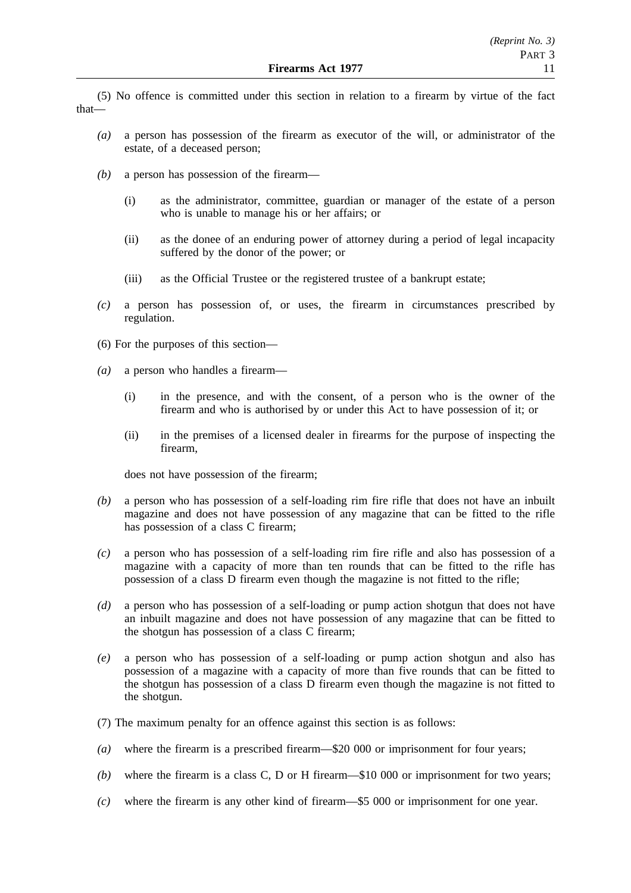(5) No offence is committed under this section in relation to a firearm by virtue of the fact that—

*(a)* a person has possession of the firearm as executor of the will, or administrator of the estate, of a deceased person;

*(b)* a person has possession of the firearm—

(i) as the administrator, committee, guardian or manager of the estate of a person who is unable to manage his or her affairs; or

(ii) as the donee of an enduring power of attorney during a period of legal incapacity suffered by the donor of the power; or

(iii) as the Official Trustee or the registered trustee of a bankrupt estate;

*(c)* a person has possession of, or uses, the firearm in circumstances prescribed by regulation.

(6) For the purposes of this section—

*(a)* a person who handles a firearm—

(i) in the presence, and with the consent, of a person who is the owner of the firearm and who is authorised by or under this Act to have possession of it; or

(ii) in the premises of a licensed dealer in firearms for the purpose of inspecting the firearm,

does not have possession of the firearm;

*(b)* a person who has possession of a self-loading rim fire rifle that does not have an inbuilt magazine and does not have possession of any magazine that can be fitted to the rifle has possession of a class C firearm;

*(c)* a person who has possession of a self-loading rim fire rifle and also has possession of a magazine with a capacity of more than ten rounds that can be fitted to the rifle has possession of a class D firearm even though the magazine is not fitted to the rifle;

*(d)* a person who has possession of a self-loading or pump action shotgun that does not have an inbuilt magazine and does not have possession of any magazine that can be fitted to the shotgun has possession of a class C firearm;

*(e)* a person who has possession of a self-loading or pump action shotgun and also has possession of a magazine with a capacity of more than five rounds that can be fitted to the shotgun has possession of a class D firearm even though the magazine is not fitted to the shotgun.

(7) The maximum penalty for an offence against this section is as follows:

*(a)* where the firearm is a prescribed firearm—$20 000 or imprisonment for four years;

*(b)* where the firearm is a class C, D or H firearm—$10 000 or imprisonment for two years;

*(c)* where the firearm is any other kind of firearm—$5 000 or imprisonment for one year.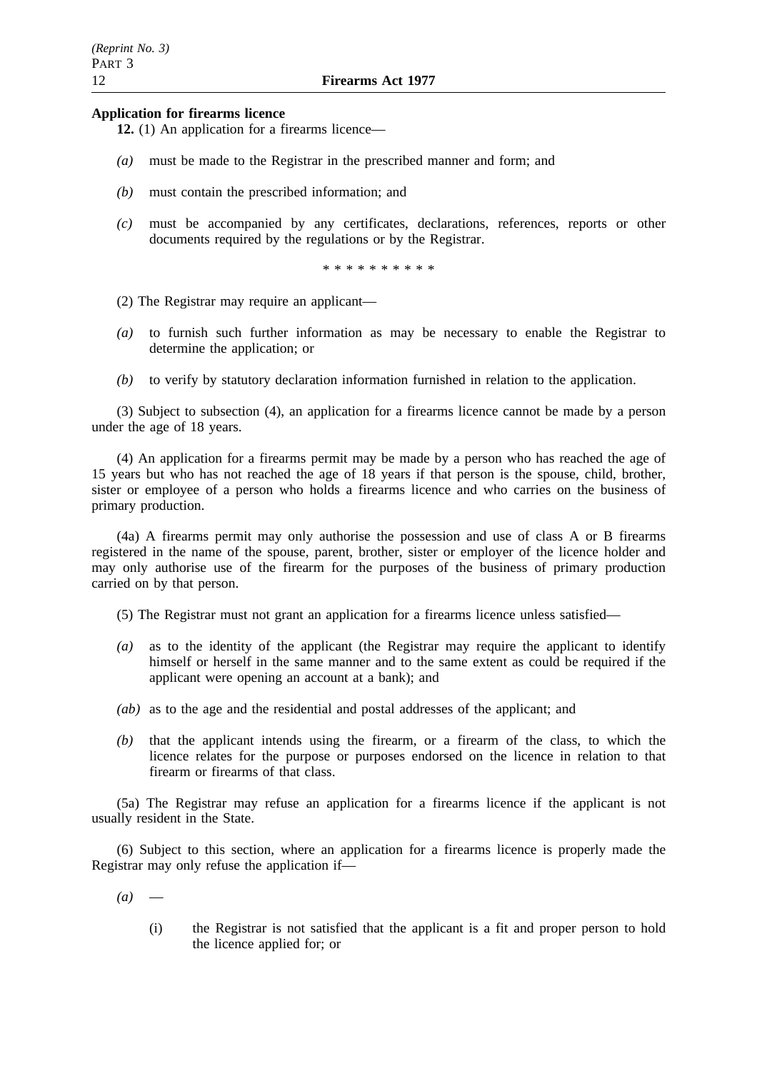**Application for firearms licence**

**12.** (1) An application for a firearms licence—

*(a)* must be made to the Registrar in the prescribed manner and form; and

*(b)* must contain the prescribed information; and

*(c)* must be accompanied by any certificates, declarations, references, reports or other documents required by the regulations or by the Registrar.

\* \* \* \* \* \* \* \* \* \*

(2) The Registrar may require an applicant—

*(a)* to furnish such further information as may be necessary to enable the Registrar to determine the application; or

*(b)* to verify by statutory declaration information furnished in relation to the application.

(3) Subject to subsection (4), an application for a firearms licence cannot be made by a person under the age of 18 years.

(4) An application for a firearms permit may be made by a person who has reached the age of 15 years but who has not reached the age of 18 years if that person is the spouse, child, brother, sister or employee of a person who holds a firearms licence and who carries on the business of primary production.

(4a) A firearms permit may only authorise the possession and use of class A or B firearms registered in the name of the spouse, parent, brother, sister or employer of the licence holder and may only authorise use of the firearm for the purposes of the business of primary production carried on by that person.

(5) The Registrar must not grant an application for a firearms licence unless satisfied—

*(a)* as to the identity of the applicant (the Registrar may require the applicant to identify himself or herself in the same manner and to the same extent as could be required if the applicant were opening an account at a bank); and

*(ab)* as to the age and the residential and postal addresses of the applicant; and

*(b)* that the applicant intends using the firearm, or a firearm of the class, to which the licence relates for the purpose or purposes endorsed on the licence in relation to that firearm or firearms of that class.

(5a) The Registrar may refuse an application for a firearms licence if the applicant is not usually resident in the State.

(6) Subject to this section, where an application for a firearms licence is properly made the Registrar may only refuse the application if—

*(a)* —

(i) the Registrar is not satisfied that the applicant is a fit and proper person to hold the licence applied for; or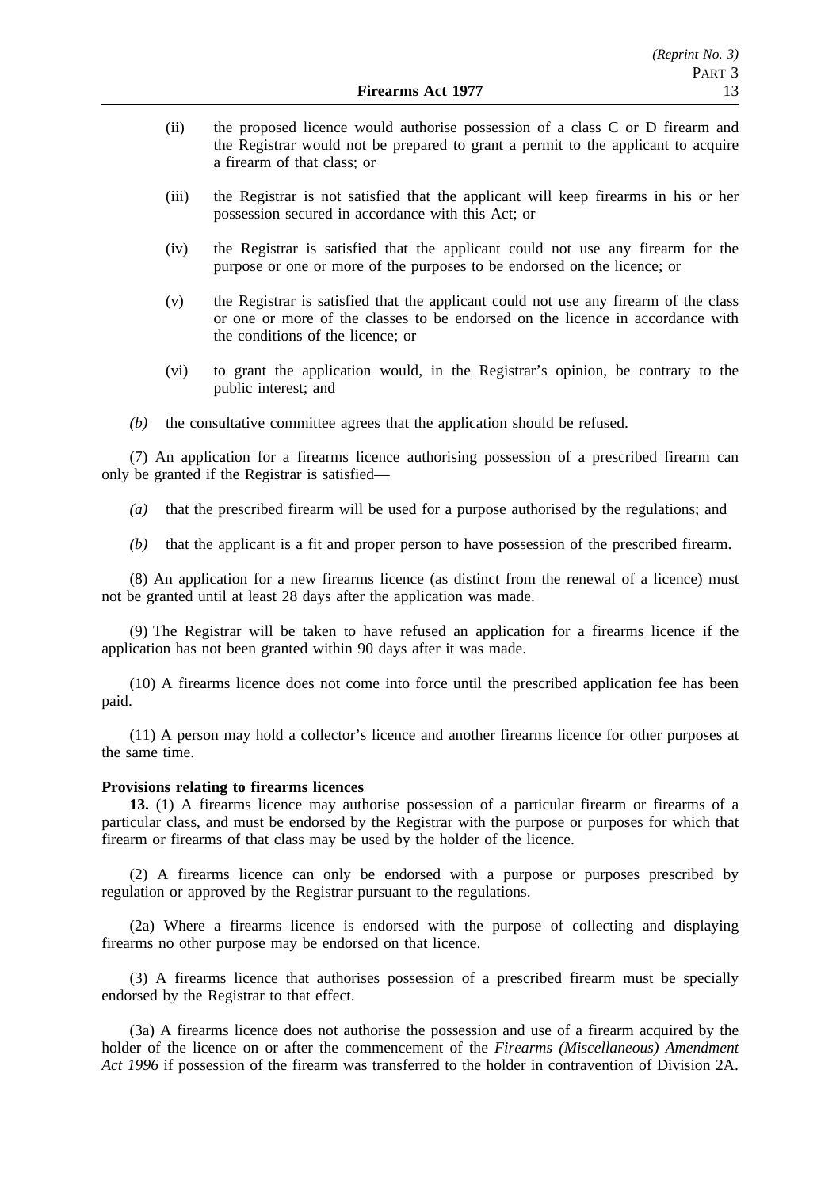(ii) the proposed licence would authorise possession of a class C or D firearm and the Registrar would not be prepared to grant a permit to the applicant to acquire a firearm of that class; or

(iii) the Registrar is not satisfied that the applicant will keep firearms in his or her possession secured in accordance with this Act; or

(iv) the Registrar is satisfied that the applicant could not use any firearm for the purpose or one or more of the purposes to be endorsed on the licence; or

(v) the Registrar is satisfied that the applicant could not use any firearm of the class or one or more of the classes to be endorsed on the licence in accordance with the conditions of the licence; or

(vi) to grant the application would, in the Registrar's opinion, be contrary to the public interest; and

*(b)* the consultative committee agrees that the application should be refused.

(7) An application for a firearms licence authorising possession of a prescribed firearm can only be granted if the Registrar is satisfied—

*(a)* that the prescribed firearm will be used for a purpose authorised by the regulations; and

*(b)* that the applicant is a fit and proper person to have possession of the prescribed firearm.

(8) An application for a new firearms licence (as distinct from the renewal of a licence) must not be granted until at least 28 days after the application was made.

(9) The Registrar will be taken to have refused an application for a firearms licence if the application has not been granted within 90 days after it was made.

(10) A firearms licence does not come into force until the prescribed application fee has been paid.

(11) A person may hold a collector's licence and another firearms licence for other purposes at the same time.

**Provisions relating to firearms licences**

**13.** (1) A firearms licence may authorise possession of a particular firearm or firearms of a particular class, and must be endorsed by the Registrar with the purpose or purposes for which that firearm or firearms of that class may be used by the holder of the licence.

(2) A firearms licence can only be endorsed with a purpose or purposes prescribed by regulation or approved by the Registrar pursuant to the regulations.

(2a) Where a firearms licence is endorsed with the purpose of collecting and displaying firearms no other purpose may be endorsed on that licence.

(3) A firearms licence that authorises possession of a prescribed firearm must be specially endorsed by the Registrar to that effect.

(3a) A firearms licence does not authorise the possession and use of a firearm acquired by the holder of the licence on or after the commencement of the *Firearms (Miscellaneous) Amendment Act 1996* if possession of the firearm was transferred to the holder in contravention of Division 2A.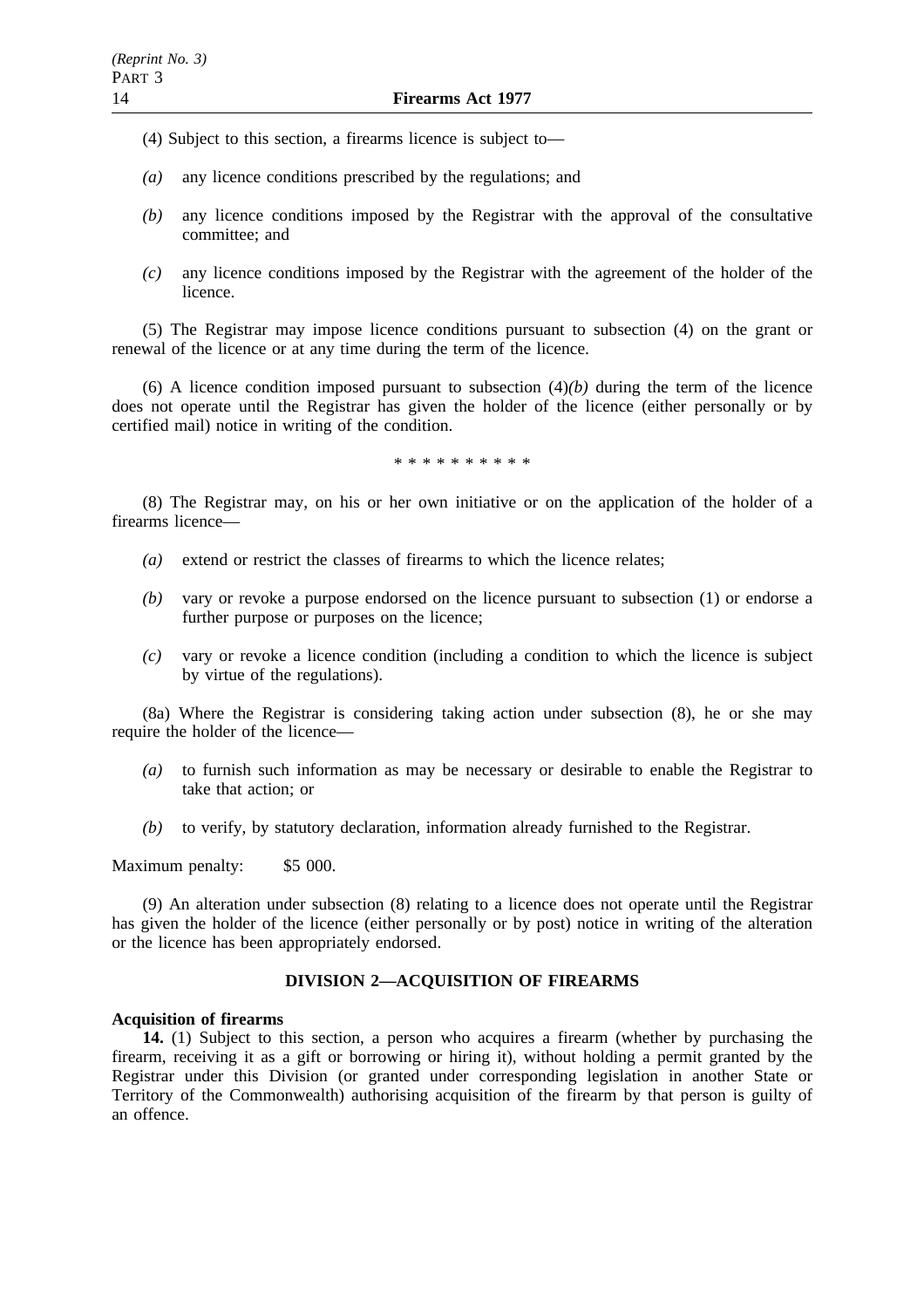(4) Subject to this section, a firearms licence is subject to—

*(a)* any licence conditions prescribed by the regulations; and

*(b)* any licence conditions imposed by the Registrar with the approval of the consultative committee; and

*(c)* any licence conditions imposed by the Registrar with the agreement of the holder of the licence.

(5) The Registrar may impose licence conditions pursuant to subsection (4) on the grant or renewal of the licence or at any time during the term of the licence.

(6) A licence condition imposed pursuant to subsection (4)*(b)* during the term of the licence does not operate until the Registrar has given the holder of the licence (either personally or by certified mail) notice in writing of the condition.

\* \* \* \* \* \* \* \* \* \*

(8) The Registrar may, on his or her own initiative or on the application of the holder of a firearms licence—

*(a)* extend or restrict the classes of firearms to which the licence relates;

*(b)* vary or revoke a purpose endorsed on the licence pursuant to subsection (1) or endorse a further purpose or purposes on the licence;

*(c)* vary or revoke a licence condition (including a condition to which the licence is subject by virtue of the regulations).

(8a) Where the Registrar is considering taking action under subsection (8), he or she may require the holder of the licence—

*(a)* to furnish such information as may be necessary or desirable to enable the Registrar to take that action; or

*(b)* to verify, by statutory declaration, information already furnished to the Registrar.

Maximum penalty: $5 000.

(9) An alteration under subsection (8) relating to a licence does not operate until the Registrar has given the holder of the licence (either personally or by post) notice in writing of the alteration or the licence has been appropriately endorsed.

## DIVISION 2—ACQUISITION OF FIREARMS

**Acquisition of firearms**

**14.** (1) Subject to this section, a person who acquires a firearm (whether by purchasing the firearm, receiving it as a gift or borrowing or hiring it), without holding a permit granted by the Registrar under this Division (or granted under corresponding legislation in another State or Territory of the Commonwealth) authorising acquisition of the firearm by that person is guilty of an offence.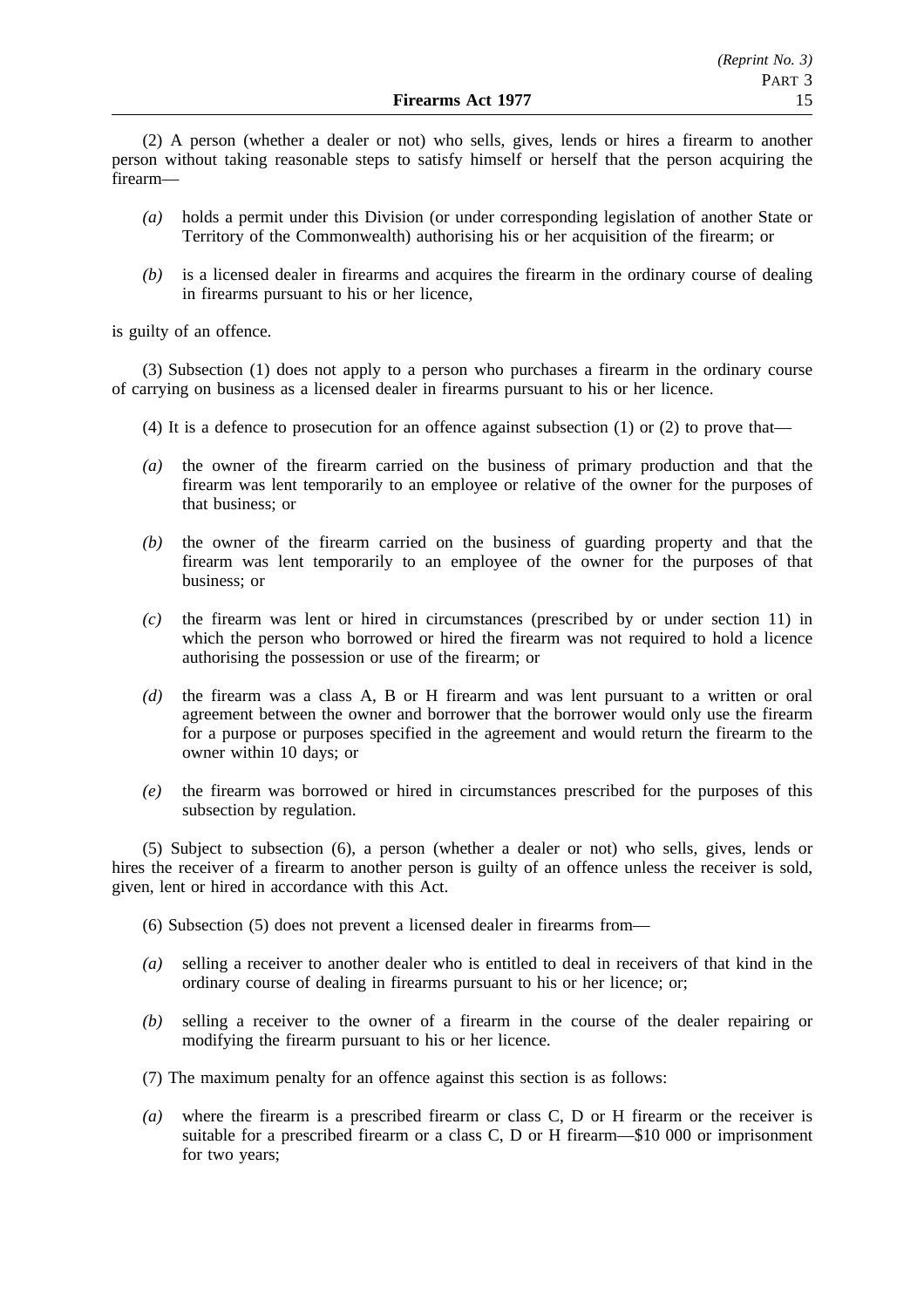(2) A person (whether a dealer or not) who sells, gives, lends or hires a firearm to another person without taking reasonable steps to satisfy himself or herself that the person acquiring the firearm—

*(a)* holds a permit under this Division (or under corresponding legislation of another State or Territory of the Commonwealth) authorising his or her acquisition of the firearm; or

*(b)* is a licensed dealer in firearms and acquires the firearm in the ordinary course of dealing in firearms pursuant to his or her licence,

is guilty of an offence.

(3) Subsection (1) does not apply to a person who purchases a firearm in the ordinary course of carrying on business as a licensed dealer in firearms pursuant to his or her licence.

(4) It is a defence to prosecution for an offence against subsection (1) or (2) to prove that—

*(a)* the owner of the firearm carried on the business of primary production and that the firearm was lent temporarily to an employee or relative of the owner for the purposes of that business; or

*(b)* the owner of the firearm carried on the business of guarding property and that the firearm was lent temporarily to an employee of the owner for the purposes of that business; or

*(c)* the firearm was lent or hired in circumstances (prescribed by or under section 11) in which the person who borrowed or hired the firearm was not required to hold a licence authorising the possession or use of the firearm; or

*(d)* the firearm was a class A, B or H firearm and was lent pursuant to a written or oral agreement between the owner and borrower that the borrower would only use the firearm for a purpose or purposes specified in the agreement and would return the firearm to the owner within 10 days; or

*(e)* the firearm was borrowed or hired in circumstances prescribed for the purposes of this subsection by regulation.

(5) Subject to subsection (6), a person (whether a dealer or not) who sells, gives, lends or hires the receiver of a firearm to another person is guilty of an offence unless the receiver is sold, given, lent or hired in accordance with this Act.

(6) Subsection (5) does not prevent a licensed dealer in firearms from—

*(a)* selling a receiver to another dealer who is entitled to deal in receivers of that kind in the ordinary course of dealing in firearms pursuant to his or her licence; or;

*(b)* selling a receiver to the owner of a firearm in the course of the dealer repairing or modifying the firearm pursuant to his or her licence.

(7) The maximum penalty for an offence against this section is as follows:

*(a)* where the firearm is a prescribed firearm or class C, D or H firearm or the receiver is suitable for a prescribed firearm or a class C, D or H firearm—$10 000 or imprisonment for two years;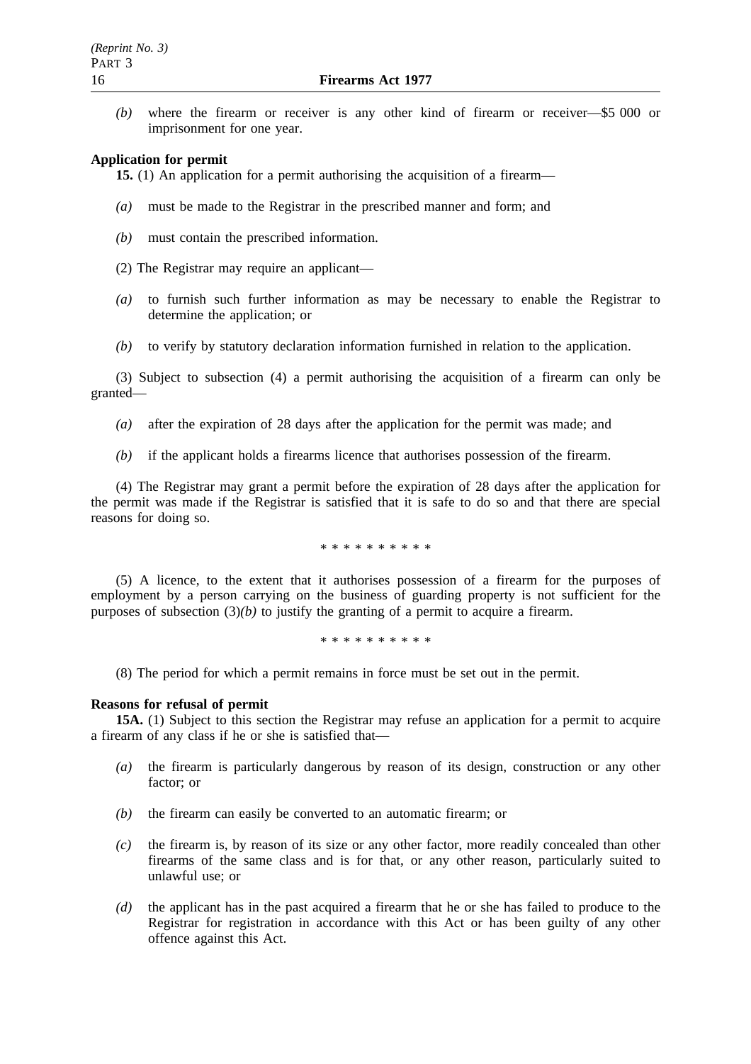*(b)* where the firearm or receiver is any other kind of firearm or receiver—$5 000 or imprisonment for one year.

**Application for permit**

**15.** (1) An application for a permit authorising the acquisition of a firearm—

*(a)* must be made to the Registrar in the prescribed manner and form; and

*(b)* must contain the prescribed information.

(2) The Registrar may require an applicant—

*(a)* to furnish such further information as may be necessary to enable the Registrar to determine the application; or

*(b)* to verify by statutory declaration information furnished in relation to the application.

(3) Subject to subsection (4) a permit authorising the acquisition of a firearm can only be granted—

*(a)* after the expiration of 28 days after the application for the permit was made; and

*(b)* if the applicant holds a firearms licence that authorises possession of the firearm.

(4) The Registrar may grant a permit before the expiration of 28 days after the application for the permit was made if the Registrar is satisfied that it is safe to do so and that there are special reasons for doing so.

\* \* \* \* \* \* \* \* \* \*

(5) A licence, to the extent that it authorises possession of a firearm for the purposes of employment by a person carrying on the business of guarding property is not sufficient for the purposes of subsection (3)*(b)* to justify the granting of a permit to acquire a firearm.

\* \* \* \* \* \* \* \* \* \*

(8) The period for which a permit remains in force must be set out in the permit.

**Reasons for refusal of permit**

**15A.** (1) Subject to this section the Registrar may refuse an application for a permit to acquire a firearm of any class if he or she is satisfied that—

*(a)* the firearm is particularly dangerous by reason of its design, construction or any other factor; or

*(b)* the firearm can easily be converted to an automatic firearm; or

*(c)* the firearm is, by reason of its size or any other factor, more readily concealed than other firearms of the same class and is for that, or any other reason, particularly suited to unlawful use; or

*(d)* the applicant has in the past acquired a firearm that he or she has failed to produce to the Registrar for registration in accordance with this Act or has been guilty of any other offence against this Act.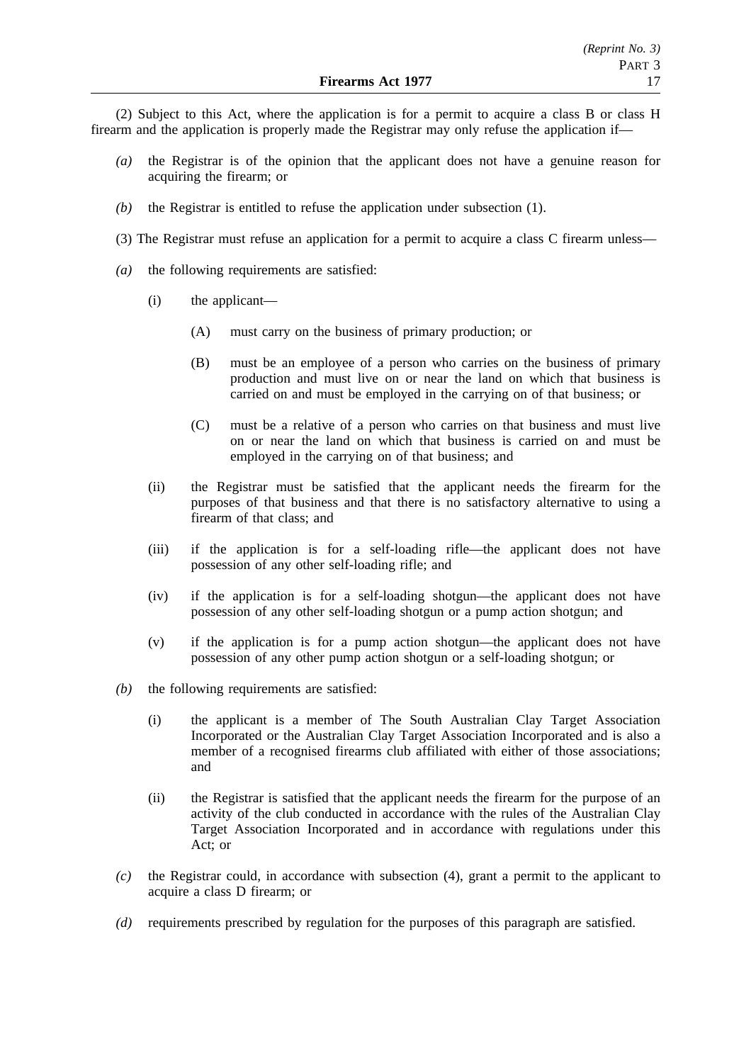(2) Subject to this Act, where the application is for a permit to acquire a class B or class H firearm and the application is properly made the Registrar may only refuse the application if—

*(a)* the Registrar is of the opinion that the applicant does not have a genuine reason for acquiring the firearm; or

*(b)* the Registrar is entitled to refuse the application under subsection (1).

(3) The Registrar must refuse an application for a permit to acquire a class C firearm unless—

*(a)* the following requirements are satisfied:

(i) the applicant—

(A) must carry on the business of primary production; or

(B) must be an employee of a person who carries on the business of primary production and must live on or near the land on which that business is carried on and must be employed in the carrying on of that business; or

(C) must be a relative of a person who carries on that business and must live on or near the land on which that business is carried on and must be employed in the carrying on of that business; and

(ii) the Registrar must be satisfied that the applicant needs the firearm for the purposes of that business and that there is no satisfactory alternative to using a firearm of that class; and

(iii) if the application is for a self-loading rifle—the applicant does not have possession of any other self-loading rifle; and

(iv) if the application is for a self-loading shotgun—the applicant does not have possession of any other self-loading shotgun or a pump action shotgun; and

(v) if the application is for a pump action shotgun—the applicant does not have possession of any other pump action shotgun or a self-loading shotgun; or

*(b)* the following requirements are satisfied:

(i) the applicant is a member of The South Australian Clay Target Association Incorporated or the Australian Clay Target Association Incorporated and is also a member of a recognised firearms club affiliated with either of those associations; and

(ii) the Registrar is satisfied that the applicant needs the firearm for the purpose of an activity of the club conducted in accordance with the rules of the Australian Clay Target Association Incorporated and in accordance with regulations under this Act; or

*(c)* the Registrar could, in accordance with subsection (4), grant a permit to the applicant to acquire a class D firearm; or

*(d)* requirements prescribed by regulation for the purposes of this paragraph are satisfied.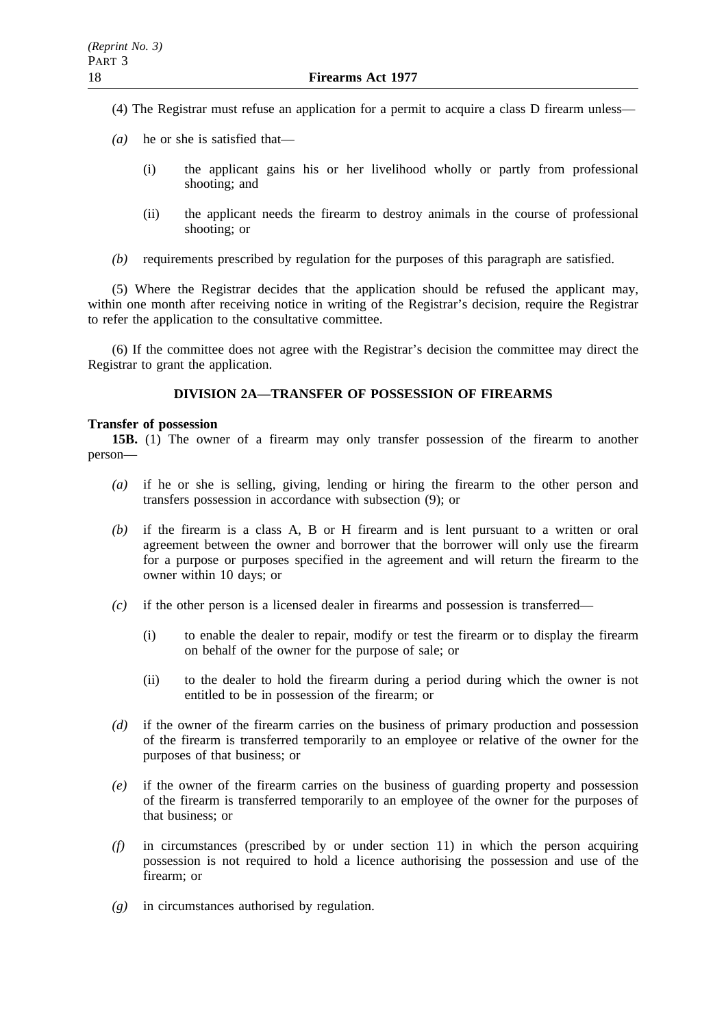(4) The Registrar must refuse an application for a permit to acquire a class D firearm unless—

*(a)* he or she is satisfied that—

(i) the applicant gains his or her livelihood wholly or partly from professional shooting; and

(ii) the applicant needs the firearm to destroy animals in the course of professional shooting; or

*(b)* requirements prescribed by regulation for the purposes of this paragraph are satisfied.

(5) Where the Registrar decides that the application should be refused the applicant may, within one month after receiving notice in writing of the Registrar's decision, require the Registrar to refer the application to the consultative committee.

(6) If the committee does not agree with the Registrar's decision the committee may direct the Registrar to grant the application.

## DIVISION 2A—TRANSFER OF POSSESSION OF FIREARMS

**Transfer of possession**

**15B.** (1) The owner of a firearm may only transfer possession of the firearm to another person—

*(a)* if he or she is selling, giving, lending or hiring the firearm to the other person and transfers possession in accordance with subsection (9); or

*(b)* if the firearm is a class A, B or H firearm and is lent pursuant to a written or oral agreement between the owner and borrower that the borrower will only use the firearm for a purpose or purposes specified in the agreement and will return the firearm to the owner within 10 days; or

*(c)* if the other person is a licensed dealer in firearms and possession is transferred—

(i) to enable the dealer to repair, modify or test the firearm or to display the firearm on behalf of the owner for the purpose of sale; or

(ii) to the dealer to hold the firearm during a period during which the owner is not entitled to be in possession of the firearm; or

*(d)* if the owner of the firearm carries on the business of primary production and possession of the firearm is transferred temporarily to an employee or relative of the owner for the purposes of that business; or

*(e)* if the owner of the firearm carries on the business of guarding property and possession of the firearm is transferred temporarily to an employee of the owner for the purposes of that business; or

*(f)* in circumstances (prescribed by or under section 11) in which the person acquiring possession is not required to hold a licence authorising the possession and use of the firearm; or

*(g)* in circumstances authorised by regulation.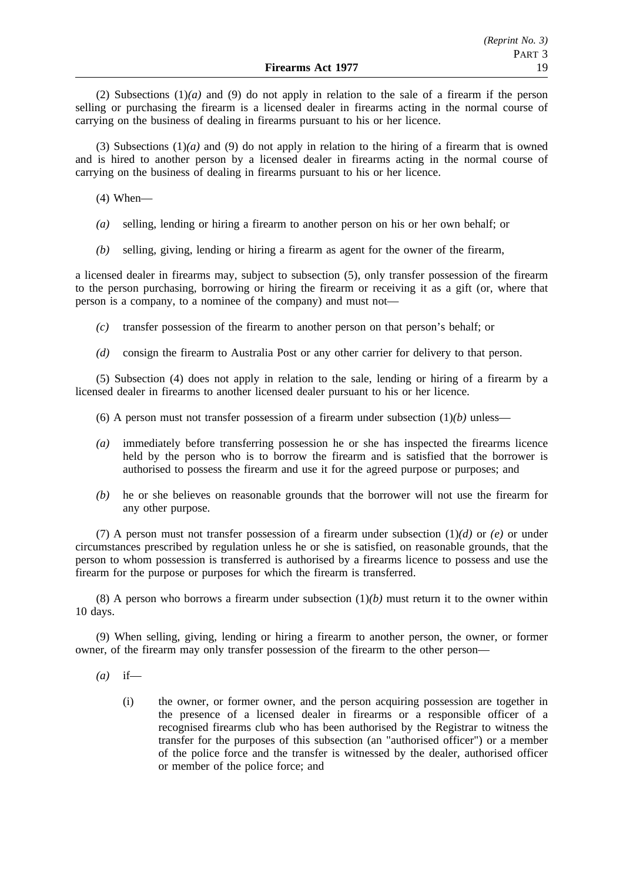(2) Subsections (1)*(a)* and (9) do not apply in relation to the sale of a firearm if the person selling or purchasing the firearm is a licensed dealer in firearms acting in the normal course of carrying on the business of dealing in firearms pursuant to his or her licence.

(3) Subsections (1)*(a)* and (9) do not apply in relation to the hiring of a firearm that is owned and is hired to another person by a licensed dealer in firearms acting in the normal course of carrying on the business of dealing in firearms pursuant to his or her licence.

(4) When—

*(a)* selling, lending or hiring a firearm to another person on his or her own behalf; or

*(b)* selling, giving, lending or hiring a firearm as agent for the owner of the firearm,

a licensed dealer in firearms may, subject to subsection (5), only transfer possession of the firearm to the person purchasing, borrowing or hiring the firearm or receiving it as a gift (or, where that person is a company, to a nominee of the company) and must not—

*(c)* transfer possession of the firearm to another person on that person's behalf; or

*(d)* consign the firearm to Australia Post or any other carrier for delivery to that person.

(5) Subsection (4) does not apply in relation to the sale, lending or hiring of a firearm by a licensed dealer in firearms to another licensed dealer pursuant to his or her licence.

(6) A person must not transfer possession of a firearm under subsection (1)*(b)* unless—

*(a)* immediately before transferring possession he or she has inspected the firearms licence held by the person who is to borrow the firearm and is satisfied that the borrower is authorised to possess the firearm and use it for the agreed purpose or purposes; and

*(b)* he or she believes on reasonable grounds that the borrower will not use the firearm for any other purpose.

(7) A person must not transfer possession of a firearm under subsection (1)*(d)* or *(e)* or under circumstances prescribed by regulation unless he or she is satisfied, on reasonable grounds, that the person to whom possession is transferred is authorised by a firearms licence to possess and use the firearm for the purpose or purposes for which the firearm is transferred.

(8) A person who borrows a firearm under subsection (1)*(b)* must return it to the owner within 10 days.

(9) When selling, giving, lending or hiring a firearm to another person, the owner, or former owner, of the firearm may only transfer possession of the firearm to the other person—

*(a)* if—

(i) the owner, or former owner, and the person acquiring possession are together in the presence of a licensed dealer in firearms or a responsible officer of a recognised firearms club who has been authorised by the Registrar to witness the transfer for the purposes of this subsection (an "authorised officer") or a member of the police force and the transfer is witnessed by the dealer, authorised officer or member of the police force; and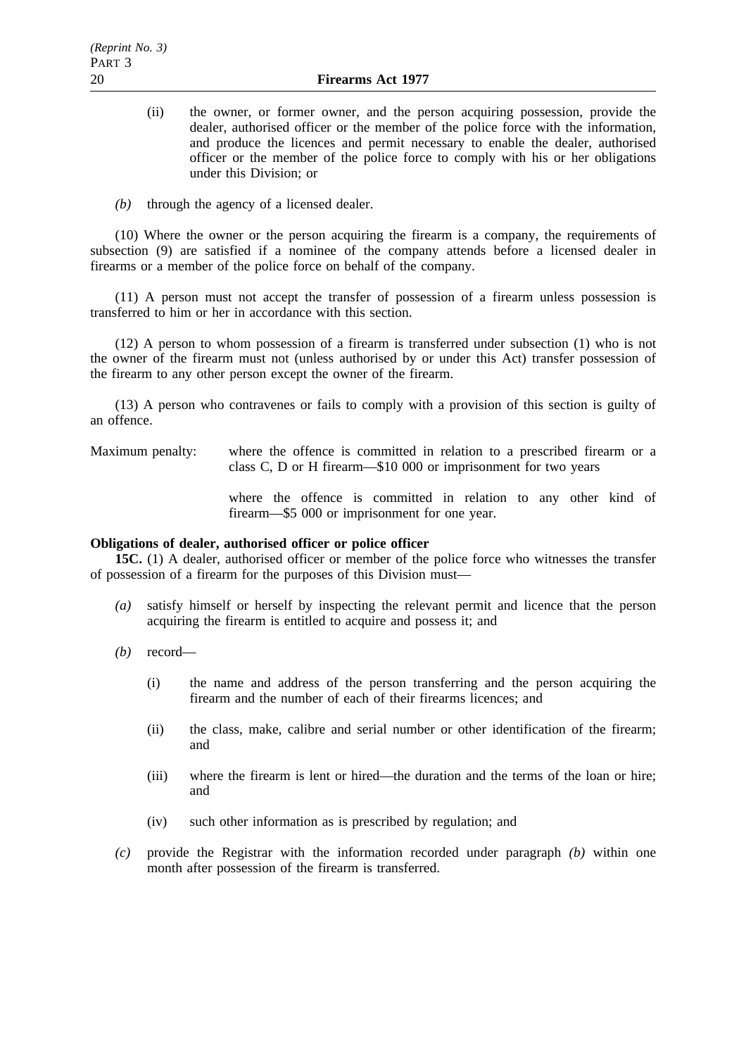(ii) the owner, or former owner, and the person acquiring possession, provide the dealer, authorised officer or the member of the police force with the information, and produce the licences and permit necessary to enable the dealer, authorised officer or the member of the police force to comply with his or her obligations under this Division; or

*(b)* through the agency of a licensed dealer.

(10) Where the owner or the person acquiring the firearm is a company, the requirements of subsection (9) are satisfied if a nominee of the company attends before a licensed dealer in firearms or a member of the police force on behalf of the company.

(11) A person must not accept the transfer of possession of a firearm unless possession is transferred to him or her in accordance with this section.

(12) A person to whom possession of a firearm is transferred under subsection (1) who is not the owner of the firearm must not (unless authorised by or under this Act) transfer possession of the firearm to any other person except the owner of the firearm.

(13) A person who contravenes or fails to comply with a provision of this section is guilty of an offence.

Maximum penalty: where the offence is committed in relation to a prescribed firearm or a class C, D or H firearm—$10 000 or imprisonment for two years

where the offence is committed in relation to any other kind of firearm—$5 000 or imprisonment for one year.

**Obligations of dealer, authorised officer or police officer**

**15C.** (1) A dealer, authorised officer or member of the police force who witnesses the transfer of possession of a firearm for the purposes of this Division must—

*(a)* satisfy himself or herself by inspecting the relevant permit and licence that the person acquiring the firearm is entitled to acquire and possess it; and

*(b)* record—

(i) the name and address of the person transferring and the person acquiring the firearm and the number of each of their firearms licences; and

(ii) the class, make, calibre and serial number or other identification of the firearm; and

(iii) where the firearm is lent or hired—the duration and the terms of the loan or hire; and

(iv) such other information as is prescribed by regulation; and

*(c)* provide the Registrar with the information recorded under paragraph *(b)* within one month after possession of the firearm is transferred.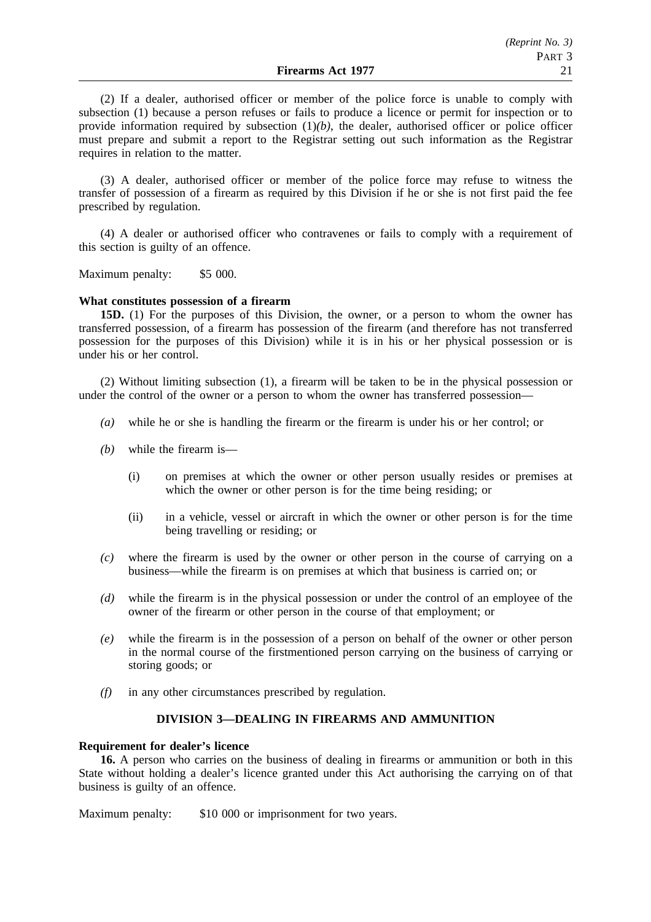(2) If a dealer, authorised officer or member of the police force is unable to comply with subsection (1) because a person refuses or fails to produce a licence or permit for inspection or to provide information required by subsection (1)*(b)*, the dealer, authorised officer or police officer must prepare and submit a report to the Registrar setting out such information as the Registrar requires in relation to the matter.

(3) A dealer, authorised officer or member of the police force may refuse to witness the transfer of possession of a firearm as required by this Division if he or she is not first paid the fee prescribed by regulation.

(4) A dealer or authorised officer who contravenes or fails to comply with a requirement of this section is guilty of an offence.

Maximum penalty: $5 000.

**What constitutes possession of a firearm**

**15D.** (1) For the purposes of this Division, the owner, or a person to whom the owner has transferred possession, of a firearm has possession of the firearm (and therefore has not transferred possession for the purposes of this Division) while it is in his or her physical possession or is under his or her control.

(2) Without limiting subsection (1), a firearm will be taken to be in the physical possession or under the control of the owner or a person to whom the owner has transferred possession—

*(a)* while he or she is handling the firearm or the firearm is under his or her control; or

*(b)* while the firearm is—

(i) on premises at which the owner or other person usually resides or premises at which the owner or other person is for the time being residing; or

(ii) in a vehicle, vessel or aircraft in which the owner or other person is for the time being travelling or residing; or

*(c)* where the firearm is used by the owner or other person in the course of carrying on a business—while the firearm is on premises at which that business is carried on; or

*(d)* while the firearm is in the physical possession or under the control of an employee of the owner of the firearm or other person in the course of that employment; or

*(e)* while the firearm is in the possession of a person on behalf of the owner or other person in the normal course of the firstmentioned person carrying on the business of carrying or storing goods; or

*(f)* in any other circumstances prescribed by regulation.

## DIVISION 3—DEALING IN FIREARMS AND AMMUNITION

**Requirement for dealer's licence**

**16.** A person who carries on the business of dealing in firearms or ammunition or both in this State without holding a dealer's licence granted under this Act authorising the carrying on of that business is guilty of an offence.

Maximum penalty: $10 000 or imprisonment for two years.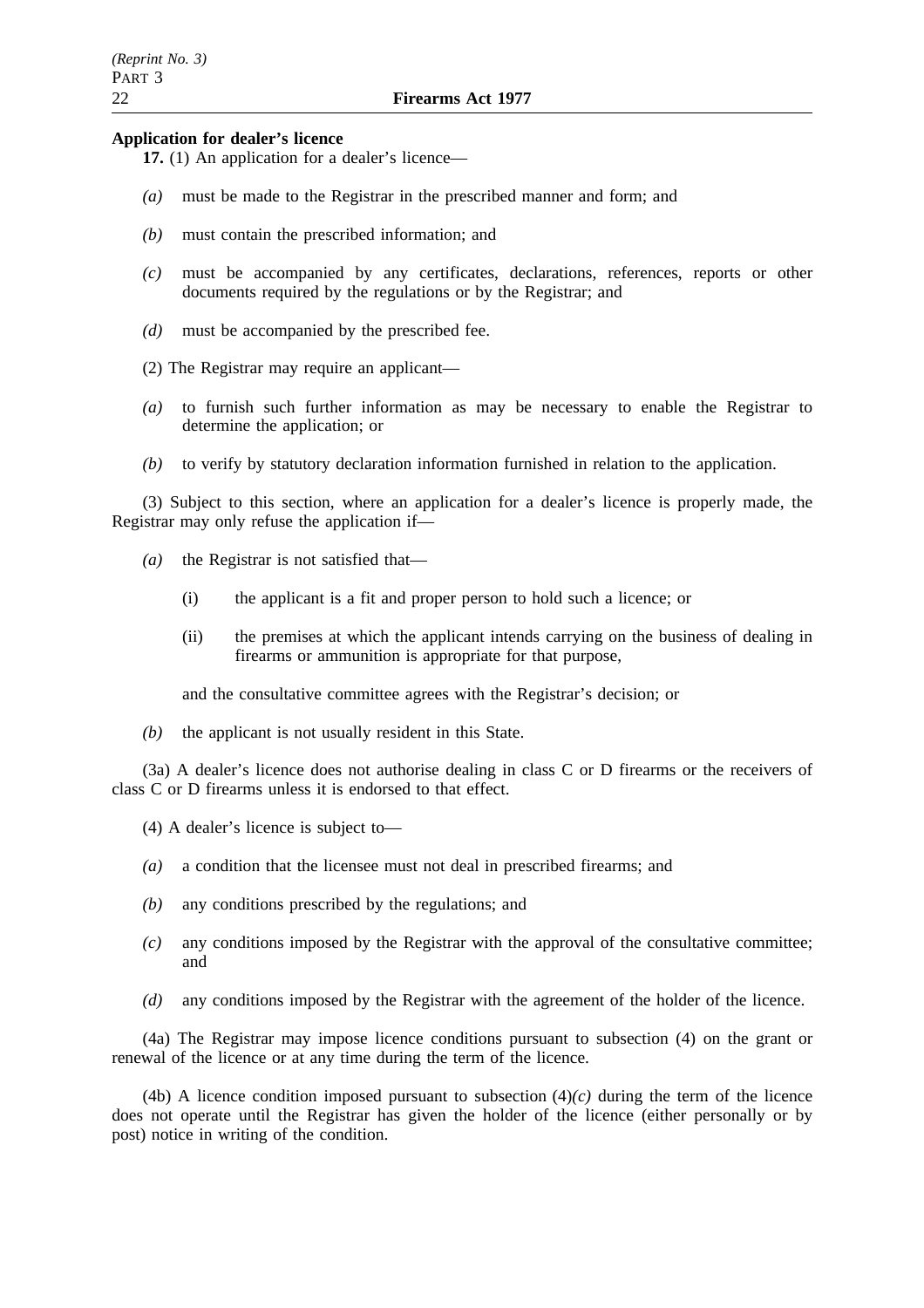**Application for dealer's licence**

**17.** (1) An application for a dealer's licence—

*(a)* must be made to the Registrar in the prescribed manner and form; and

*(b)* must contain the prescribed information; and

*(c)* must be accompanied by any certificates, declarations, references, reports or other documents required by the regulations or by the Registrar; and

*(d)* must be accompanied by the prescribed fee.

(2) The Registrar may require an applicant—

*(a)* to furnish such further information as may be necessary to enable the Registrar to determine the application; or

*(b)* to verify by statutory declaration information furnished in relation to the application.

(3) Subject to this section, where an application for a dealer's licence is properly made, the Registrar may only refuse the application if—

*(a)* the Registrar is not satisfied that—

(i) the applicant is a fit and proper person to hold such a licence; or

(ii) the premises at which the applicant intends carrying on the business of dealing in firearms or ammunition is appropriate for that purpose,

and the consultative committee agrees with the Registrar's decision; or

*(b)* the applicant is not usually resident in this State.

(3a) A dealer's licence does not authorise dealing in class C or D firearms or the receivers of class C or D firearms unless it is endorsed to that effect.

(4) A dealer's licence is subject to—

*(a)* a condition that the licensee must not deal in prescribed firearms; and

*(b)* any conditions prescribed by the regulations; and

*(c)* any conditions imposed by the Registrar with the approval of the consultative committee; and

*(d)* any conditions imposed by the Registrar with the agreement of the holder of the licence.

(4a) The Registrar may impose licence conditions pursuant to subsection (4) on the grant or renewal of the licence or at any time during the term of the licence.

(4b) A licence condition imposed pursuant to subsection (4)*(c)* during the term of the licence does not operate until the Registrar has given the holder of the licence (either personally or by post) notice in writing of the condition.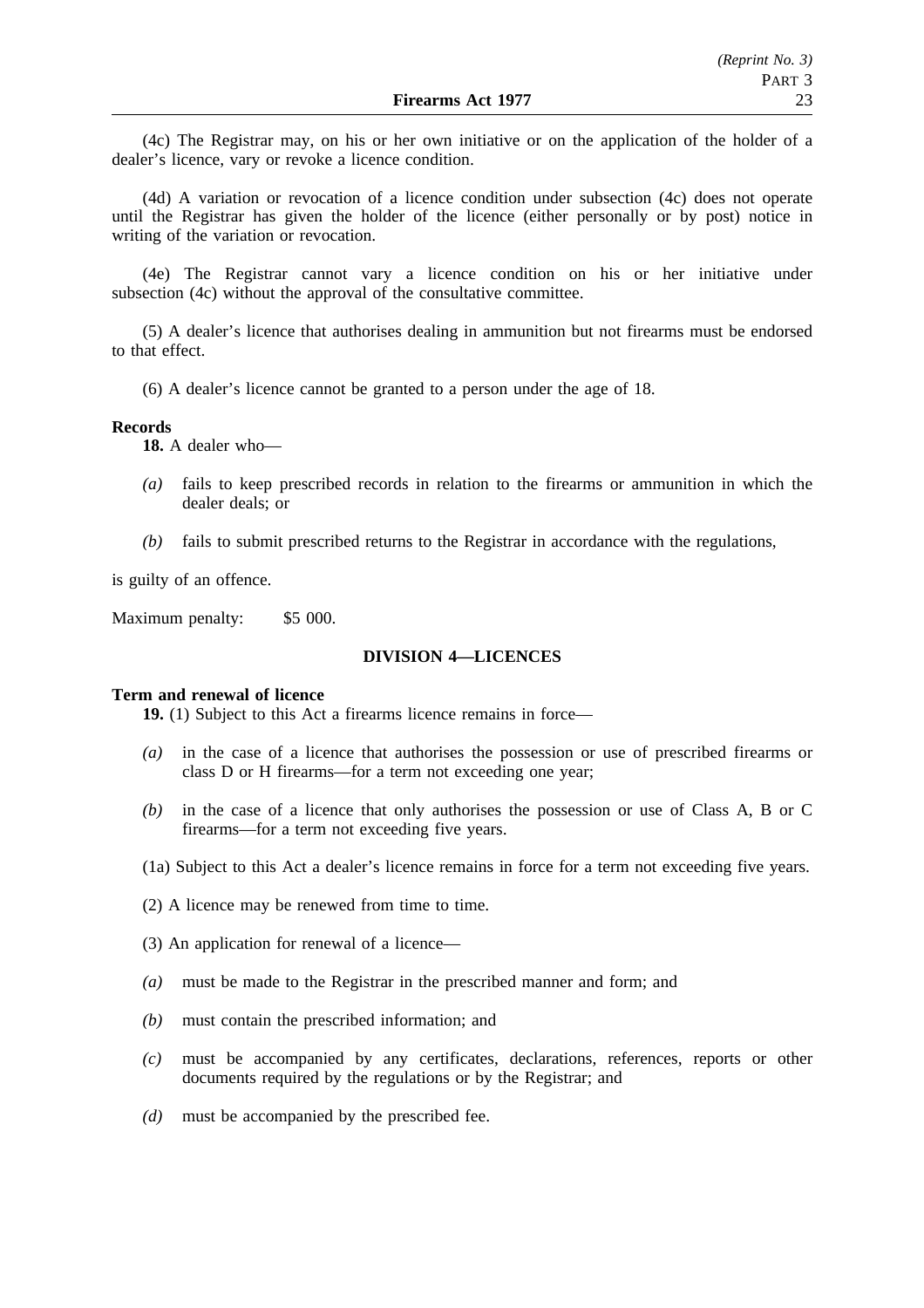(4c) The Registrar may, on his or her own initiative or on the application of the holder of a dealer's licence, vary or revoke a licence condition.

(4d) A variation or revocation of a licence condition under subsection (4c) does not operate until the Registrar has given the holder of the licence (either personally or by post) notice in writing of the variation or revocation.

(4e) The Registrar cannot vary a licence condition on his or her initiative under subsection (4c) without the approval of the consultative committee.

(5) A dealer's licence that authorises dealing in ammunition but not firearms must be endorsed to that effect.

(6) A dealer's licence cannot be granted to a person under the age of 18.

**Records**

**18.** A dealer who—

*(a)* fails to keep prescribed records in relation to the firearms or ammunition in which the dealer deals; or

*(b)* fails to submit prescribed returns to the Registrar in accordance with the regulations,

is guilty of an offence.

Maximum penalty: $5 000.

## DIVISION 4—LICENCES

**Term and renewal of licence**

**19.** (1) Subject to this Act a firearms licence remains in force—

*(a)* in the case of a licence that authorises the possession or use of prescribed firearms or class D or H firearms—for a term not exceeding one year;

*(b)* in the case of a licence that only authorises the possession or use of Class A, B or C firearms—for a term not exceeding five years.

(1a) Subject to this Act a dealer's licence remains in force for a term not exceeding five years.

(2) A licence may be renewed from time to time.

(3) An application for renewal of a licence—

*(a)* must be made to the Registrar in the prescribed manner and form; and

*(b)* must contain the prescribed information; and

*(c)* must be accompanied by any certificates, declarations, references, reports or other documents required by the regulations or by the Registrar; and

*(d)* must be accompanied by the prescribed fee.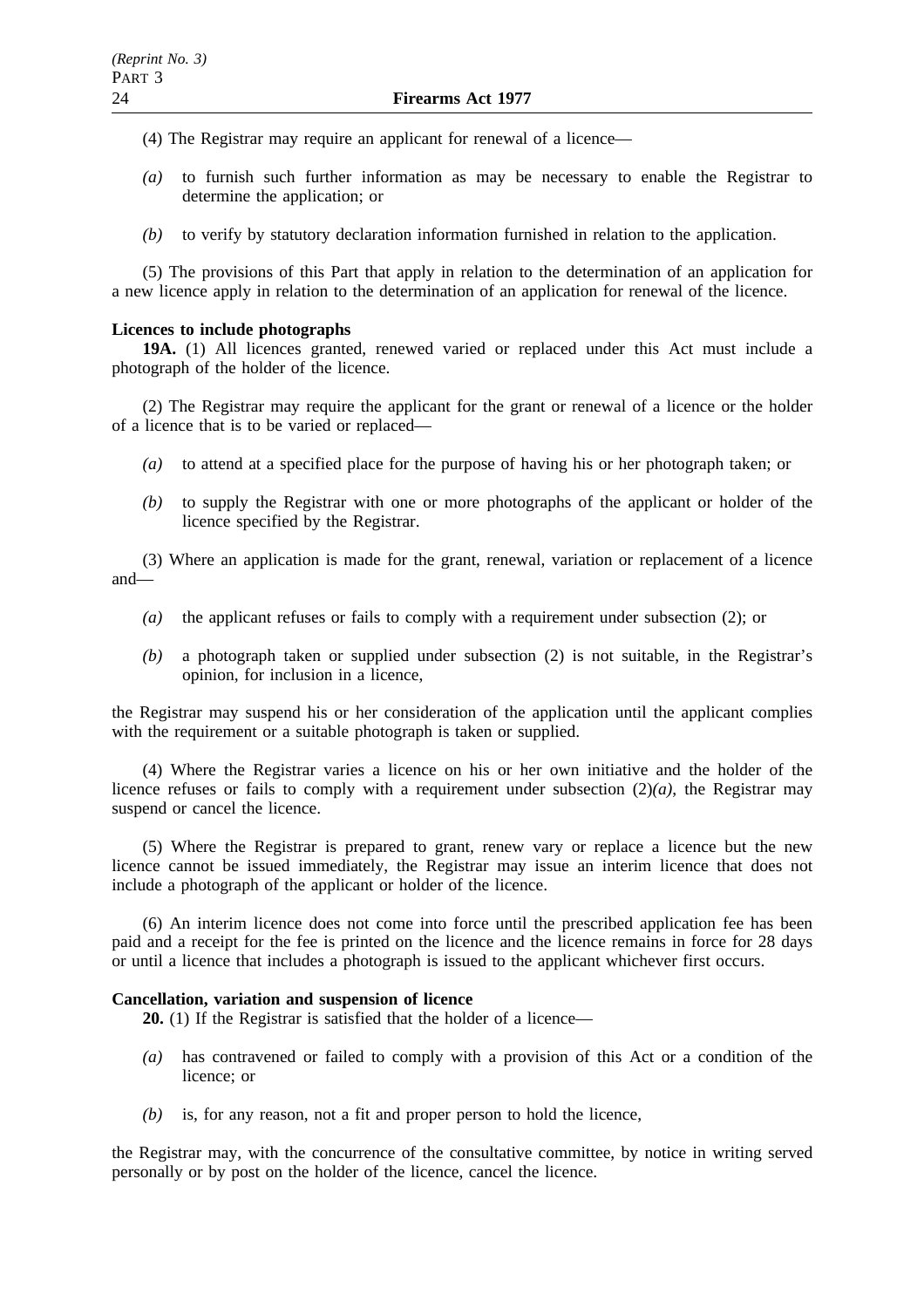(4) The Registrar may require an applicant for renewal of a licence—

*(a)* to furnish such further information as may be necessary to enable the Registrar to determine the application; or

*(b)* to verify by statutory declaration information furnished in relation to the application.

(5) The provisions of this Part that apply in relation to the determination of an application for a new licence apply in relation to the determination of an application for renewal of the licence.

**Licences to include photographs**

**19A.** (1) All licences granted, renewed varied or replaced under this Act must include a photograph of the holder of the licence.

(2) The Registrar may require the applicant for the grant or renewal of a licence or the holder of a licence that is to be varied or replaced—

*(a)* to attend at a specified place for the purpose of having his or her photograph taken; or

*(b)* to supply the Registrar with one or more photographs of the applicant or holder of the licence specified by the Registrar.

(3) Where an application is made for the grant, renewal, variation or replacement of a licence and—

*(a)* the applicant refuses or fails to comply with a requirement under subsection (2); or

*(b)* a photograph taken or supplied under subsection (2) is not suitable, in the Registrar's opinion, for inclusion in a licence,

the Registrar may suspend his or her consideration of the application until the applicant complies with the requirement or a suitable photograph is taken or supplied.

(4) Where the Registrar varies a licence on his or her own initiative and the holder of the licence refuses or fails to comply with a requirement under subsection (2)*(a)*, the Registrar may suspend or cancel the licence.

(5) Where the Registrar is prepared to grant, renew vary or replace a licence but the new licence cannot be issued immediately, the Registrar may issue an interim licence that does not include a photograph of the applicant or holder of the licence.

(6) An interim licence does not come into force until the prescribed application fee has been paid and a receipt for the fee is printed on the licence and the licence remains in force for 28 days or until a licence that includes a photograph is issued to the applicant whichever first occurs.

**Cancellation, variation and suspension of licence**

**20.** (1) If the Registrar is satisfied that the holder of a licence—

*(a)* has contravened or failed to comply with a provision of this Act or a condition of the licence; or

*(b)* is, for any reason, not a fit and proper person to hold the licence,

the Registrar may, with the concurrence of the consultative committee, by notice in writing served personally or by post on the holder of the licence, cancel the licence.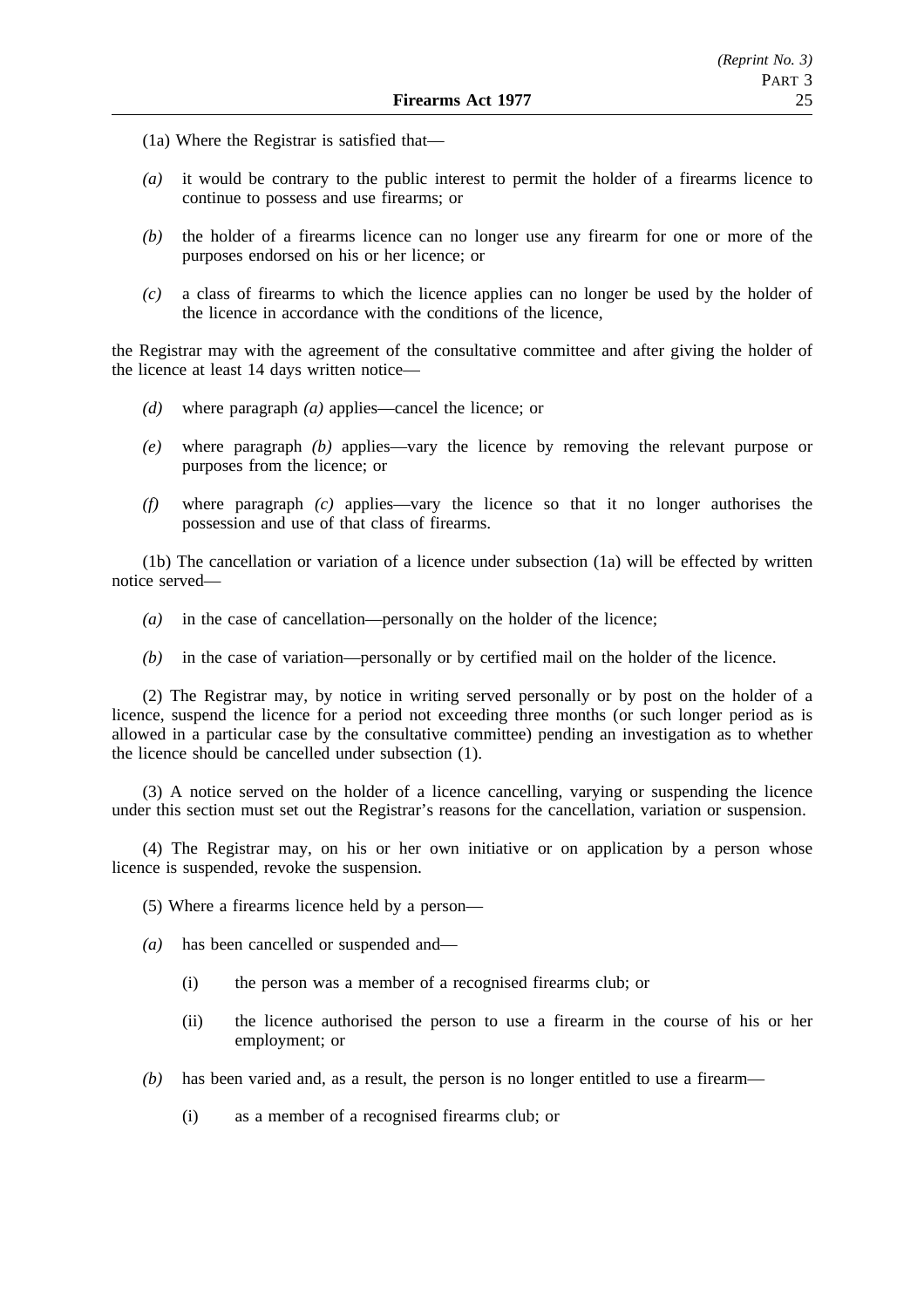(1a) Where the Registrar is satisfied that—

*(a)* it would be contrary to the public interest to permit the holder of a firearms licence to continue to possess and use firearms; or

*(b)* the holder of a firearms licence can no longer use any firearm for one or more of the purposes endorsed on his or her licence; or

*(c)* a class of firearms to which the licence applies can no longer be used by the holder of the licence in accordance with the conditions of the licence,

the Registrar may with the agreement of the consultative committee and after giving the holder of the licence at least 14 days written notice—

*(d)* where paragraph *(a)* applies—cancel the licence; or

*(e)* where paragraph *(b)* applies—vary the licence by removing the relevant purpose or purposes from the licence; or

*(f)* where paragraph *(c)* applies—vary the licence so that it no longer authorises the possession and use of that class of firearms.

(1b) The cancellation or variation of a licence under subsection (1a) will be effected by written notice served—

*(a)* in the case of cancellation—personally on the holder of the licence;

*(b)* in the case of variation—personally or by certified mail on the holder of the licence.

(2) The Registrar may, by notice in writing served personally or by post on the holder of a licence, suspend the licence for a period not exceeding three months (or such longer period as is allowed in a particular case by the consultative committee) pending an investigation as to whether the licence should be cancelled under subsection (1).

(3) A notice served on the holder of a licence cancelling, varying or suspending the licence under this section must set out the Registrar's reasons for the cancellation, variation or suspension.

(4) The Registrar may, on his or her own initiative or on application by a person whose licence is suspended, revoke the suspension.

(5) Where a firearms licence held by a person—

*(a)* has been cancelled or suspended and—

(i) the person was a member of a recognised firearms club; or

(ii) the licence authorised the person to use a firearm in the course of his or her employment; or

*(b)* has been varied and, as a result, the person is no longer entitled to use a firearm—

(i) as a member of a recognised firearms club; or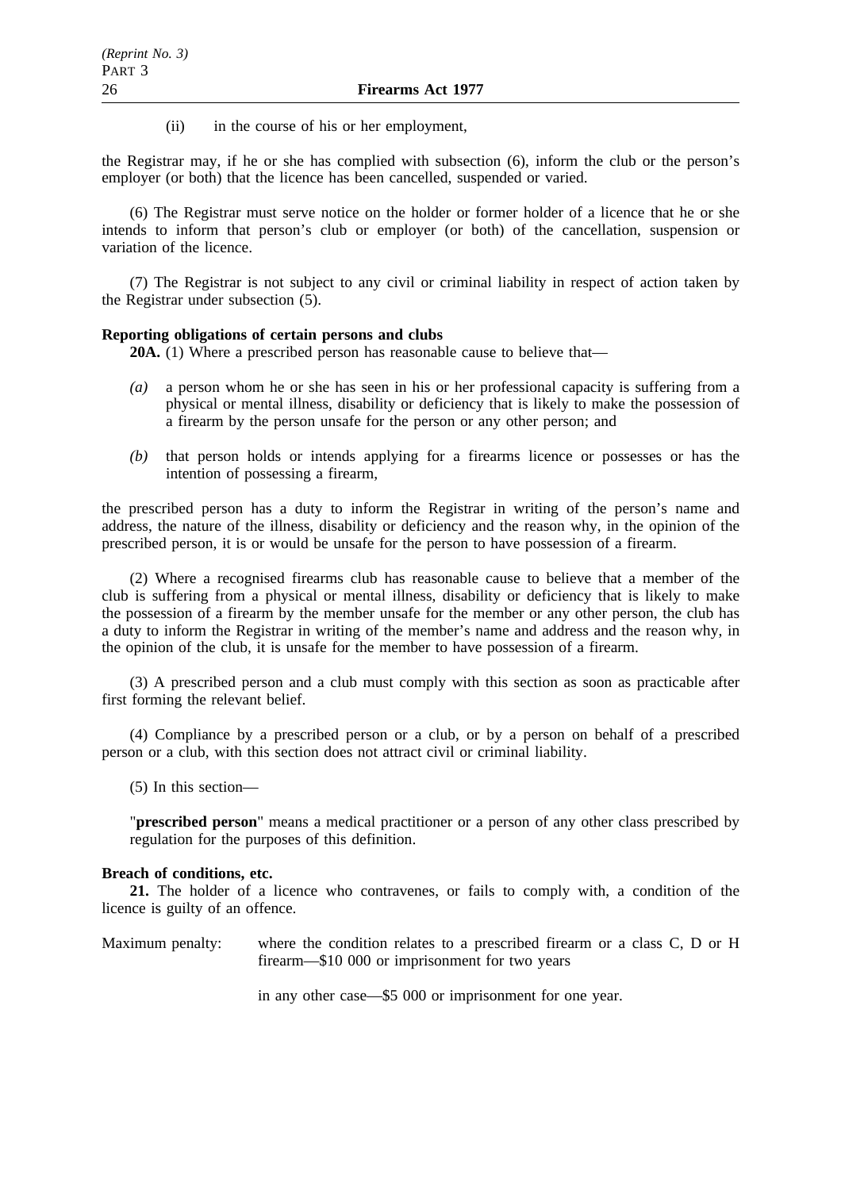(ii) in the course of his or her employment,

the Registrar may, if he or she has complied with subsection (6), inform the club or the person's employer (or both) that the licence has been cancelled, suspended or varied.

(6) The Registrar must serve notice on the holder or former holder of a licence that he or she intends to inform that person's club or employer (or both) of the cancellation, suspension or variation of the licence.

(7) The Registrar is not subject to any civil or criminal liability in respect of action taken by the Registrar under subsection (5).

**Reporting obligations of certain persons and clubs**

**20A.** (1) Where a prescribed person has reasonable cause to believe that—

*(a)* a person whom he or she has seen in his or her professional capacity is suffering from a physical or mental illness, disability or deficiency that is likely to make the possession of a firearm by the person unsafe for the person or any other person; and

*(b)* that person holds or intends applying for a firearms licence or possesses or has the intention of possessing a firearm,

the prescribed person has a duty to inform the Registrar in writing of the person's name and address, the nature of the illness, disability or deficiency and the reason why, in the opinion of the prescribed person, it is or would be unsafe for the person to have possession of a firearm.

(2) Where a recognised firearms club has reasonable cause to believe that a member of the club is suffering from a physical or mental illness, disability or deficiency that is likely to make the possession of a firearm by the member unsafe for the member or any other person, the club has a duty to inform the Registrar in writing of the member's name and address and the reason why, in the opinion of the club, it is unsafe for the member to have possession of a firearm.

(3) A prescribed person and a club must comply with this section as soon as practicable after first forming the relevant belief.

(4) Compliance by a prescribed person or a club, or by a person on behalf of a prescribed person or a club, with this section does not attract civil or criminal liability.

(5) In this section—

"**prescribed person**" means a medical practitioner or a person of any other class prescribed by regulation for the purposes of this definition.

**Breach of conditions, etc.**

**21.** The holder of a licence who contravenes, or fails to comply with, a condition of the licence is guilty of an offence.

Maximum penalty: where the condition relates to a prescribed firearm or a class C, D or H firearm—$10 000 or imprisonment for two years

in any other case—$5 000 or imprisonment for one year.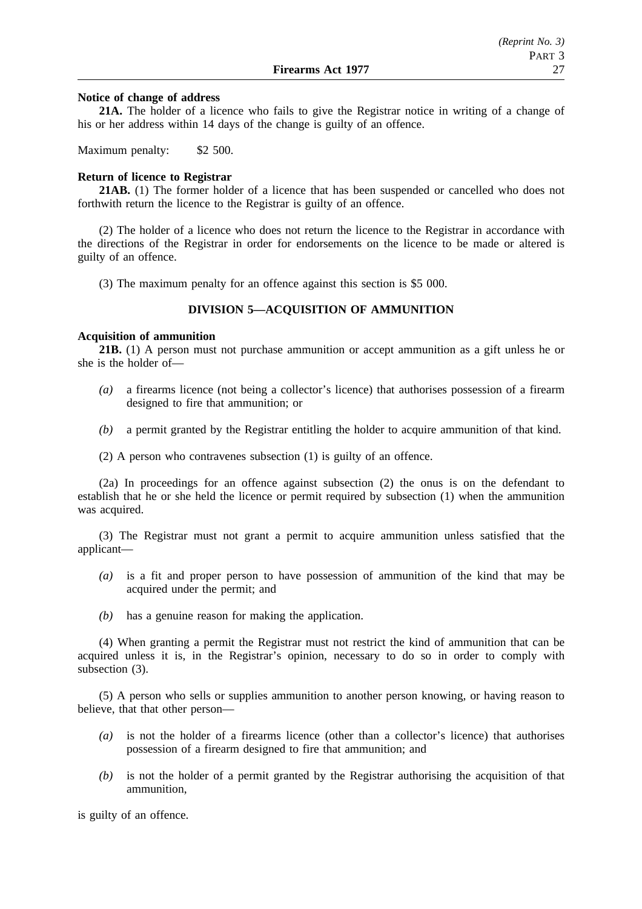**Notice of change of address**

**21A.** The holder of a licence who fails to give the Registrar notice in writing of a change of his or her address within 14 days of the change is guilty of an offence.

Maximum penalty: $2 500.

**Return of licence to Registrar**

**21AB.** (1) The former holder of a licence that has been suspended or cancelled who does not forthwith return the licence to the Registrar is guilty of an offence.

(2) The holder of a licence who does not return the licence to the Registrar in accordance with the directions of the Registrar in order for endorsements on the licence to be made or altered is guilty of an offence.

(3) The maximum penalty for an offence against this section is $5 000.

## DIVISION 5—ACQUISITION OF AMMUNITION

**Acquisition of ammunition**

**21B.** (1) A person must not purchase ammunition or accept ammunition as a gift unless he or she is the holder of—

- *(a)* a firearms licence (not being a collector's licence) that authorises possession of a firearm designed to fire that ammunition; or
- *(b)* a permit granted by the Registrar entitling the holder to acquire ammunition of that kind.

(2) A person who contravenes subsection (1) is guilty of an offence.

(2a) In proceedings for an offence against subsection (2) the onus is on the defendant to establish that he or she held the licence or permit required by subsection (1) when the ammunition was acquired.

(3) The Registrar must not grant a permit to acquire ammunition unless satisfied that the applicant—

- *(a)* is a fit and proper person to have possession of ammunition of the kind that may be acquired under the permit; and
- *(b)* has a genuine reason for making the application.

(4) When granting a permit the Registrar must not restrict the kind of ammunition that can be acquired unless it is, in the Registrar's opinion, necessary to do so in order to comply with subsection (3).

(5) A person who sells or supplies ammunition to another person knowing, or having reason to believe, that that other person—

- *(a)* is not the holder of a firearms licence (other than a collector's licence) that authorises possession of a firearm designed to fire that ammunition; and
- *(b)* is not the holder of a permit granted by the Registrar authorising the acquisition of that ammunition,

is guilty of an offence.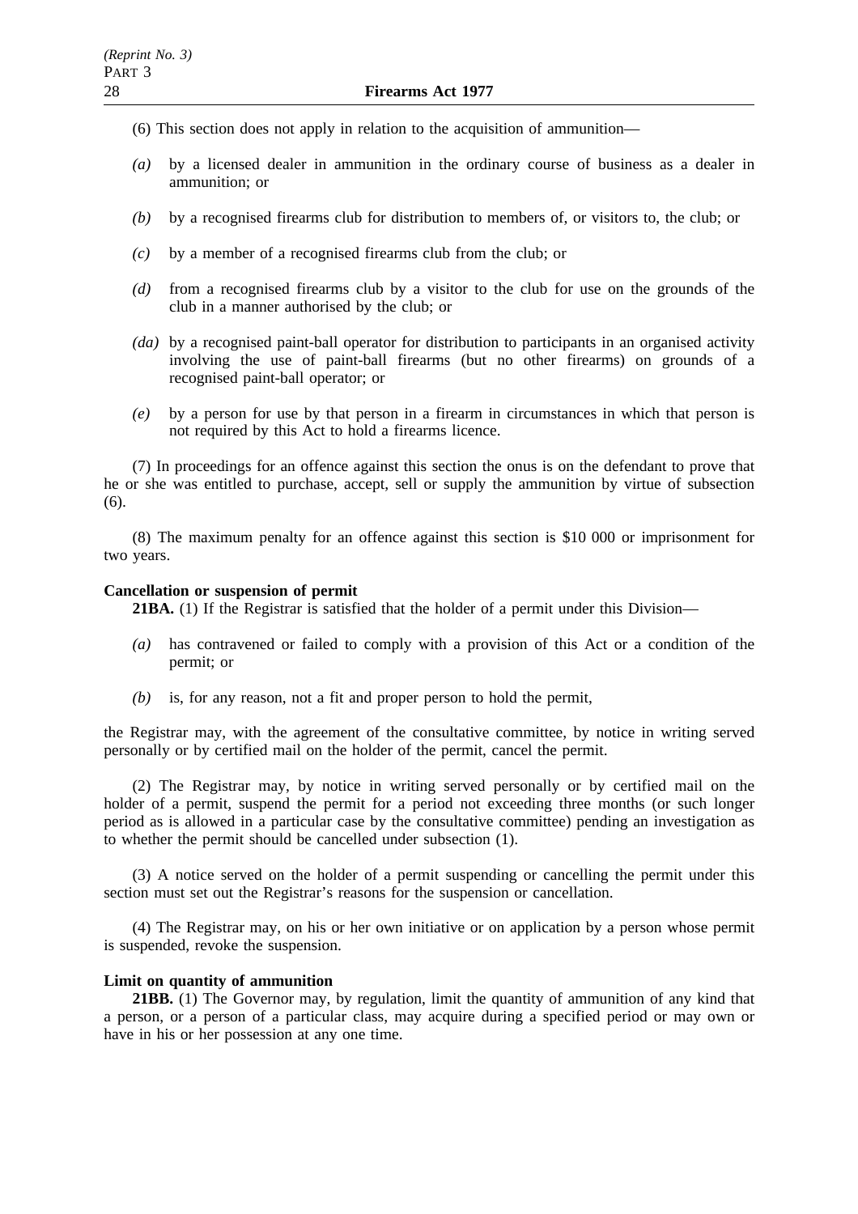(6) This section does not apply in relation to the acquisition of ammunition—

*(a)* by a licensed dealer in ammunition in the ordinary course of business as a dealer in ammunition; or

*(b)* by a recognised firearms club for distribution to members of, or visitors to, the club; or

*(c)* by a member of a recognised firearms club from the club; or

*(d)* from a recognised firearms club by a visitor to the club for use on the grounds of the club in a manner authorised by the club; or

*(da)* by a recognised paint-ball operator for distribution to participants in an organised activity involving the use of paint-ball firearms (but no other firearms) on grounds of a recognised paint-ball operator; or

*(e)* by a person for use by that person in a firearm in circumstances in which that person is not required by this Act to hold a firearms licence.

(7) In proceedings for an offence against this section the onus is on the defendant to prove that he or she was entitled to purchase, accept, sell or supply the ammunition by virtue of subsection (6).

(8) The maximum penalty for an offence against this section is $10 000 or imprisonment for two years.

**Cancellation or suspension of permit**

**21BA.** (1) If the Registrar is satisfied that the holder of a permit under this Division—

*(a)* has contravened or failed to comply with a provision of this Act or a condition of the permit; or

*(b)* is, for any reason, not a fit and proper person to hold the permit,

the Registrar may, with the agreement of the consultative committee, by notice in writing served personally or by certified mail on the holder of the permit, cancel the permit.

(2) The Registrar may, by notice in writing served personally or by certified mail on the holder of a permit, suspend the permit for a period not exceeding three months (or such longer period as is allowed in a particular case by the consultative committee) pending an investigation as to whether the permit should be cancelled under subsection (1).

(3) A notice served on the holder of a permit suspending or cancelling the permit under this section must set out the Registrar's reasons for the suspension or cancellation.

(4) The Registrar may, on his or her own initiative or on application by a person whose permit is suspended, revoke the suspension.

**Limit on quantity of ammunition**

**21BB.** (1) The Governor may, by regulation, limit the quantity of ammunition of any kind that a person, or a person of a particular class, may acquire during a specified period or may own or have in his or her possession at any one time.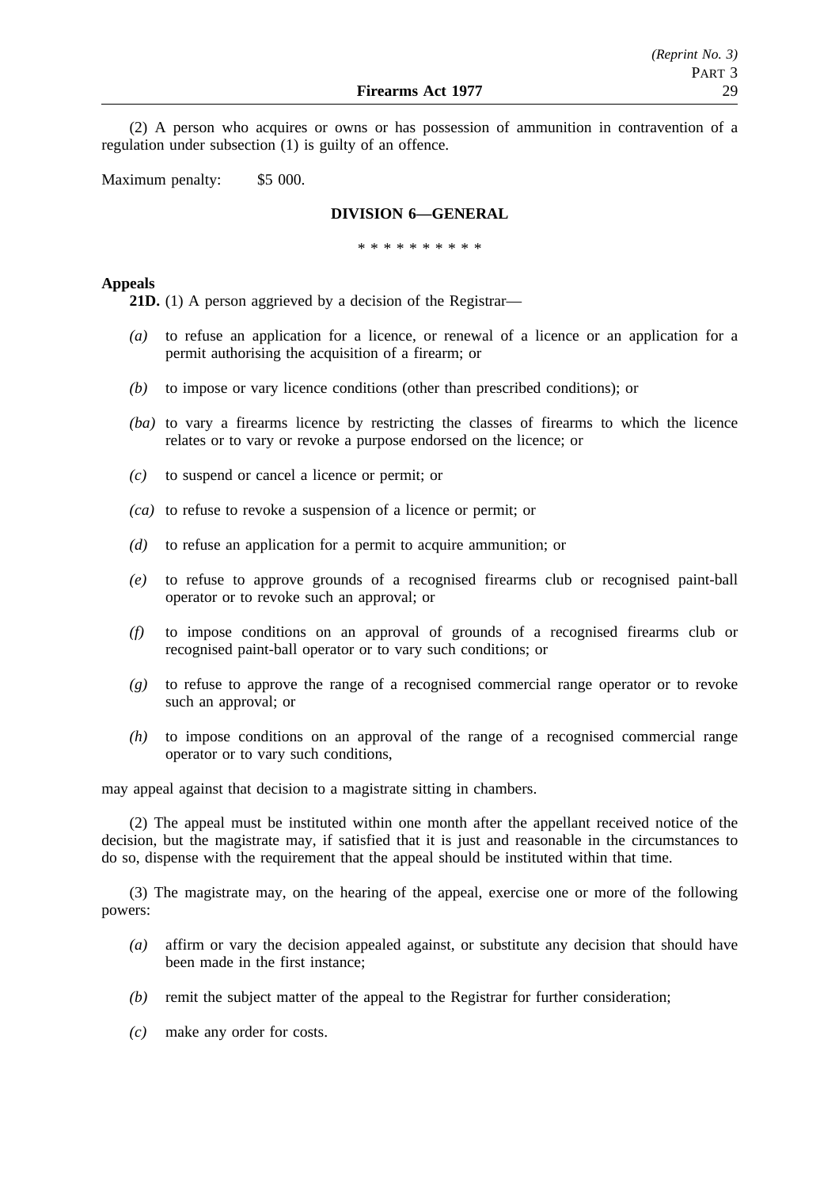(2) A person who acquires or owns or has possession of ammunition in contravention of a regulation under subsection (1) is guilty of an offence.

Maximum penalty: $5 000.

## DIVISION 6—GENERAL

\* \* \* \* \* \* \* \* \* \*

**Appeals**

**21D.** (1) A person aggrieved by a decision of the Registrar—

*(a)* to refuse an application for a licence, or renewal of a licence or an application for a permit authorising the acquisition of a firearm; or

*(b)* to impose or vary licence conditions (other than prescribed conditions); or

*(ba)* to vary a firearms licence by restricting the classes of firearms to which the licence relates or to vary or revoke a purpose endorsed on the licence; or

*(c)* to suspend or cancel a licence or permit; or

*(ca)* to refuse to revoke a suspension of a licence or permit; or

*(d)* to refuse an application for a permit to acquire ammunition; or

*(e)* to refuse to approve grounds of a recognised firearms club or recognised paint-ball operator or to revoke such an approval; or

*(f)* to impose conditions on an approval of grounds of a recognised firearms club or recognised paint-ball operator or to vary such conditions; or

*(g)* to refuse to approve the range of a recognised commercial range operator or to revoke such an approval; or

*(h)* to impose conditions on an approval of the range of a recognised commercial range operator or to vary such conditions,

may appeal against that decision to a magistrate sitting in chambers.

(2) The appeal must be instituted within one month after the appellant received notice of the decision, but the magistrate may, if satisfied that it is just and reasonable in the circumstances to do so, dispense with the requirement that the appeal should be instituted within that time.

(3) The magistrate may, on the hearing of the appeal, exercise one or more of the following powers:

*(a)* affirm or vary the decision appealed against, or substitute any decision that should have been made in the first instance;

*(b)* remit the subject matter of the appeal to the Registrar for further consideration;

*(c)* make any order for costs.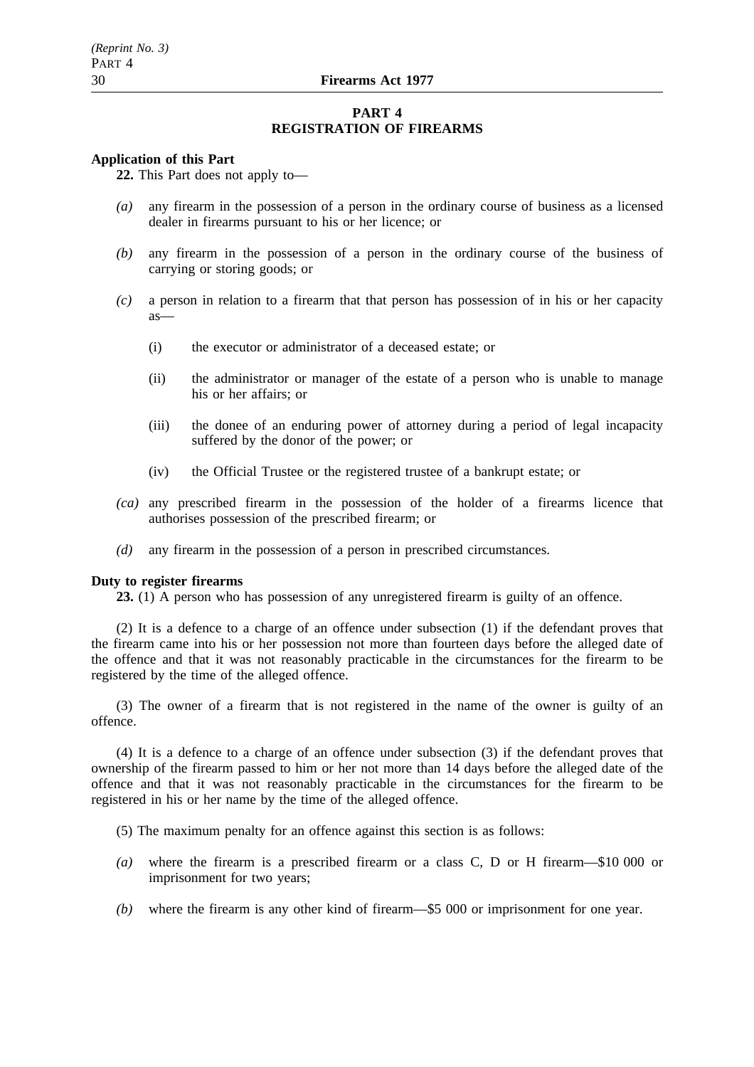# PART 4
# REGISTRATION OF FIREARMS

**Application of this Part**

**22.** This Part does not apply to—

*(a)* any firearm in the possession of a person in the ordinary course of business as a licensed dealer in firearms pursuant to his or her licence; or

*(b)* any firearm in the possession of a person in the ordinary course of the business of carrying or storing goods; or

*(c)* a person in relation to a firearm that that person has possession of in his or her capacity as—

(i) the executor or administrator of a deceased estate; or

(ii) the administrator or manager of the estate of a person who is unable to manage his or her affairs; or

(iii) the donee of an enduring power of attorney during a period of legal incapacity suffered by the donor of the power; or

(iv) the Official Trustee or the registered trustee of a bankrupt estate; or

*(ca)* any prescribed firearm in the possession of the holder of a firearms licence that authorises possession of the prescribed firearm; or

*(d)* any firearm in the possession of a person in prescribed circumstances.

**Duty to register firearms**

**23.** (1) A person who has possession of any unregistered firearm is guilty of an offence.

(2) It is a defence to a charge of an offence under subsection (1) if the defendant proves that the firearm came into his or her possession not more than fourteen days before the alleged date of the offence and that it was not reasonably practicable in the circumstances for the firearm to be registered by the time of the alleged offence.

(3) The owner of a firearm that is not registered in the name of the owner is guilty of an offence.

(4) It is a defence to a charge of an offence under subsection (3) if the defendant proves that ownership of the firearm passed to him or her not more than 14 days before the alleged date of the offence and that it was not reasonably practicable in the circumstances for the firearm to be registered in his or her name by the time of the alleged offence.

(5) The maximum penalty for an offence against this section is as follows:

*(a)* where the firearm is a prescribed firearm or a class C, D or H firearm—$10 000 or imprisonment for two years;

*(b)* where the firearm is any other kind of firearm—$5 000 or imprisonment for one year.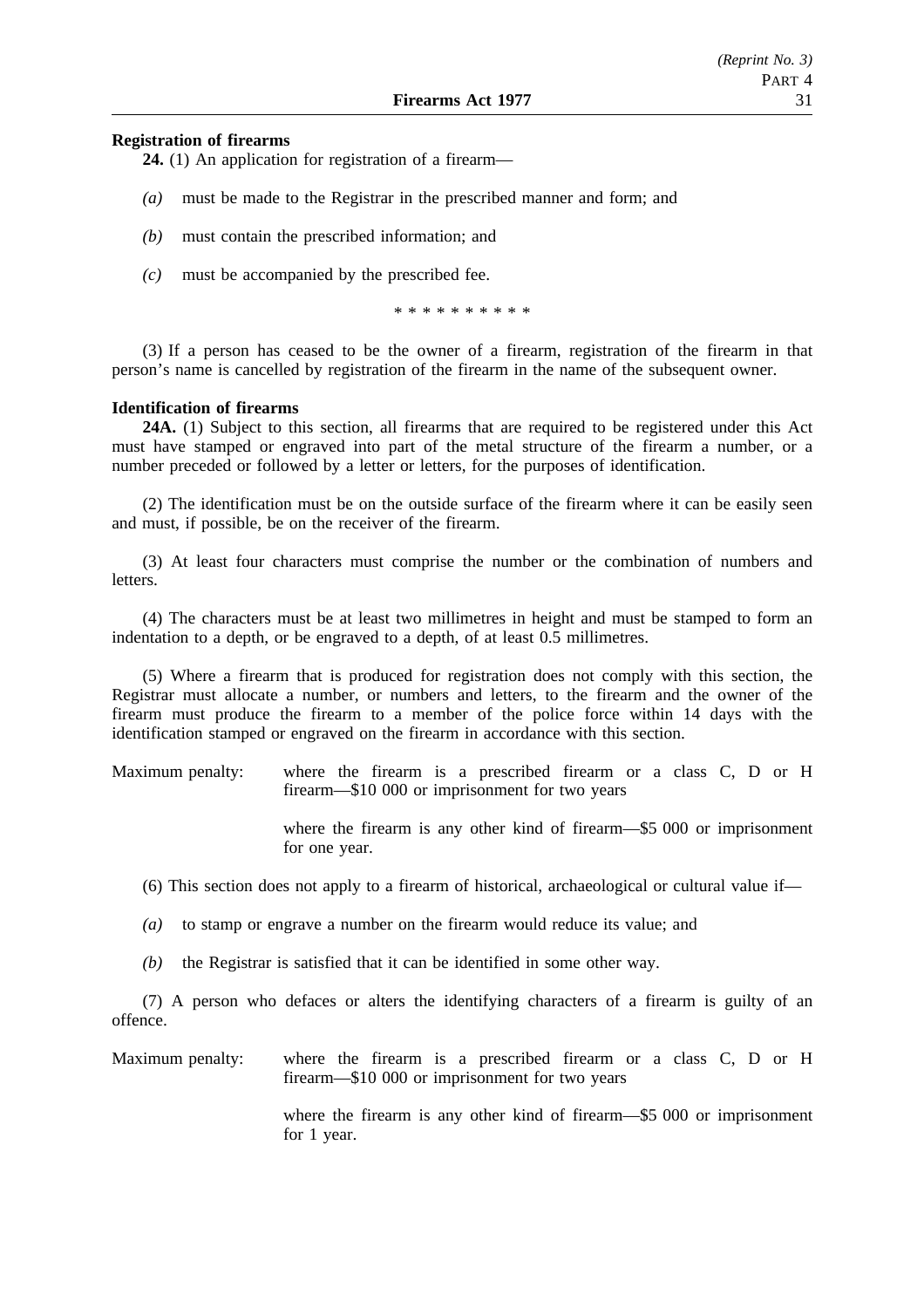**Registration of firearms**

**24.** (1) An application for registration of a firearm—

*(a)* must be made to the Registrar in the prescribed manner and form; and

*(b)* must contain the prescribed information; and

*(c)* must be accompanied by the prescribed fee.

\* \* \* \* \* \* \* \* \* \*

(3) If a person has ceased to be the owner of a firearm, registration of the firearm in that person's name is cancelled by registration of the firearm in the name of the subsequent owner.

**Identification of firearms**

**24A.** (1) Subject to this section, all firearms that are required to be registered under this Act must have stamped or engraved into part of the metal structure of the firearm a number, or a number preceded or followed by a letter or letters, for the purposes of identification.

(2) The identification must be on the outside surface of the firearm where it can be easily seen and must, if possible, be on the receiver of the firearm.

(3) At least four characters must comprise the number or the combination of numbers and letters.

(4) The characters must be at least two millimetres in height and must be stamped to form an indentation to a depth, or be engraved to a depth, of at least 0.5 millimetres.

(5) Where a firearm that is produced for registration does not comply with this section, the Registrar must allocate a number, or numbers and letters, to the firearm and the owner of the firearm must produce the firearm to a member of the police force within 14 days with the identification stamped or engraved on the firearm in accordance with this section.

Maximum penalty: where the firearm is a prescribed firearm or a class C, D or H firearm—$10 000 or imprisonment for two years

where the firearm is any other kind of firearm—$5 000 or imprisonment for one year.

(6) This section does not apply to a firearm of historical, archaeological or cultural value if—

*(a)* to stamp or engrave a number on the firearm would reduce its value; and

*(b)* the Registrar is satisfied that it can be identified in some other way.

(7) A person who defaces or alters the identifying characters of a firearm is guilty of an offence.

Maximum penalty: where the firearm is a prescribed firearm or a class C, D or H firearm—$10 000 or imprisonment for two years

where the firearm is any other kind of firearm—$5 000 or imprisonment for 1 year.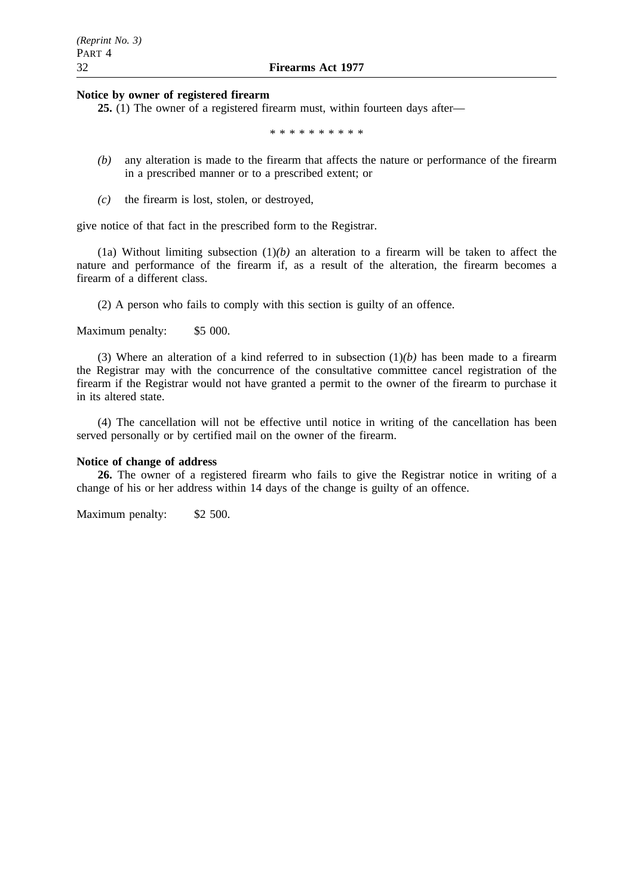**Notice by owner of registered firearm**

**25.** (1) The owner of a registered firearm must, within fourteen days after—

\* \* \* \* \* \* \* \* \* \*

- *(b)* any alteration is made to the firearm that affects the nature or performance of the firearm in a prescribed manner or to a prescribed extent; or
- *(c)* the firearm is lost, stolen, or destroyed,

give notice of that fact in the prescribed form to the Registrar.

(1a) Without limiting subsection (1)*(b)* an alteration to a firearm will be taken to affect the nature and performance of the firearm if, as a result of the alteration, the firearm becomes a firearm of a different class.

(2) A person who fails to comply with this section is guilty of an offence.

Maximum penalty: $5 000.

(3) Where an alteration of a kind referred to in subsection (1)*(b)* has been made to a firearm the Registrar may with the concurrence of the consultative committee cancel registration of the firearm if the Registrar would not have granted a permit to the owner of the firearm to purchase it in its altered state.

(4) The cancellation will not be effective until notice in writing of the cancellation has been served personally or by certified mail on the owner of the firearm.

**Notice of change of address**

**26.** The owner of a registered firearm who fails to give the Registrar notice in writing of a change of his or her address within 14 days of the change is guilty of an offence.

Maximum penalty: $2 500.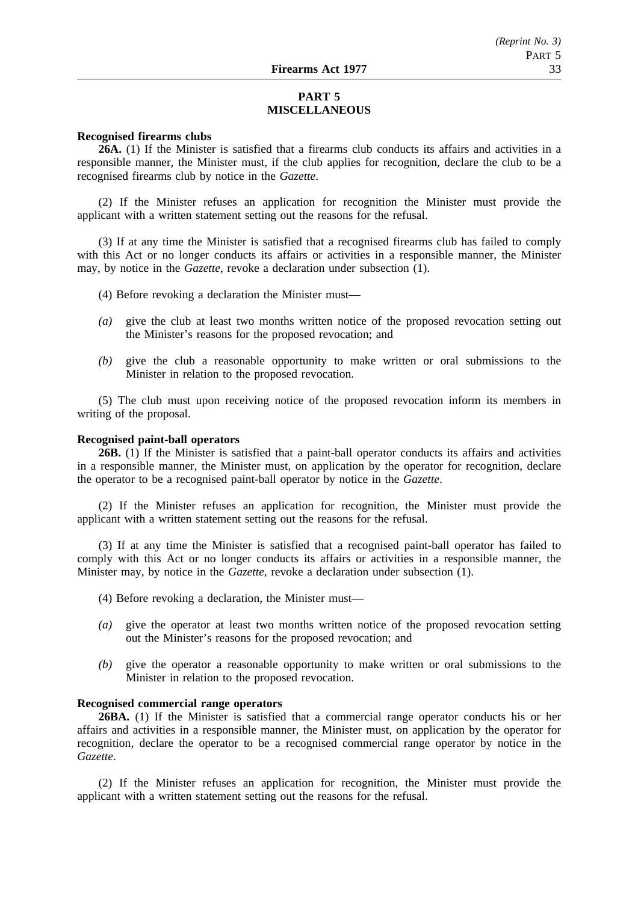## PART 5
## MISCELLANEOUS

**Recognised firearms clubs**

**26A.** (1) If the Minister is satisfied that a firearms club conducts its affairs and activities in a responsible manner, the Minister must, if the club applies for recognition, declare the club to be a recognised firearms club by notice in the *Gazette*.

(2) If the Minister refuses an application for recognition the Minister must provide the applicant with a written statement setting out the reasons for the refusal.

(3) If at any time the Minister is satisfied that a recognised firearms club has failed to comply with this Act or no longer conducts its affairs or activities in a responsible manner, the Minister may, by notice in the *Gazette*, revoke a declaration under subsection (1).

(4) Before revoking a declaration the Minister must—

*(a)* give the club at least two months written notice of the proposed revocation setting out the Minister's reasons for the proposed revocation; and

*(b)* give the club a reasonable opportunity to make written or oral submissions to the Minister in relation to the proposed revocation.

(5) The club must upon receiving notice of the proposed revocation inform its members in writing of the proposal.

**Recognised paint-ball operators**

**26B.** (1) If the Minister is satisfied that a paint-ball operator conducts its affairs and activities in a responsible manner, the Minister must, on application by the operator for recognition, declare the operator to be a recognised paint-ball operator by notice in the *Gazette*.

(2) If the Minister refuses an application for recognition, the Minister must provide the applicant with a written statement setting out the reasons for the refusal.

(3) If at any time the Minister is satisfied that a recognised paint-ball operator has failed to comply with this Act or no longer conducts its affairs or activities in a responsible manner, the Minister may, by notice in the *Gazette*, revoke a declaration under subsection (1).

(4) Before revoking a declaration, the Minister must—

*(a)* give the operator at least two months written notice of the proposed revocation setting out the Minister's reasons for the proposed revocation; and

*(b)* give the operator a reasonable opportunity to make written or oral submissions to the Minister in relation to the proposed revocation.

**Recognised commercial range operators**

**26BA.** (1) If the Minister is satisfied that a commercial range operator conducts his or her affairs and activities in a responsible manner, the Minister must, on application by the operator for recognition, declare the operator to be a recognised commercial range operator by notice in the *Gazette*.

(2) If the Minister refuses an application for recognition, the Minister must provide the applicant with a written statement setting out the reasons for the refusal.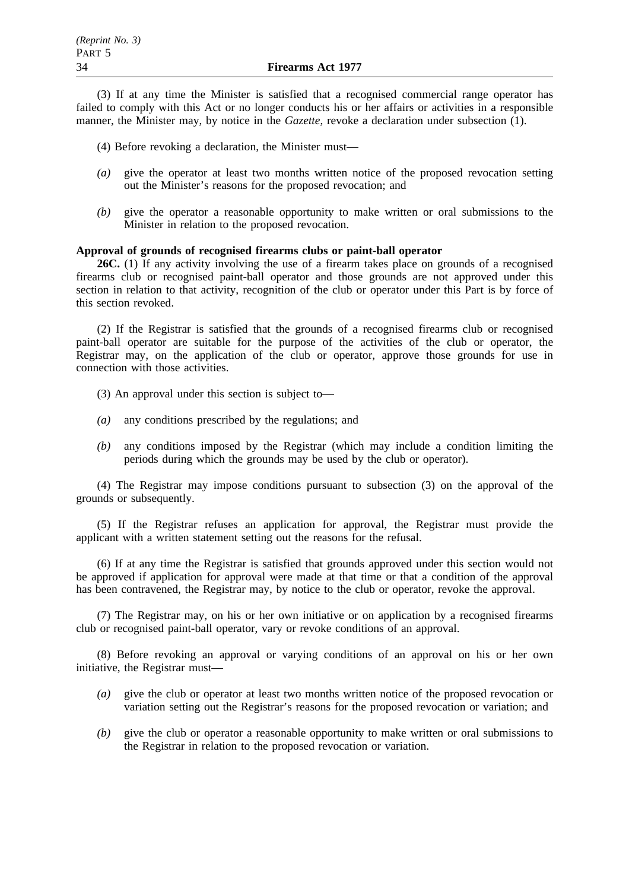(3) If at any time the Minister is satisfied that a recognised commercial range operator has failed to comply with this Act or no longer conducts his or her affairs or activities in a responsible manner, the Minister may, by notice in the *Gazette*, revoke a declaration under subsection (1).

(4) Before revoking a declaration, the Minister must—

*(a)* give the operator at least two months written notice of the proposed revocation setting out the Minister's reasons for the proposed revocation; and

*(b)* give the operator a reasonable opportunity to make written or oral submissions to the Minister in relation to the proposed revocation.

**Approval of grounds of recognised firearms clubs or paint-ball operator**

**26C.** (1) If any activity involving the use of a firearm takes place on grounds of a recognised firearms club or recognised paint-ball operator and those grounds are not approved under this section in relation to that activity, recognition of the club or operator under this Part is by force of this section revoked.

(2) If the Registrar is satisfied that the grounds of a recognised firearms club or recognised paint-ball operator are suitable for the purpose of the activities of the club or operator, the Registrar may, on the application of the club or operator, approve those grounds for use in connection with those activities.

(3) An approval under this section is subject to—

*(a)* any conditions prescribed by the regulations; and

*(b)* any conditions imposed by the Registrar (which may include a condition limiting the periods during which the grounds may be used by the club or operator).

(4) The Registrar may impose conditions pursuant to subsection (3) on the approval of the grounds or subsequently.

(5) If the Registrar refuses an application for approval, the Registrar must provide the applicant with a written statement setting out the reasons for the refusal.

(6) If at any time the Registrar is satisfied that grounds approved under this section would not be approved if application for approval were made at that time or that a condition of the approval has been contravened, the Registrar may, by notice to the club or operator, revoke the approval.

(7) The Registrar may, on his or her own initiative or on application by a recognised firearms club or recognised paint-ball operator, vary or revoke conditions of an approval.

(8) Before revoking an approval or varying conditions of an approval on his or her own initiative, the Registrar must—

*(a)* give the club or operator at least two months written notice of the proposed revocation or variation setting out the Registrar's reasons for the proposed revocation or variation; and

*(b)* give the club or operator a reasonable opportunity to make written or oral submissions to the Registrar in relation to the proposed revocation or variation.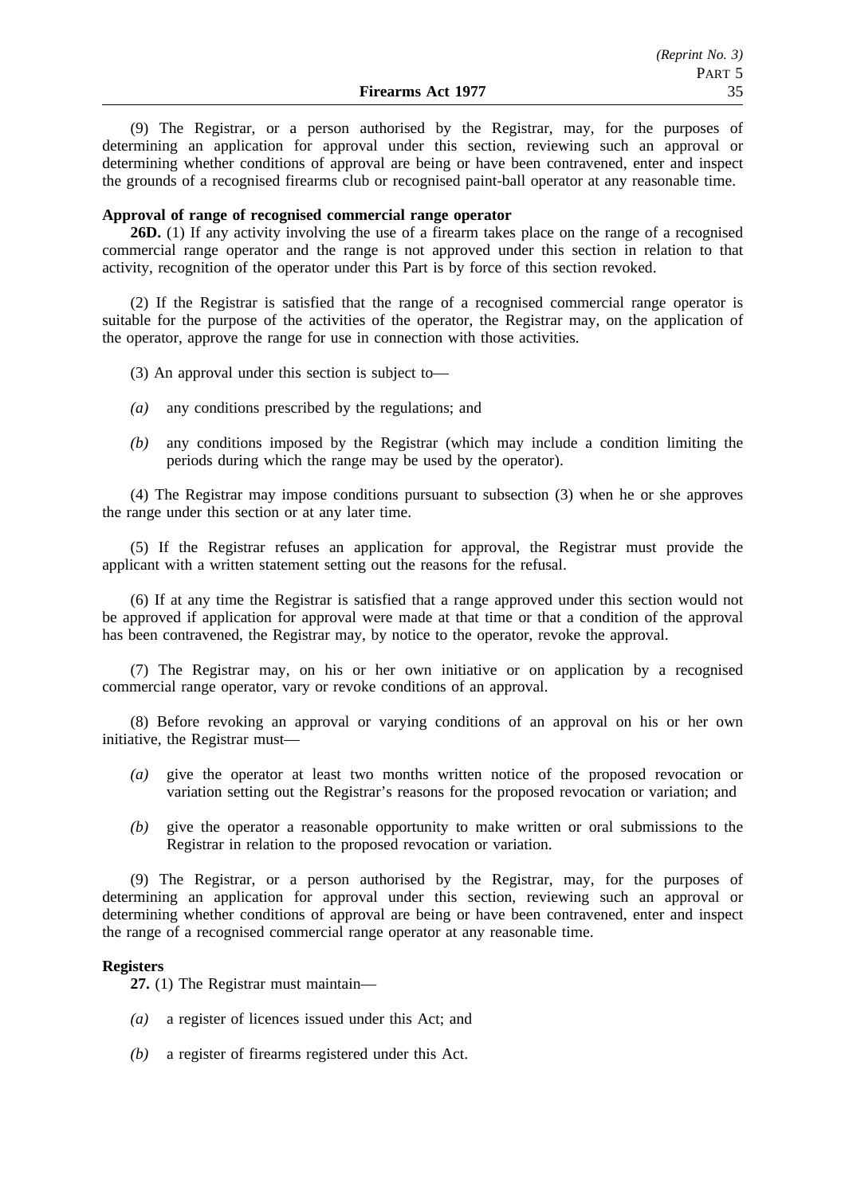(9) The Registrar, or a person authorised by the Registrar, may, for the purposes of determining an application for approval under this section, reviewing such an approval or determining whether conditions of approval are being or have been contravened, enter and inspect the grounds of a recognised firearms club or recognised paint-ball operator at any reasonable time.

**Approval of range of recognised commercial range operator**

**26D.** (1) If any activity involving the use of a firearm takes place on the range of a recognised commercial range operator and the range is not approved under this section in relation to that activity, recognition of the operator under this Part is by force of this section revoked.

(2) If the Registrar is satisfied that the range of a recognised commercial range operator is suitable for the purpose of the activities of the operator, the Registrar may, on the application of the operator, approve the range for use in connection with those activities.

(3) An approval under this section is subject to—

*(a)* any conditions prescribed by the regulations; and

*(b)* any conditions imposed by the Registrar (which may include a condition limiting the periods during which the range may be used by the operator).

(4) The Registrar may impose conditions pursuant to subsection (3) when he or she approves the range under this section or at any later time.

(5) If the Registrar refuses an application for approval, the Registrar must provide the applicant with a written statement setting out the reasons for the refusal.

(6) If at any time the Registrar is satisfied that a range approved under this section would not be approved if application for approval were made at that time or that a condition of the approval has been contravened, the Registrar may, by notice to the operator, revoke the approval.

(7) The Registrar may, on his or her own initiative or on application by a recognised commercial range operator, vary or revoke conditions of an approval.

(8) Before revoking an approval or varying conditions of an approval on his or her own initiative, the Registrar must—

*(a)* give the operator at least two months written notice of the proposed revocation or variation setting out the Registrar's reasons for the proposed revocation or variation; and

*(b)* give the operator a reasonable opportunity to make written or oral submissions to the Registrar in relation to the proposed revocation or variation.

(9) The Registrar, or a person authorised by the Registrar, may, for the purposes of determining an application for approval under this section, reviewing such an approval or determining whether conditions of approval are being or have been contravened, enter and inspect the range of a recognised commercial range operator at any reasonable time.

**Registers**

**27.** (1) The Registrar must maintain—

*(a)* a register of licences issued under this Act; and

*(b)* a register of firearms registered under this Act.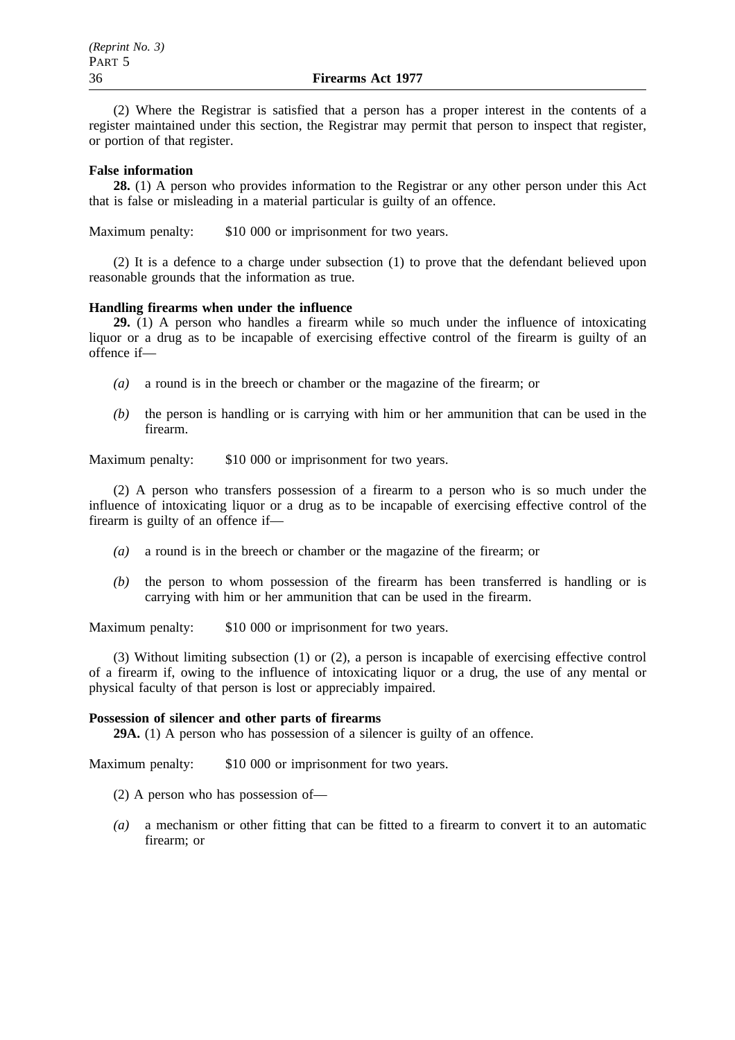(2) Where the Registrar is satisfied that a person has a proper interest in the contents of a register maintained under this section, the Registrar may permit that person to inspect that register, or portion of that register.

**False information**

**28.** (1) A person who provides information to the Registrar or any other person under this Act that is false or misleading in a material particular is guilty of an offence.

Maximum penalty: $10 000 or imprisonment for two years.

(2) It is a defence to a charge under subsection (1) to prove that the defendant believed upon reasonable grounds that the information as true.

**Handling firearms when under the influence**

**29.** (1) A person who handles a firearm while so much under the influence of intoxicating liquor or a drug as to be incapable of exercising effective control of the firearm is guilty of an offence if—

*(a)* a round is in the breech or chamber or the magazine of the firearm; or

*(b)* the person is handling or is carrying with him or her ammunition that can be used in the firearm.

Maximum penalty: $10 000 or imprisonment for two years.

(2) A person who transfers possession of a firearm to a person who is so much under the influence of intoxicating liquor or a drug as to be incapable of exercising effective control of the firearm is guilty of an offence if—

*(a)* a round is in the breech or chamber or the magazine of the firearm; or

*(b)* the person to whom possession of the firearm has been transferred is handling or is carrying with him or her ammunition that can be used in the firearm.

Maximum penalty: $10 000 or imprisonment for two years.

(3) Without limiting subsection (1) or (2), a person is incapable of exercising effective control of a firearm if, owing to the influence of intoxicating liquor or a drug, the use of any mental or physical faculty of that person is lost or appreciably impaired.

**Possession of silencer and other parts of firearms**

**29A.** (1) A person who has possession of a silencer is guilty of an offence.

Maximum penalty: $10 000 or imprisonment for two years.

(2) A person who has possession of—

*(a)* a mechanism or other fitting that can be fitted to a firearm to convert it to an automatic firearm; or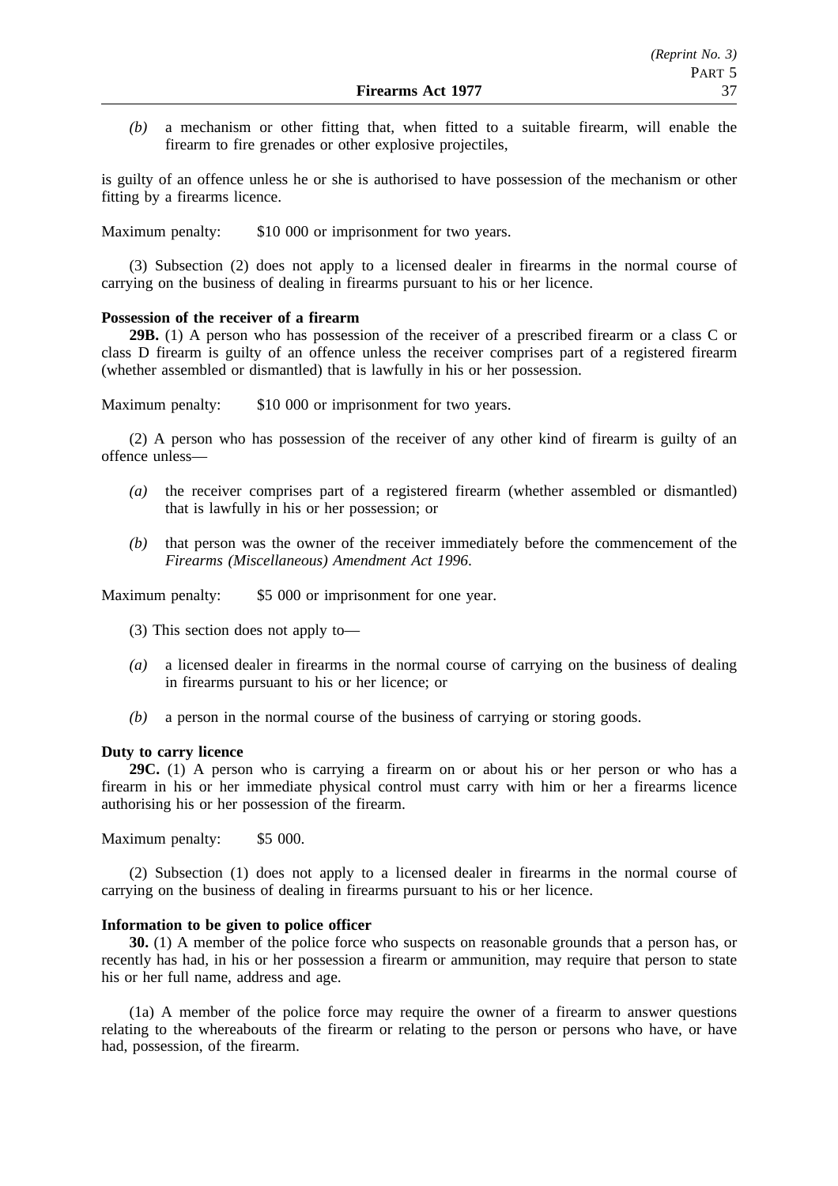*(b)* a mechanism or other fitting that, when fitted to a suitable firearm, will enable the firearm to fire grenades or other explosive projectiles,

is guilty of an offence unless he or she is authorised to have possession of the mechanism or other fitting by a firearms licence.

Maximum penalty: $10 000 or imprisonment for two years.

(3) Subsection (2) does not apply to a licensed dealer in firearms in the normal course of carrying on the business of dealing in firearms pursuant to his or her licence.

**Possession of the receiver of a firearm**

**29B.** (1) A person who has possession of the receiver of a prescribed firearm or a class C or class D firearm is guilty of an offence unless the receiver comprises part of a registered firearm (whether assembled or dismantled) that is lawfully in his or her possession.

Maximum penalty: $10 000 or imprisonment for two years.

(2) A person who has possession of the receiver of any other kind of firearm is guilty of an offence unless—

*(a)* the receiver comprises part of a registered firearm (whether assembled or dismantled) that is lawfully in his or her possession; or

*(b)* that person was the owner of the receiver immediately before the commencement of the *Firearms (Miscellaneous) Amendment Act 1996*.

Maximum penalty: $5 000 or imprisonment for one year.

(3) This section does not apply to—

*(a)* a licensed dealer in firearms in the normal course of carrying on the business of dealing in firearms pursuant to his or her licence; or

*(b)* a person in the normal course of the business of carrying or storing goods.

**Duty to carry licence**

**29C.** (1) A person who is carrying a firearm on or about his or her person or who has a firearm in his or her immediate physical control must carry with him or her a firearms licence authorising his or her possession of the firearm.

Maximum penalty: $5 000.

(2) Subsection (1) does not apply to a licensed dealer in firearms in the normal course of carrying on the business of dealing in firearms pursuant to his or her licence.

**Information to be given to police officer**

**30.** (1) A member of the police force who suspects on reasonable grounds that a person has, or recently has had, in his or her possession a firearm or ammunition, may require that person to state his or her full name, address and age.

(1a) A member of the police force may require the owner of a firearm to answer questions relating to the whereabouts of the firearm or relating to the person or persons who have, or have had, possession, of the firearm.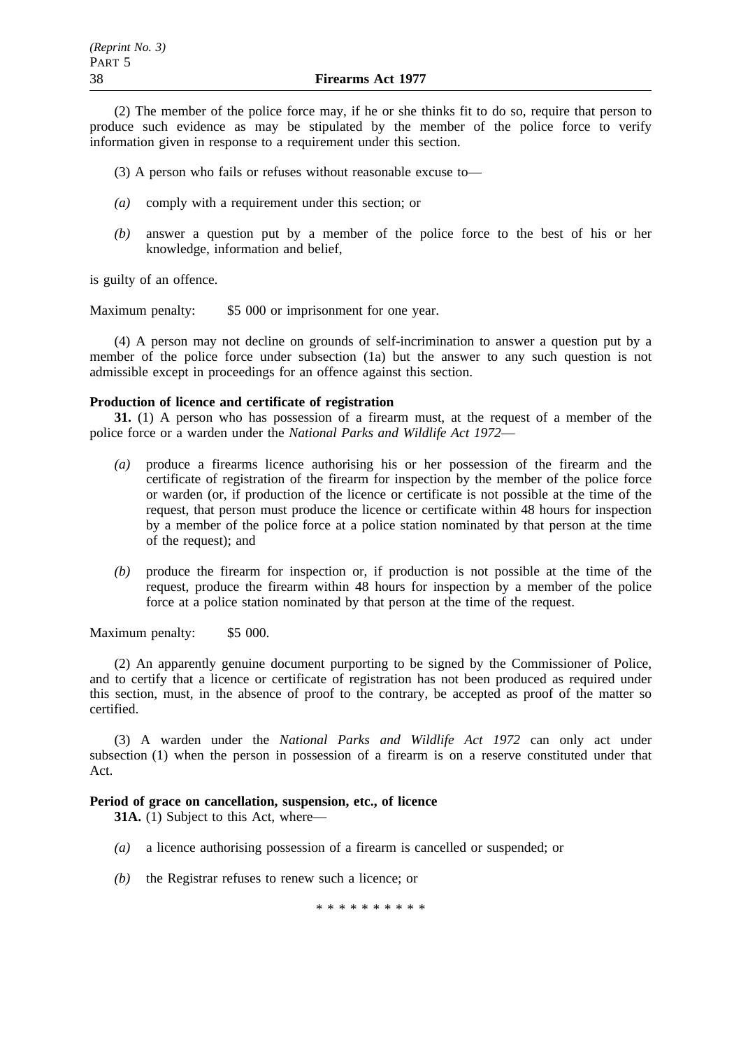(2) The member of the police force may, if he or she thinks fit to do so, require that person to produce such evidence as may be stipulated by the member of the police force to verify information given in response to a requirement under this section.

(3) A person who fails or refuses without reasonable excuse to—

*(a)* comply with a requirement under this section; or

*(b)* answer a question put by a member of the police force to the best of his or her knowledge, information and belief,

is guilty of an offence.

Maximum penalty: $5 000 or imprisonment for one year.

(4) A person may not decline on grounds of self-incrimination to answer a question put by a member of the police force under subsection (1a) but the answer to any such question is not admissible except in proceedings for an offence against this section.

**Production of licence and certificate of registration**

**31.** (1) A person who has possession of a firearm must, at the request of a member of the police force or a warden under the *National Parks and Wildlife Act 1972*—

*(a)* produce a firearms licence authorising his or her possession of the firearm and the certificate of registration of the firearm for inspection by the member of the police force or warden (or, if production of the licence or certificate is not possible at the time of the request, that person must produce the licence or certificate within 48 hours for inspection by a member of the police force at a police station nominated by that person at the time of the request); and

*(b)* produce the firearm for inspection or, if production is not possible at the time of the request, produce the firearm within 48 hours for inspection by a member of the police force at a police station nominated by that person at the time of the request.

Maximum penalty: $5 000.

(2) An apparently genuine document purporting to be signed by the Commissioner of Police, and to certify that a licence or certificate of registration has not been produced as required under this section, must, in the absence of proof to the contrary, be accepted as proof of the matter so certified.

(3) A warden under the *National Parks and Wildlife Act 1972* can only act under subsection (1) when the person in possession of a firearm is on a reserve constituted under that Act.

**Period of grace on cancellation, suspension, etc., of licence**

**31A.** (1) Subject to this Act, where—

*(a)* a licence authorising possession of a firearm is cancelled or suspended; or

*(b)* the Registrar refuses to renew such a licence; or

\* \* \* \* \* \* \* \* \* \*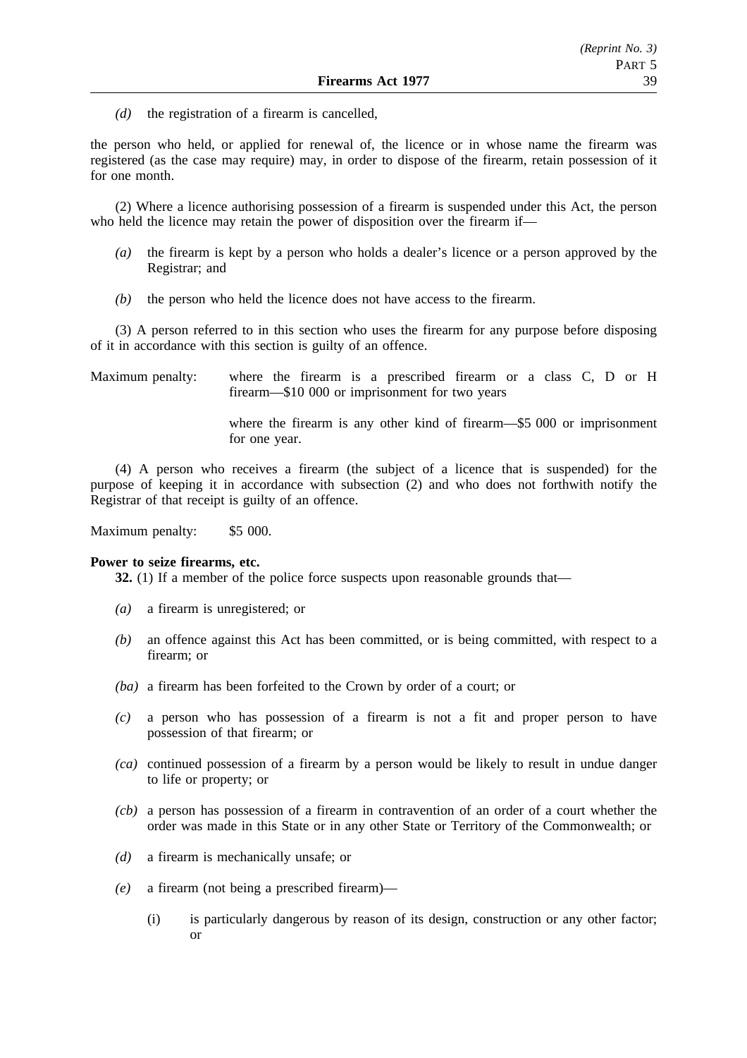*(d)* the registration of a firearm is cancelled,

the person who held, or applied for renewal of, the licence or in whose name the firearm was registered (as the case may require) may, in order to dispose of the firearm, retain possession of it for one month.

(2) Where a licence authorising possession of a firearm is suspended under this Act, the person who held the licence may retain the power of disposition over the firearm if—

*(a)* the firearm is kept by a person who holds a dealer's licence or a person approved by the Registrar; and

*(b)* the person who held the licence does not have access to the firearm.

(3) A person referred to in this section who uses the firearm for any purpose before disposing of it in accordance with this section is guilty of an offence.

Maximum penalty: where the firearm is a prescribed firearm or a class C, D or H firearm—$10 000 or imprisonment for two years

where the firearm is any other kind of firearm—$5 000 or imprisonment for one year.

(4) A person who receives a firearm (the subject of a licence that is suspended) for the purpose of keeping it in accordance with subsection (2) and who does not forthwith notify the Registrar of that receipt is guilty of an offence.

Maximum penalty: $5 000.

**Power to seize firearms, etc.**

**32.** (1) If a member of the police force suspects upon reasonable grounds that—

*(a)* a firearm is unregistered; or

*(b)* an offence against this Act has been committed, or is being committed, with respect to a firearm; or

*(ba)* a firearm has been forfeited to the Crown by order of a court; or

*(c)* a person who has possession of a firearm is not a fit and proper person to have possession of that firearm; or

*(ca)* continued possession of a firearm by a person would be likely to result in undue danger to life or property; or

*(cb)* a person has possession of a firearm in contravention of an order of a court whether the order was made in this State or in any other State or Territory of the Commonwealth; or

*(d)* a firearm is mechanically unsafe; or

*(e)* a firearm (not being a prescribed firearm)—

(i) is particularly dangerous by reason of its design, construction or any other factor; or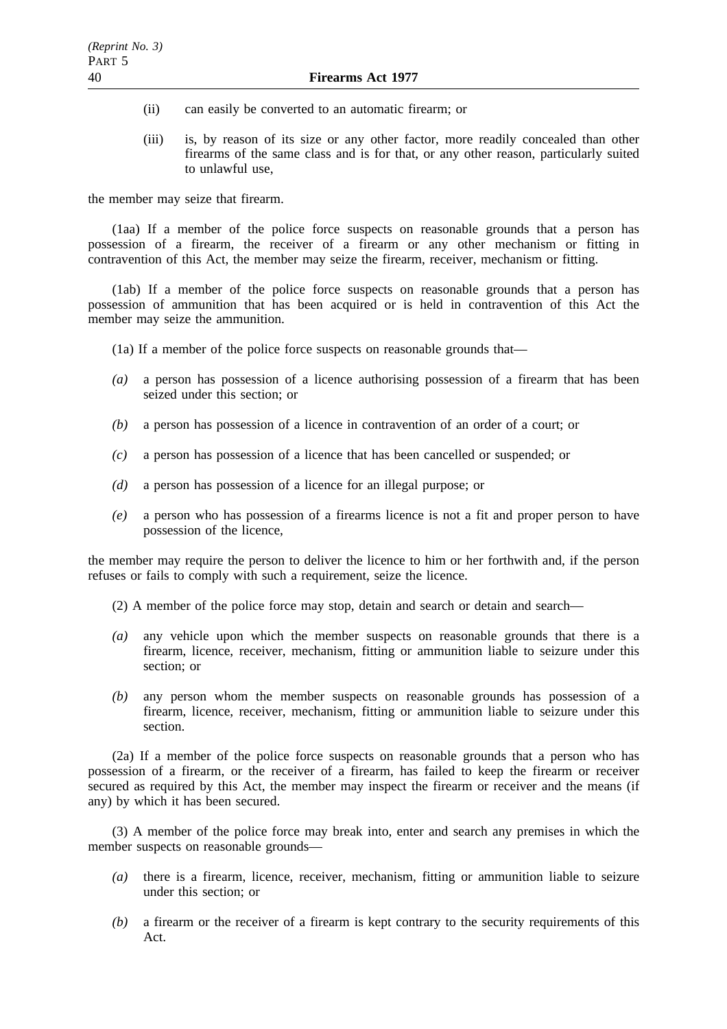(ii) can easily be converted to an automatic firearm; or

(iii) is, by reason of its size or any other factor, more readily concealed than other firearms of the same class and is for that, or any other reason, particularly suited to unlawful use,

the member may seize that firearm.

(1aa) If a member of the police force suspects on reasonable grounds that a person has possession of a firearm, the receiver of a firearm or any other mechanism or fitting in contravention of this Act, the member may seize the firearm, receiver, mechanism or fitting.

(1ab) If a member of the police force suspects on reasonable grounds that a person has possession of ammunition that has been acquired or is held in contravention of this Act the member may seize the ammunition.

(1a) If a member of the police force suspects on reasonable grounds that—

*(a)* a person has possession of a licence authorising possession of a firearm that has been seized under this section; or

*(b)* a person has possession of a licence in contravention of an order of a court; or

*(c)* a person has possession of a licence that has been cancelled or suspended; or

*(d)* a person has possession of a licence for an illegal purpose; or

*(e)* a person who has possession of a firearms licence is not a fit and proper person to have possession of the licence,

the member may require the person to deliver the licence to him or her forthwith and, if the person refuses or fails to comply with such a requirement, seize the licence.

(2) A member of the police force may stop, detain and search or detain and search—

*(a)* any vehicle upon which the member suspects on reasonable grounds that there is a firearm, licence, receiver, mechanism, fitting or ammunition liable to seizure under this section; or

*(b)* any person whom the member suspects on reasonable grounds has possession of a firearm, licence, receiver, mechanism, fitting or ammunition liable to seizure under this section.

(2a) If a member of the police force suspects on reasonable grounds that a person who has possession of a firearm, or the receiver of a firearm, has failed to keep the firearm or receiver secured as required by this Act, the member may inspect the firearm or receiver and the means (if any) by which it has been secured.

(3) A member of the police force may break into, enter and search any premises in which the member suspects on reasonable grounds—

*(a)* there is a firearm, licence, receiver, mechanism, fitting or ammunition liable to seizure under this section; or

*(b)* a firearm or the receiver of a firearm is kept contrary to the security requirements of this Act.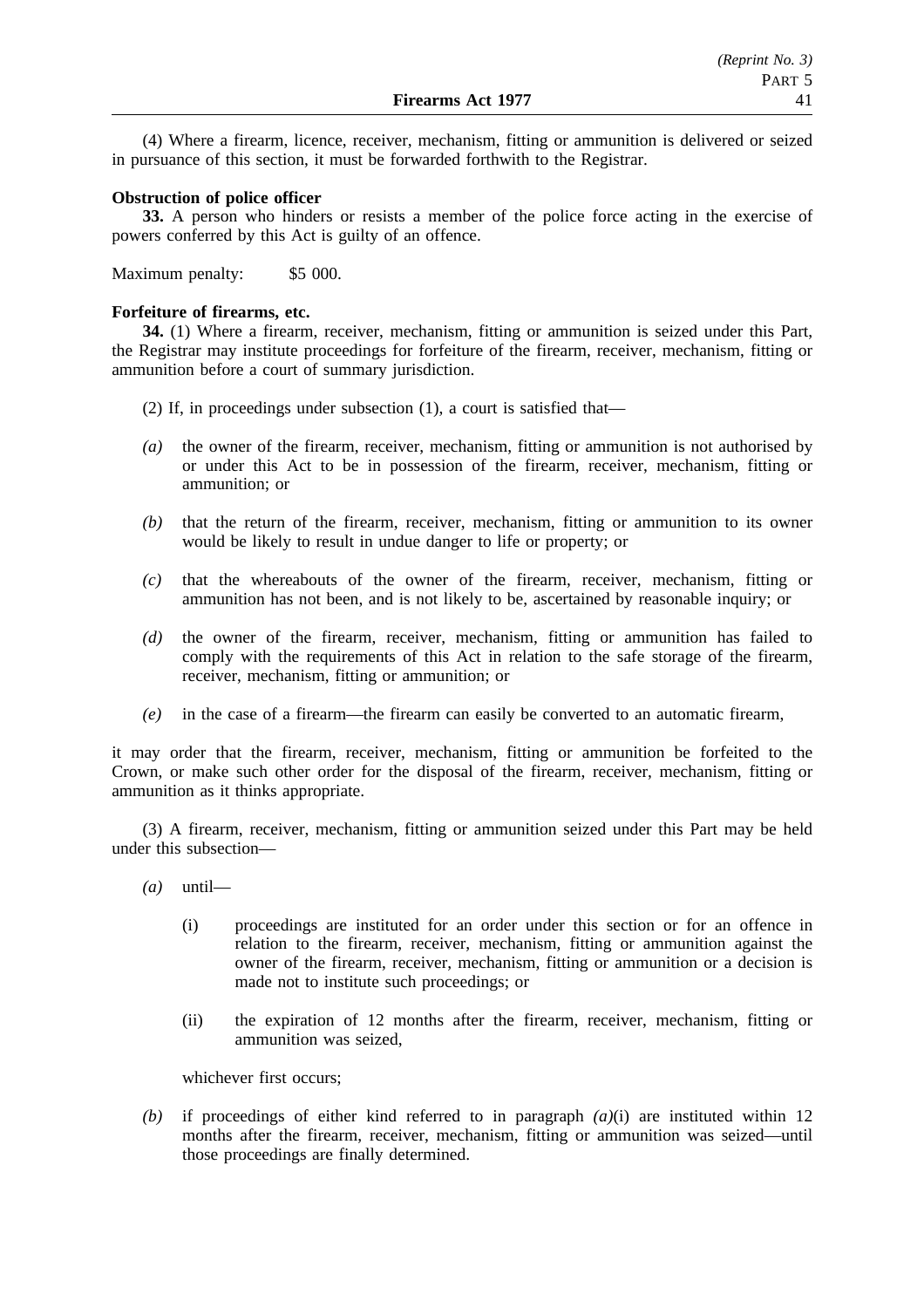(4) Where a firearm, licence, receiver, mechanism, fitting or ammunition is delivered or seized in pursuance of this section, it must be forwarded forthwith to the Registrar.

**Obstruction of police officer**

**33.** A person who hinders or resists a member of the police force acting in the exercise of powers conferred by this Act is guilty of an offence.

Maximum penalty: $5 000.

**Forfeiture of firearms, etc.**

**34.** (1) Where a firearm, receiver, mechanism, fitting or ammunition is seized under this Part, the Registrar may institute proceedings for forfeiture of the firearm, receiver, mechanism, fitting or ammunition before a court of summary jurisdiction.

(2) If, in proceedings under subsection (1), a court is satisfied that—

*(a)* the owner of the firearm, receiver, mechanism, fitting or ammunition is not authorised by or under this Act to be in possession of the firearm, receiver, mechanism, fitting or ammunition; or

*(b)* that the return of the firearm, receiver, mechanism, fitting or ammunition to its owner would be likely to result in undue danger to life or property; or

*(c)* that the whereabouts of the owner of the firearm, receiver, mechanism, fitting or ammunition has not been, and is not likely to be, ascertained by reasonable inquiry; or

*(d)* the owner of the firearm, receiver, mechanism, fitting or ammunition has failed to comply with the requirements of this Act in relation to the safe storage of the firearm, receiver, mechanism, fitting or ammunition; or

*(e)* in the case of a firearm—the firearm can easily be converted to an automatic firearm,

it may order that the firearm, receiver, mechanism, fitting or ammunition be forfeited to the Crown, or make such other order for the disposal of the firearm, receiver, mechanism, fitting or ammunition as it thinks appropriate.

(3) A firearm, receiver, mechanism, fitting or ammunition seized under this Part may be held under this subsection—

*(a)* until—

(i) proceedings are instituted for an order under this section or for an offence in relation to the firearm, receiver, mechanism, fitting or ammunition against the owner of the firearm, receiver, mechanism, fitting or ammunition or a decision is made not to institute such proceedings; or

(ii) the expiration of 12 months after the firearm, receiver, mechanism, fitting or ammunition was seized,

whichever first occurs;

*(b)* if proceedings of either kind referred to in paragraph *(a)*(i) are instituted within 12 months after the firearm, receiver, mechanism, fitting or ammunition was seized—until those proceedings are finally determined.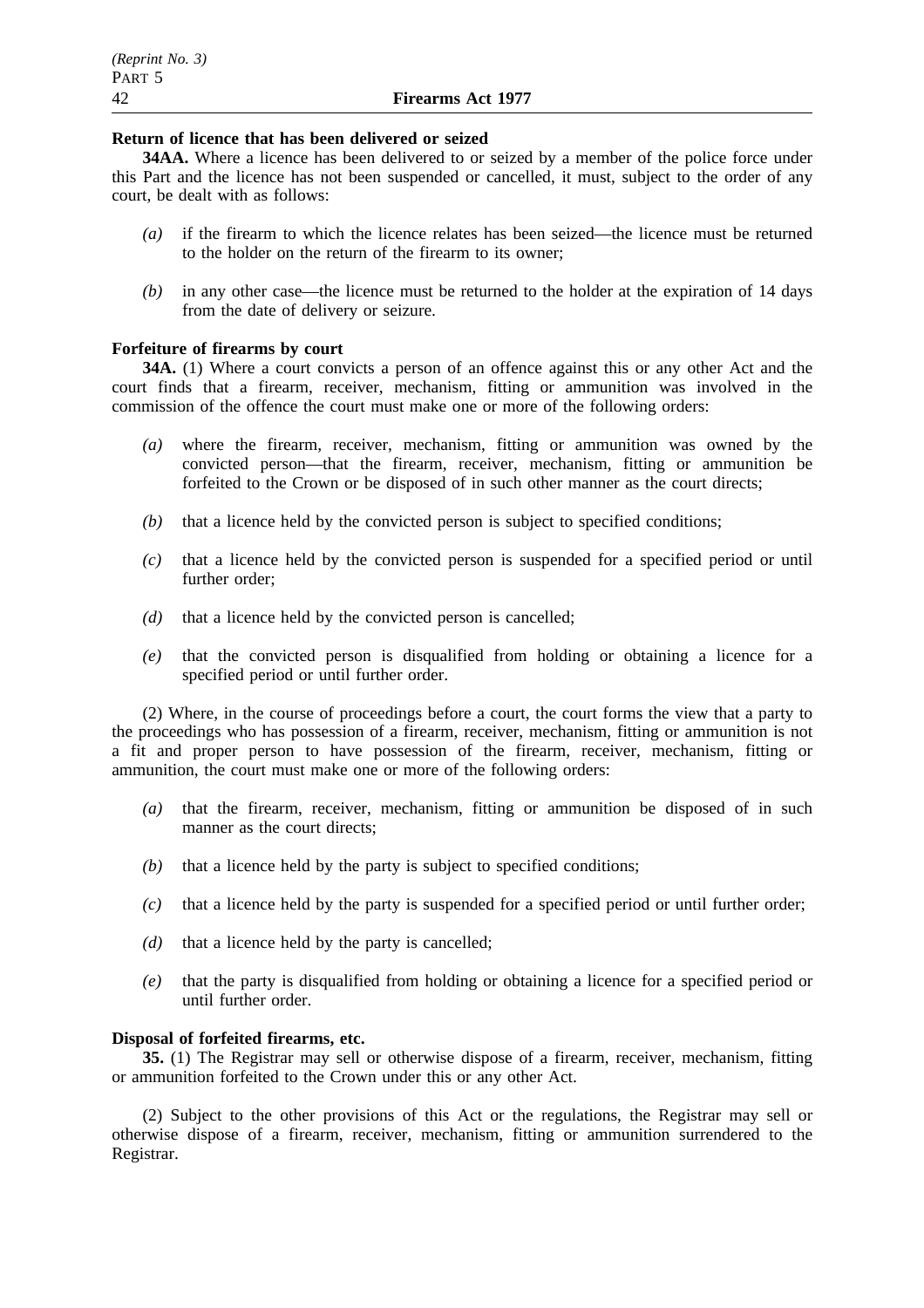**Return of licence that has been delivered or seized**

**34AA.** Where a licence has been delivered to or seized by a member of the police force under this Part and the licence has not been suspended or cancelled, it must, subject to the order of any court, be dealt with as follows:

*(a)* if the firearm to which the licence relates has been seized—the licence must be returned to the holder on the return of the firearm to its owner;

*(b)* in any other case—the licence must be returned to the holder at the expiration of 14 days from the date of delivery or seizure.

**Forfeiture of firearms by court**

**34A.** (1) Where a court convicts a person of an offence against this or any other Act and the court finds that a firearm, receiver, mechanism, fitting or ammunition was involved in the commission of the offence the court must make one or more of the following orders:

*(a)* where the firearm, receiver, mechanism, fitting or ammunition was owned by the convicted person—that the firearm, receiver, mechanism, fitting or ammunition be forfeited to the Crown or be disposed of in such other manner as the court directs;

*(b)* that a licence held by the convicted person is subject to specified conditions;

*(c)* that a licence held by the convicted person is suspended for a specified period or until further order;

*(d)* that a licence held by the convicted person is cancelled;

*(e)* that the convicted person is disqualified from holding or obtaining a licence for a specified period or until further order.

(2) Where, in the course of proceedings before a court, the court forms the view that a party to the proceedings who has possession of a firearm, receiver, mechanism, fitting or ammunition is not a fit and proper person to have possession of the firearm, receiver, mechanism, fitting or ammunition, the court must make one or more of the following orders:

*(a)* that the firearm, receiver, mechanism, fitting or ammunition be disposed of in such manner as the court directs;

*(b)* that a licence held by the party is subject to specified conditions;

*(c)* that a licence held by the party is suspended for a specified period or until further order;

*(d)* that a licence held by the party is cancelled;

*(e)* that the party is disqualified from holding or obtaining a licence for a specified period or until further order.

**Disposal of forfeited firearms, etc.**

**35.** (1) The Registrar may sell or otherwise dispose of a firearm, receiver, mechanism, fitting or ammunition forfeited to the Crown under this or any other Act.

(2) Subject to the other provisions of this Act or the regulations, the Registrar may sell or otherwise dispose of a firearm, receiver, mechanism, fitting or ammunition surrendered to the Registrar.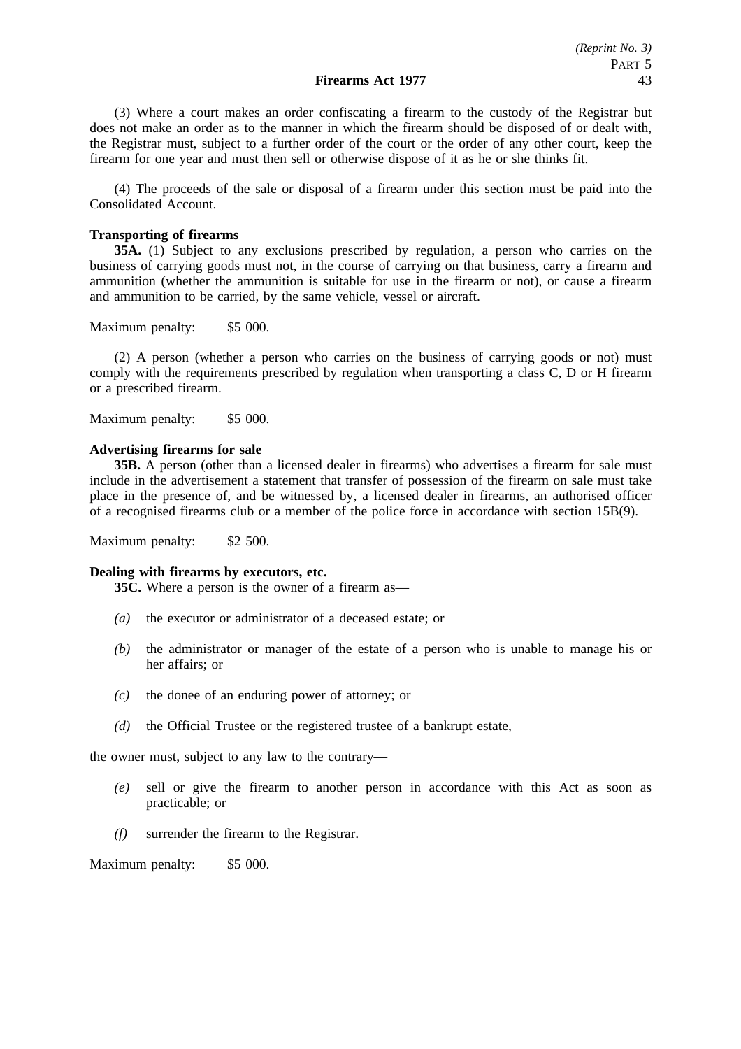(3) Where a court makes an order confiscating a firearm to the custody of the Registrar but does not make an order as to the manner in which the firearm should be disposed of or dealt with, the Registrar must, subject to a further order of the court or the order of any other court, keep the firearm for one year and must then sell or otherwise dispose of it as he or she thinks fit.

(4) The proceeds of the sale or disposal of a firearm under this section must be paid into the Consolidated Account.

**Transporting of firearms**

**35A.** (1) Subject to any exclusions prescribed by regulation, a person who carries on the business of carrying goods must not, in the course of carrying on that business, carry a firearm and ammunition (whether the ammunition is suitable for use in the firearm or not), or cause a firearm and ammunition to be carried, by the same vehicle, vessel or aircraft.

Maximum penalty: $5 000.

(2) A person (whether a person who carries on the business of carrying goods or not) must comply with the requirements prescribed by regulation when transporting a class C, D or H firearm or a prescribed firearm.

Maximum penalty: $5 000.

**Advertising firearms for sale**

**35B.** A person (other than a licensed dealer in firearms) who advertises a firearm for sale must include in the advertisement a statement that transfer of possession of the firearm on sale must take place in the presence of, and be witnessed by, a licensed dealer in firearms, an authorised officer of a recognised firearms club or a member of the police force in accordance with section 15B(9).

Maximum penalty: $2 500.

**Dealing with firearms by executors, etc.**

**35C.** Where a person is the owner of a firearm as—

*(a)* the executor or administrator of a deceased estate; or

*(b)* the administrator or manager of the estate of a person who is unable to manage his or her affairs; or

*(c)* the donee of an enduring power of attorney; or

*(d)* the Official Trustee or the registered trustee of a bankrupt estate,

the owner must, subject to any law to the contrary—

*(e)* sell or give the firearm to another person in accordance with this Act as soon as practicable; or

*(f)* surrender the firearm to the Registrar.

Maximum penalty: $5 000.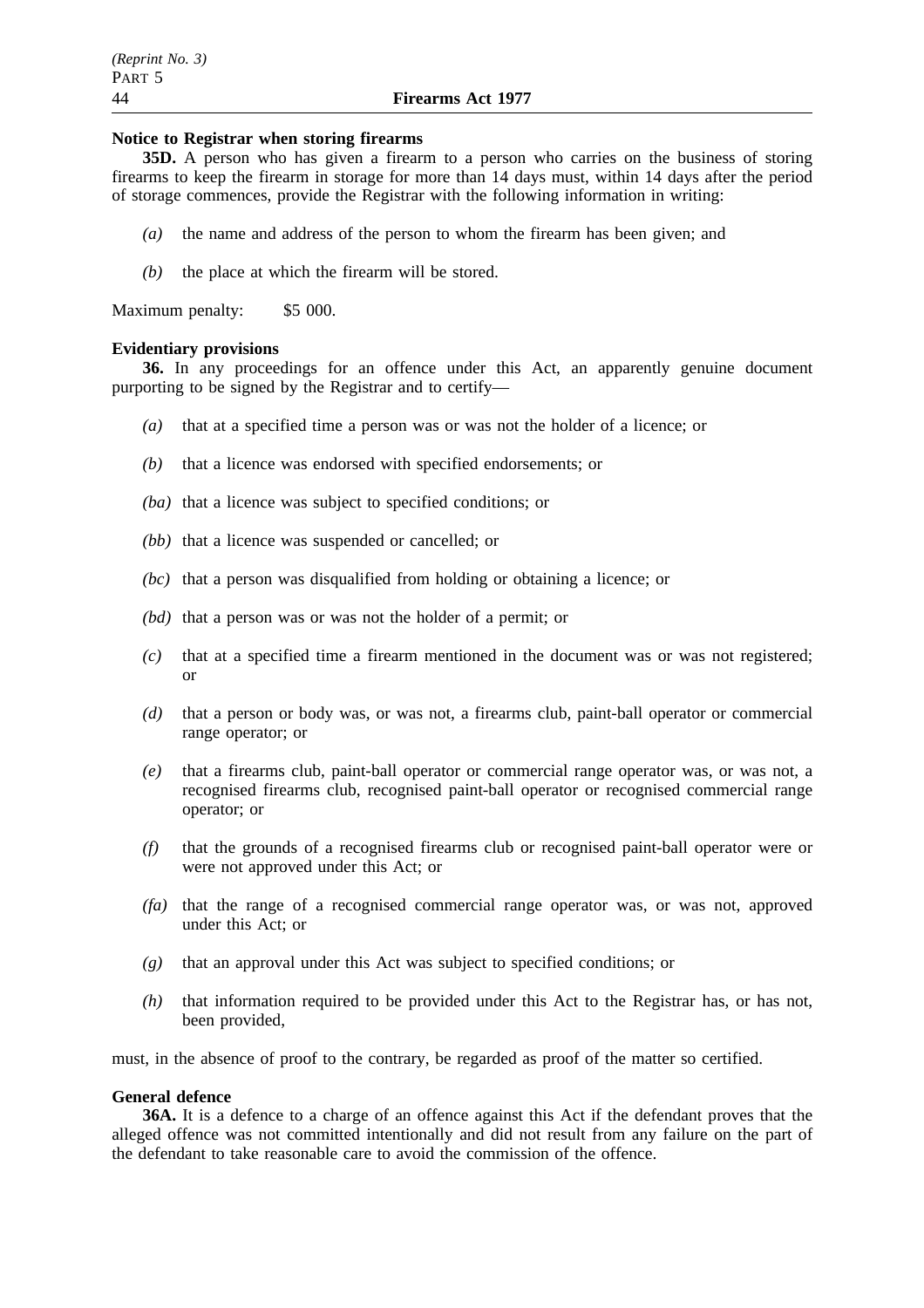**Notice to Registrar when storing firearms**

**35D.** A person who has given a firearm to a person who carries on the business of storing firearms to keep the firearm in storage for more than 14 days must, within 14 days after the period of storage commences, provide the Registrar with the following information in writing:

*(a)* the name and address of the person to whom the firearm has been given; and

*(b)* the place at which the firearm will be stored.

Maximum penalty: $5 000.

**Evidentiary provisions**

**36.** In any proceedings for an offence under this Act, an apparently genuine document purporting to be signed by the Registrar and to certify—

*(a)* that at a specified time a person was or was not the holder of a licence; or

*(b)* that a licence was endorsed with specified endorsements; or

*(ba)* that a licence was subject to specified conditions; or

*(bb)* that a licence was suspended or cancelled; or

*(bc)* that a person was disqualified from holding or obtaining a licence; or

*(bd)* that a person was or was not the holder of a permit; or

*(c)* that at a specified time a firearm mentioned in the document was or was not registered; or

*(d)* that a person or body was, or was not, a firearms club, paint-ball operator or commercial range operator; or

*(e)* that a firearms club, paint-ball operator or commercial range operator was, or was not, a recognised firearms club, recognised paint-ball operator or recognised commercial range operator; or

*(f)* that the grounds of a recognised firearms club or recognised paint-ball operator were or were not approved under this Act; or

*(fa)* that the range of a recognised commercial range operator was, or was not, approved under this Act; or

*(g)* that an approval under this Act was subject to specified conditions; or

*(h)* that information required to be provided under this Act to the Registrar has, or has not, been provided,

must, in the absence of proof to the contrary, be regarded as proof of the matter so certified.

**General defence**

**36A.** It is a defence to a charge of an offence against this Act if the defendant proves that the alleged offence was not committed intentionally and did not result from any failure on the part of the defendant to take reasonable care to avoid the commission of the offence.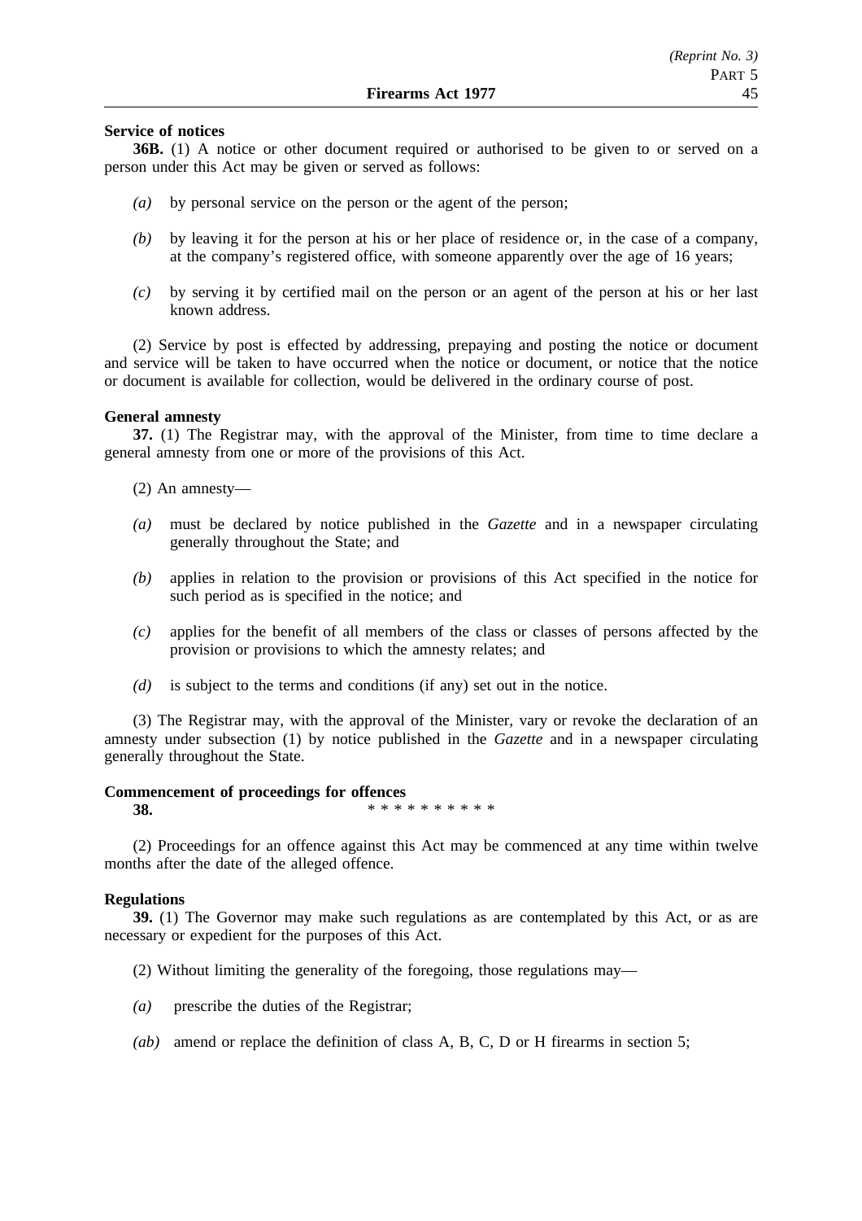**Service of notices**

**36B.** (1) A notice or other document required or authorised to be given to or served on a person under this Act may be given or served as follows:

*(a)* by personal service on the person or the agent of the person;

*(b)* by leaving it for the person at his or her place of residence or, in the case of a company, at the company's registered office, with someone apparently over the age of 16 years;

*(c)* by serving it by certified mail on the person or an agent of the person at his or her last known address.

(2) Service by post is effected by addressing, prepaying and posting the notice or document and service will be taken to have occurred when the notice or document, or notice that the notice or document is available for collection, would be delivered in the ordinary course of post.

**General amnesty**

**37.** (1) The Registrar may, with the approval of the Minister, from time to time declare a general amnesty from one or more of the provisions of this Act.

(2) An amnesty—

*(a)* must be declared by notice published in the *Gazette* and in a newspaper circulating generally throughout the State; and

*(b)* applies in relation to the provision or provisions of this Act specified in the notice for such period as is specified in the notice; and

*(c)* applies for the benefit of all members of the class or classes of persons affected by the provision or provisions to which the amnesty relates; and

*(d)* is subject to the terms and conditions (if any) set out in the notice.

(3) The Registrar may, with the approval of the Minister, vary or revoke the declaration of an amnesty under subsection (1) by notice published in the *Gazette* and in a newspaper circulating generally throughout the State.

**Commencement of proceedings for offences**

**38.** * * * * * * * * * *

(2) Proceedings for an offence against this Act may be commenced at any time within twelve months after the date of the alleged offence.

**Regulations**

**39.** (1) The Governor may make such regulations as are contemplated by this Act, or as are necessary or expedient for the purposes of this Act.

(2) Without limiting the generality of the foregoing, those regulations may—

*(a)* prescribe the duties of the Registrar;

*(ab)* amend or replace the definition of class A, B, C, D or H firearms in section 5;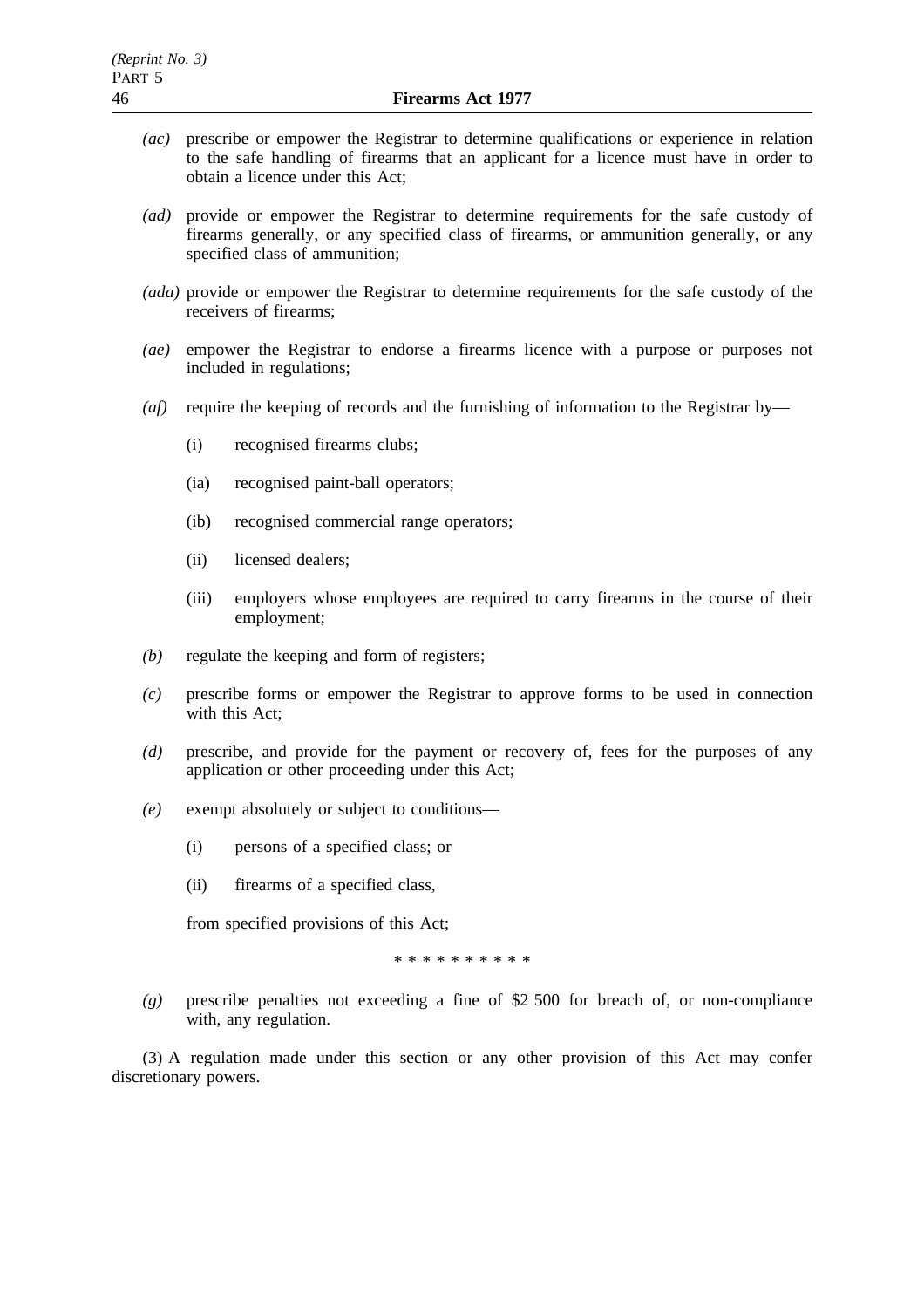*(ac)* prescribe or empower the Registrar to determine qualifications or experience in relation to the safe handling of firearms that an applicant for a licence must have in order to obtain a licence under this Act;

*(ad)* provide or empower the Registrar to determine requirements for the safe custody of firearms generally, or any specified class of firearms, or ammunition generally, or any specified class of ammunition;

*(ada)* provide or empower the Registrar to determine requirements for the safe custody of the receivers of firearms;

*(ae)* empower the Registrar to endorse a firearms licence with a purpose or purposes not included in regulations;

*(af)* require the keeping of records and the furnishing of information to the Registrar by—

(i) recognised firearms clubs;

(ia) recognised paint-ball operators;

(ib) recognised commercial range operators;

(ii) licensed dealers;

(iii) employers whose employees are required to carry firearms in the course of their employment;

*(b)* regulate the keeping and form of registers;

*(c)* prescribe forms or empower the Registrar to approve forms to be used in connection with this Act;

*(d)* prescribe, and provide for the payment or recovery of, fees for the purposes of any application or other proceeding under this Act;

*(e)* exempt absolutely or subject to conditions—

(i) persons of a specified class; or

(ii) firearms of a specified class,

from specified provisions of this Act;

\* \* \* \* \* \* \* \* \* \*

*(g)* prescribe penalties not exceeding a fine of $2 500 for breach of, or non-compliance with, any regulation.

(3) A regulation made under this section or any other provision of this Act may confer discretionary powers.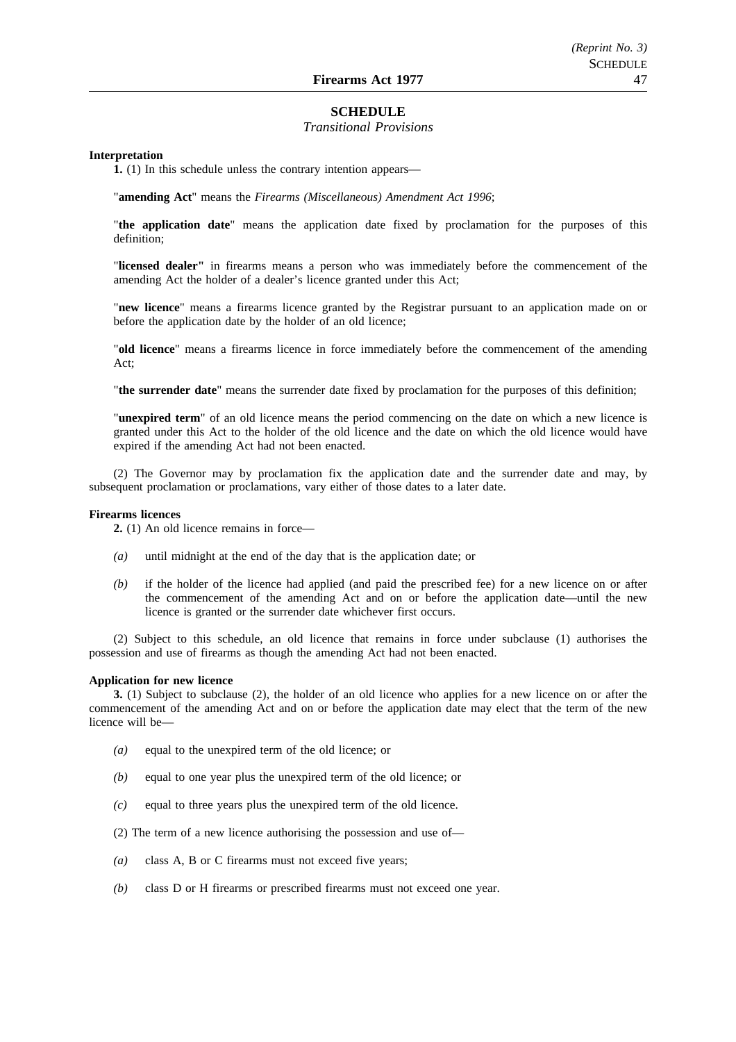## SCHEDULE

*Transitional Provisions*

**Interpretation**

**1.** (1) In this schedule unless the contrary intention appears—

"**amending Act**" means the *Firearms (Miscellaneous) Amendment Act 1996*;

"**the application date**" means the application date fixed by proclamation for the purposes of this definition;

"**licensed dealer"** in firearms means a person who was immediately before the commencement of the amending Act the holder of a dealer's licence granted under this Act;

"**new licence**" means a firearms licence granted by the Registrar pursuant to an application made on or before the application date by the holder of an old licence;

"**old licence**" means a firearms licence in force immediately before the commencement of the amending Act;

"**the surrender date**" means the surrender date fixed by proclamation for the purposes of this definition;

"**unexpired term**" of an old licence means the period commencing on the date on which a new licence is granted under this Act to the holder of the old licence and the date on which the old licence would have expired if the amending Act had not been enacted.

(2) The Governor may by proclamation fix the application date and the surrender date and may, by subsequent proclamation or proclamations, vary either of those dates to a later date.

**Firearms licences**

**2.** (1) An old licence remains in force—

*(a)* until midnight at the end of the day that is the application date; or

*(b)* if the holder of the licence had applied (and paid the prescribed fee) for a new licence on or after the commencement of the amending Act and on or before the application date—until the new licence is granted or the surrender date whichever first occurs.

(2) Subject to this schedule, an old licence that remains in force under subclause (1) authorises the possession and use of firearms as though the amending Act had not been enacted.

**Application for new licence**

**3.** (1) Subject to subclause (2), the holder of an old licence who applies for a new licence on or after the commencement of the amending Act and on or before the application date may elect that the term of the new licence will be—

*(a)* equal to the unexpired term of the old licence; or

*(b)* equal to one year plus the unexpired term of the old licence; or

*(c)* equal to three years plus the unexpired term of the old licence.

(2) The term of a new licence authorising the possession and use of—

*(a)* class A, B or C firearms must not exceed five years;

*(b)* class D or H firearms or prescribed firearms must not exceed one year.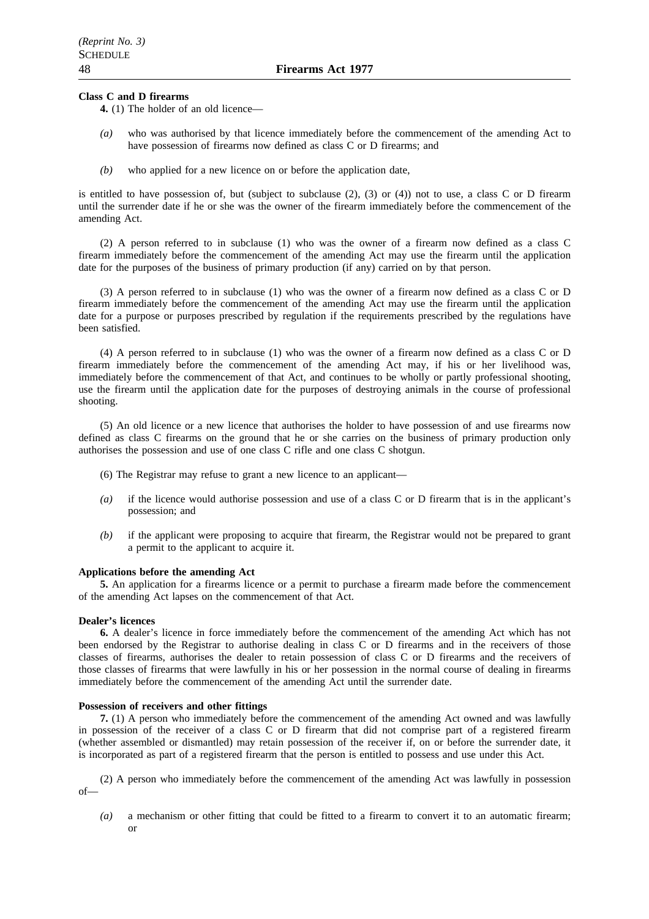**Class C and D firearms**

**4.** (1) The holder of an old licence—

*(a)* who was authorised by that licence immediately before the commencement of the amending Act to have possession of firearms now defined as class C or D firearms; and

*(b)* who applied for a new licence on or before the application date,

is entitled to have possession of, but (subject to subclause (2), (3) or (4)) not to use, a class C or D firearm until the surrender date if he or she was the owner of the firearm immediately before the commencement of the amending Act.

(2) A person referred to in subclause (1) who was the owner of a firearm now defined as a class C firearm immediately before the commencement of the amending Act may use the firearm until the application date for the purposes of the business of primary production (if any) carried on by that person.

(3) A person referred to in subclause (1) who was the owner of a firearm now defined as a class C or D firearm immediately before the commencement of the amending Act may use the firearm until the application date for a purpose or purposes prescribed by regulation if the requirements prescribed by the regulations have been satisfied.

(4) A person referred to in subclause (1) who was the owner of a firearm now defined as a class C or D firearm immediately before the commencement of the amending Act may, if his or her livelihood was, immediately before the commencement of that Act, and continues to be wholly or partly professional shooting, use the firearm until the application date for the purposes of destroying animals in the course of professional shooting.

(5) An old licence or a new licence that authorises the holder to have possession of and use firearms now defined as class C firearms on the ground that he or she carries on the business of primary production only authorises the possession and use of one class C rifle and one class C shotgun.

(6) The Registrar may refuse to grant a new licence to an applicant—

*(a)* if the licence would authorise possession and use of a class C or D firearm that is in the applicant's possession; and

*(b)* if the applicant were proposing to acquire that firearm, the Registrar would not be prepared to grant a permit to the applicant to acquire it.

**Applications before the amending Act**

**5.** An application for a firearms licence or a permit to purchase a firearm made before the commencement of the amending Act lapses on the commencement of that Act.

**Dealer's licences**

**6.** A dealer's licence in force immediately before the commencement of the amending Act which has not been endorsed by the Registrar to authorise dealing in class C or D firearms and in the receivers of those classes of firearms, authorises the dealer to retain possession of class C or D firearms and the receivers of those classes of firearms that were lawfully in his or her possession in the normal course of dealing in firearms immediately before the commencement of the amending Act until the surrender date.

**Possession of receivers and other fittings**

**7.** (1) A person who immediately before the commencement of the amending Act owned and was lawfully in possession of the receiver of a class C or D firearm that did not comprise part of a registered firearm (whether assembled or dismantled) may retain possession of the receiver if, on or before the surrender date, it is incorporated as part of a registered firearm that the person is entitled to possess and use under this Act.

(2) A person who immediately before the commencement of the amending Act was lawfully in possession of—

*(a)* a mechanism or other fitting that could be fitted to a firearm to convert it to an automatic firearm; or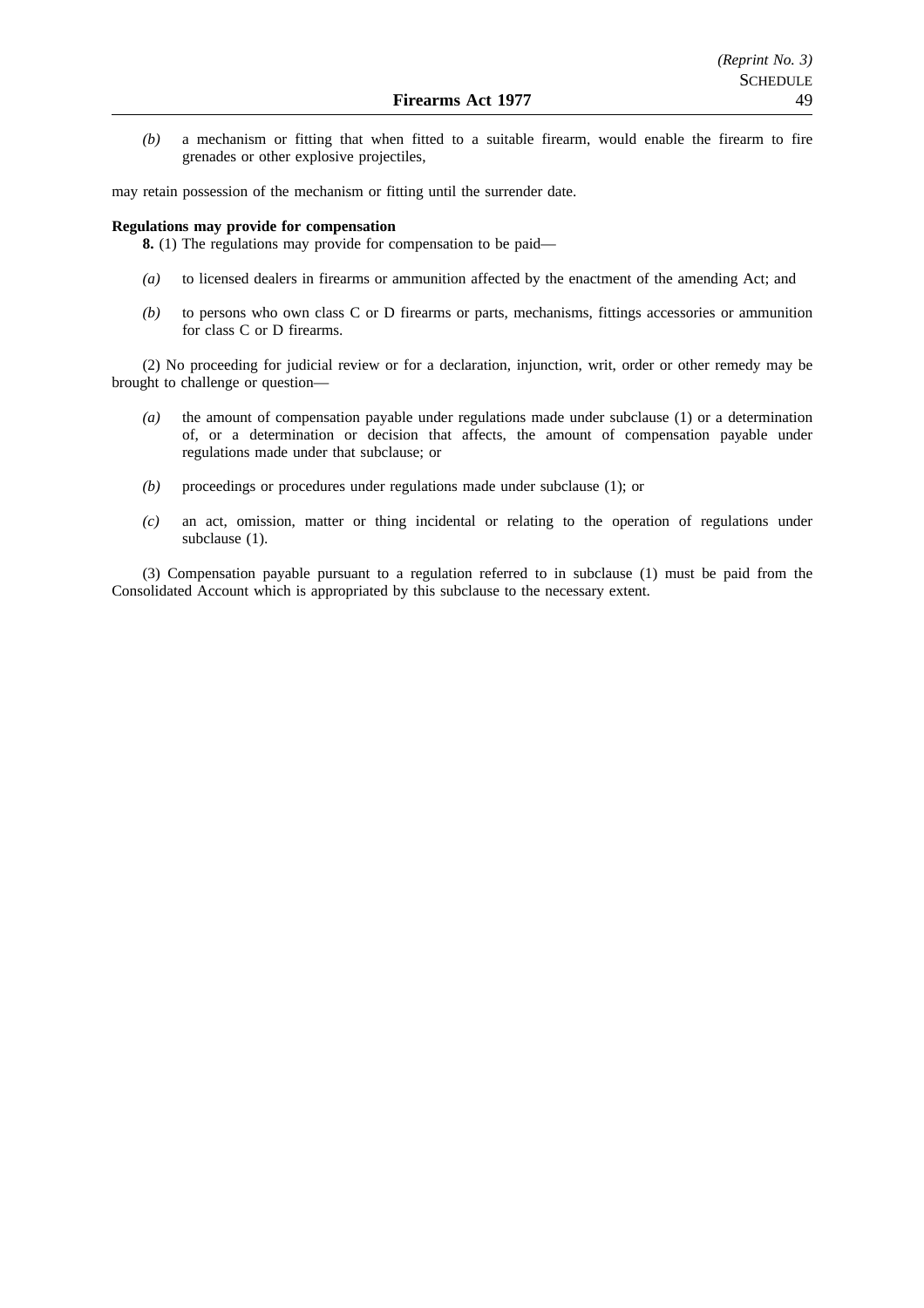*(b)* a mechanism or fitting that when fitted to a suitable firearm, would enable the firearm to fire grenades or other explosive projectiles,

may retain possession of the mechanism or fitting until the surrender date.

**Regulations may provide for compensation**

**8.** (1) The regulations may provide for compensation to be paid—

*(a)* to licensed dealers in firearms or ammunition affected by the enactment of the amending Act; and

*(b)* to persons who own class C or D firearms or parts, mechanisms, fittings accessories or ammunition for class C or D firearms.

(2) No proceeding for judicial review or for a declaration, injunction, writ, order or other remedy may be brought to challenge or question—

*(a)* the amount of compensation payable under regulations made under subclause (1) or a determination of, or a determination or decision that affects, the amount of compensation payable under regulations made under that subclause; or

*(b)* proceedings or procedures under regulations made under subclause (1); or

*(c)* an act, omission, matter or thing incidental or relating to the operation of regulations under subclause (1).

(3) Compensation payable pursuant to a regulation referred to in subclause (1) must be paid from the Consolidated Account which is appropriated by this subclause to the necessary extent.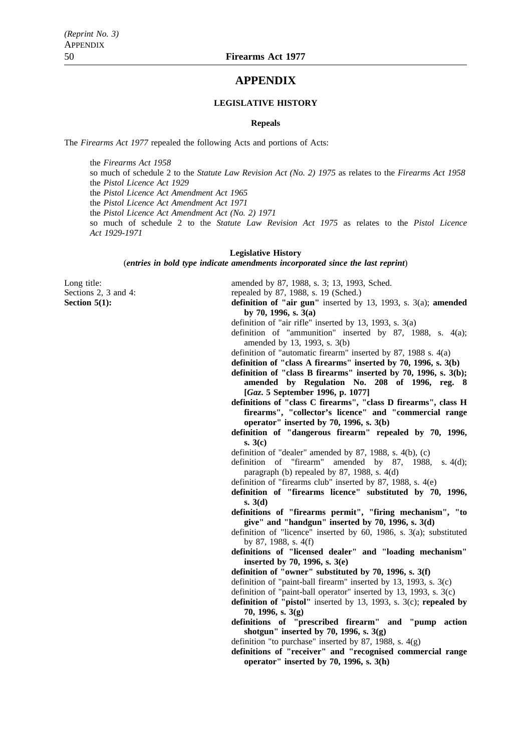# APPENDIX

### LEGISLATIVE HISTORY

#### Repeals

The *Firearms Act 1977* repealed the following Acts and portions of Acts:

the *Firearms Act 1958*
so much of schedule 2 to the *Statute Law Revision Act (No. 2) 1975* as relates to the *Firearms Act 1958*
the *Pistol Licence Act 1929*
the *Pistol Licence Act Amendment Act 1965*
the *Pistol Licence Act Amendment Act 1971*
the *Pistol Licence Act Amendment Act (No. 2) 1971*
so much of schedule 2 to the *Statute Law Revision Act 1975* as relates to the *Pistol Licence Act 1929-1971*

#### Legislative History

(***entries in bold type indicate amendments incorporated since the last reprint***)

Long title: amended by 87, 1988, s. 3; 13, 1993, Sched.

Sections 2, 3 and 4: repealed by 87, 1988, s. 19 (Sched.)

**Section 5(1):**
- **definition of "air gun"** inserted by 13, 1993, s. 3(a); **amended by 70, 1996, s. 3(a)**
- definition of "air rifle" inserted by 13, 1993, s. 3(a)
- definition of "ammunition" inserted by 87, 1988, s. 4(a); amended by 13, 1993, s. 3(b)
- definition of "automatic firearm" inserted by 87, 1988 s. 4(a)
- **definition of "class A firearms" inserted by 70, 1996, s. 3(b)**
- **definition of "class B firearms" inserted by 70, 1996, s. 3(b); amended by Regulation No. 208 of 1996, reg. 8 [*Gaz*. 5 September 1996, p. 1077]**
- **definitions of "class C firearms", "class D firearms", class H firearms", "collector's licence" and "commercial range operator" inserted by 70, 1996, s. 3(b)**
- **definition of "dangerous firearm" repealed by 70, 1996, s. 3(c)**
- definition of "dealer" amended by 87, 1988, s. 4(b), (c)
- definition of "firearm" amended by 87, 1988, s. 4(d); paragraph (b) repealed by 87, 1988, s. 4(d)
- definition of "firearms club" inserted by 87, 1988, s. 4(e)
- **definition of "firearms licence" substituted by 70, 1996, s. 3(d)**
- **definitions of "firearms permit", "firing mechanism", "to give" and "handgun" inserted by 70, 1996, s. 3(d)**
- definition of "licence" inserted by 60, 1986, s. 3(a); substituted by 87, 1988, s. 4(f)
- **definitions of "licensed dealer" and "loading mechanism" inserted by 70, 1996, s. 3(e)**
- **definition of "owner" substituted by 70, 1996, s. 3(f)**
- definition of "paint-ball firearm" inserted by 13, 1993, s. 3(c)
- definition of "paint-ball operator" inserted by 13, 1993, s. 3(c)
- **definition of "pistol"** inserted by 13, 1993, s. 3(c); **repealed by 70, 1996, s. 3(g)**
- **definitions of "prescribed firearm" and "pump action shotgun" inserted by 70, 1996, s. 3(g)**
- definition "to purchase" inserted by 87, 1988, s. 4(g)
- **definitions of "receiver" and "recognised commercial range operator" inserted by 70, 1996, s. 3(h)**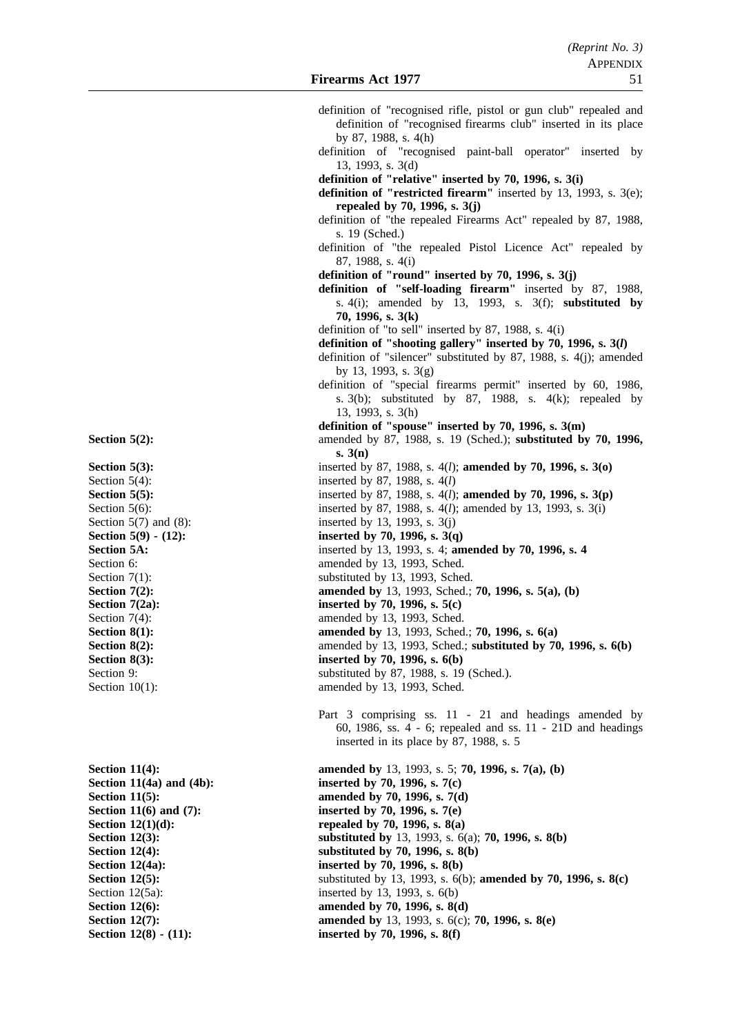definition of "recognised rifle, pistol or gun club" repealed and definition of "recognised firearms club" inserted in its place by 87, 1988, s. 4(h)

definition of "recognised paint-ball operator" inserted by 13, 1993, s. 3(d)

**definition of "relative" inserted by 70, 1996, s. 3(i)**

**definition of "restricted firearm"** inserted by 13, 1993, s. 3(e); **repealed by 70, 1996, s. 3(j)**

definition of "the repealed Firearms Act" repealed by 87, 1988, s. 19 (Sched.)

definition of "the repealed Pistol Licence Act" repealed by 87, 1988, s. 4(i)

**definition of "round" inserted by 70, 1996, s. 3(j)**

**definition of "self-loading firearm"** inserted by 87, 1988, s. 4(i); amended by 13, 1993, s. 3(f); **substituted by 70, 1996, s. 3(k)**

definition of "to sell" inserted by 87, 1988, s. 4(i)

**definition of "shooting gallery" inserted by 70, 1996, s. 3(*l*)**

definition of "silencer" substituted by 87, 1988, s. 4(j); amended by 13, 1993, s. 3(g)

definition of "special firearms permit" inserted by 60, 1986, s. 3(b); substituted by 87, 1988, s. 4(k); repealed by 13, 1993, s. 3(h)

**definition of "spouse" inserted by 70, 1996, s. 3(m)**

| | |
|---|---|
| **Section 5(2):** | amended by 87, 1988, s. 19 (Sched.); **substituted by 70, 1996, s. 3(n)** |
| **Section 5(3):** | inserted by 87, 1988, s. 4(*l*); **amended by 70, 1996, s. 3(o)** |
| Section 5(4): | inserted by 87, 1988, s. 4(*l*) |
| **Section 5(5):** | inserted by 87, 1988, s. 4(*l*); **amended by 70, 1996, s. 3(p)** |
| Section 5(6): | inserted by 87, 1988, s. 4(*l*); amended by 13, 1993, s. 3(i) |
| Section 5(7) and (8): | inserted by 13, 1993, s. 3(j) |
| **Section 5(9) - (12):** | **inserted by 70, 1996, s. 3(q)** |
| **Section 5A:** | inserted by 13, 1993, s. 4; **amended by 70, 1996, s. 4** |
| Section 6: | amended by 13, 1993, Sched. |
| Section 7(1): | substituted by 13, 1993, Sched. |
| **Section 7(2):** | **amended by** 13, 1993, Sched.; **70, 1996, s. 5(a), (b)** |
| **Section 7(2a):** | **inserted by 70, 1996, s. 5(c)** |
| Section 7(4): | amended by 13, 1993, Sched. |
| **Section 8(1):** | **amended by** 13, 1993, Sched.; **70, 1996, s. 6(a)** |
| **Section 8(2):** | amended by 13, 1993, Sched.; **substituted by 70, 1996, s. 6(b)** |
| **Section 8(3):** | **inserted by 70, 1996, s. 6(b)** |
| Section 9: | substituted by 87, 1988, s. 19 (Sched.). |
| Section 10(1): | amended by 13, 1993, Sched. |

Part 3 comprising ss. 11 - 21 and headings amended by 60, 1986, ss. 4 - 6; repealed and ss. 11 - 21D and headings inserted in its place by 87, 1988, s. 5

| | |
|---|---|
| **Section 11(4):** | **amended by** 13, 1993, s. 5; **70, 1996, s. 7(a), (b)** |
| **Section 11(4a) and (4b):** | **inserted by 70, 1996, s. 7(c)** |
| **Section 11(5):** | **amended by 70, 1996, s. 7(d)** |
| **Section 11(6) and (7):** | **inserted by 70, 1996, s. 7(e)** |
| **Section 12(1)(d):** | **repealed by 70, 1996, s. 8(a)** |
| **Section 12(3):** | **substituted by** 13, 1993, s. 6(a); **70, 1996, s. 8(b)** |
| **Section 12(4):** | **substituted by 70, 1996, s. 8(b)** |
| **Section 12(4a):** | **inserted by 70, 1996, s. 8(b)** |
| **Section 12(5):** | substituted by 13, 1993, s. 6(b); **amended by 70, 1996, s. 8(c)** |
| Section 12(5a): | inserted by 13, 1993, s. 6(b) |
| **Section 12(6):** | **amended by 70, 1996, s. 8(d)** |
| **Section 12(7):** | **amended by** 13, 1993, s. 6(c); **70, 1996, s. 8(e)** |
| **Section 12(8) - (11):** | **inserted by 70, 1996, s. 8(f)** |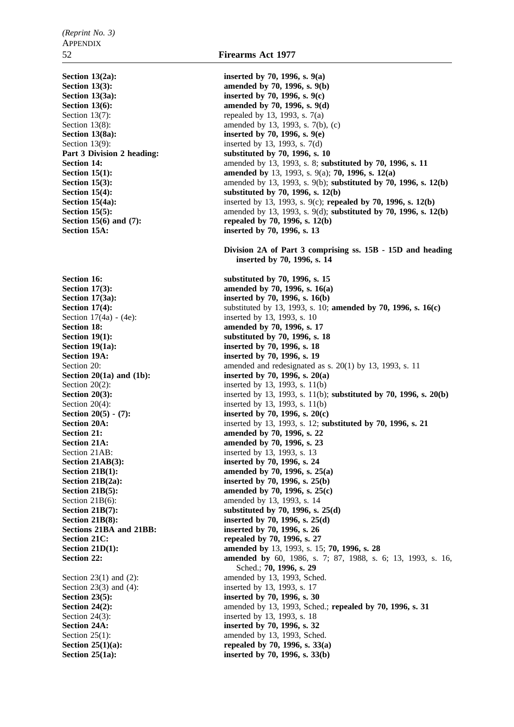| | |
|---|---|
| **Section 13(2a):** | **inserted by 70, 1996, s. 9(a)** |
| **Section 13(3):** | **amended by 70, 1996, s. 9(b)** |
| **Section 13(3a):** | **inserted by 70, 1996, s. 9(c)** |
| **Section 13(6):** | **amended by 70, 1996, s. 9(d)** |
| Section 13(7): | repealed by 13, 1993, s. 7(a) |
| Section 13(8): | amended by 13, 1993, s. 7(b), (c) |
| **Section 13(8a):** | **inserted by 70, 1996, s. 9(e)** |
| Section 13(9): | inserted by 13, 1993, s. 7(d) |
| **Part 3 Division 2 heading:** | **substituted by 70, 1996, s. 10** |
| **Section 14:** | amended by 13, 1993, s. 8; **substituted by 70, 1996, s. 11** |
| **Section 15(1):** | **amended by** 13, 1993, s. 9(a); **70, 1996, s. 12(a)** |
| **Section 15(3):** | amended by 13, 1993, s. 9(b); **substituted by 70, 1996, s. 12(b)** |
| **Section 15(4):** | **substituted by 70, 1996, s. 12(b)** |
| **Section 15(4a):** | inserted by 13, 1993, s. 9(c); **repealed by 70, 1996, s. 12(b)** |
| **Section 15(5):** | amended by 13, 1993, s. 9(d); **substituted by 70, 1996, s. 12(b)** |
| **Section 15(6) and (7):** | **repealed by 70, 1996, s. 12(b)** |
| **Section 15A:** | **inserted by 70, 1996, s. 13** |
| | **Division 2A of Part 3 comprising ss. 15B - 15D and heading inserted by 70, 1996, s. 14** |
| **Section 16:** | **substituted by 70, 1996, s. 15** |
| **Section 17(3):** | **amended by 70, 1996, s. 16(a)** |
| **Section 17(3a):** | **inserted by 70, 1996, s. 16(b)** |
| **Section 17(4):** | substituted by 13, 1993, s. 10; **amended by 70, 1996, s. 16(c)** |
| Section 17(4a) - (4e): | inserted by 13, 1993, s. 10 |
| **Section 18:** | **amended by 70, 1996, s. 17** |
| **Section 19(1):** | **substituted by 70, 1996, s. 18** |
| **Section 19(1a):** | **inserted by 70, 1996, s. 18** |
| **Section 19A:** | **inserted by 70, 1996, s. 19** |
| Section 20: | amended and redesignated as s. 20(1) by 13, 1993, s. 11 |
| **Section 20(1a) and (1b):** | **inserted by 70, 1996, s. 20(a)** |
| Section 20(2): | inserted by 13, 1993, s. 11(b) |
| **Section 20(3):** | inserted by 13, 1993, s. 11(b); **substituted by 70, 1996, s. 20(b)** |
| Section 20(4): | inserted by 13, 1993, s. 11(b) |
| **Section 20(5) - (7):** | **inserted by 70, 1996, s. 20(c)** |
| **Section 20A:** | inserted by 13, 1993, s. 12; **substituted by 70, 1996, s. 21** |
| **Section 21:** | **amended by 70, 1996, s. 22** |
| **Section 21A:** | **amended by 70, 1996, s. 23** |
| Section 21AB: | inserted by 13, 1993, s. 13 |
| **Section 21AB(3):** | **inserted by 70, 1996, s. 24** |
| **Section 21B(1):** | **amended by 70, 1996, s. 25(a)** |
| **Section 21B(2a):** | **inserted by 70, 1996, s. 25(b)** |
| **Section 21B(5):** | **amended by 70, 1996, s. 25(c)** |
| Section 21B(6): | amended by 13, 1993, s. 14 |
| **Section 21B(7):** | **substituted by 70, 1996, s. 25(d)** |
| **Section 21B(8):** | **inserted by 70, 1996, s. 25(d)** |
| **Sections 21BA and 21BB:** | **inserted by 70, 1996, s. 26** |
| **Section 21C:** | **repealed by 70, 1996, s. 27** |
| **Section 21D(1):** | **amended by** 13, 1993, s. 15; **70, 1996, s. 28** |
| **Section 22:** | **amended by** 60, 1986, s. 7; 87, 1988, s. 6; 13, 1993, s. 16, Sched.; **70, 1996, s. 29** |
| Section 23(1) and (2): | amended by 13, 1993, Sched. |
| Section 23(3) and (4): | inserted by 13, 1993, s. 17 |
| **Section 23(5):** | **inserted by 70, 1996, s. 30** |
| **Section 24(2):** | amended by 13, 1993, Sched.; **repealed by 70, 1996, s. 31** |
| Section 24(3): | inserted by 13, 1993, s. 18 |
| **Section 24A:** | **inserted by 70, 1996, s. 32** |
| Section 25(1): | amended by 13, 1993, Sched. |
| **Section 25(1)(a):** | **repealed by 70, 1996, s. 33(a)** |
| **Section 25(1a):** | **inserted by 70, 1996, s. 33(b)** |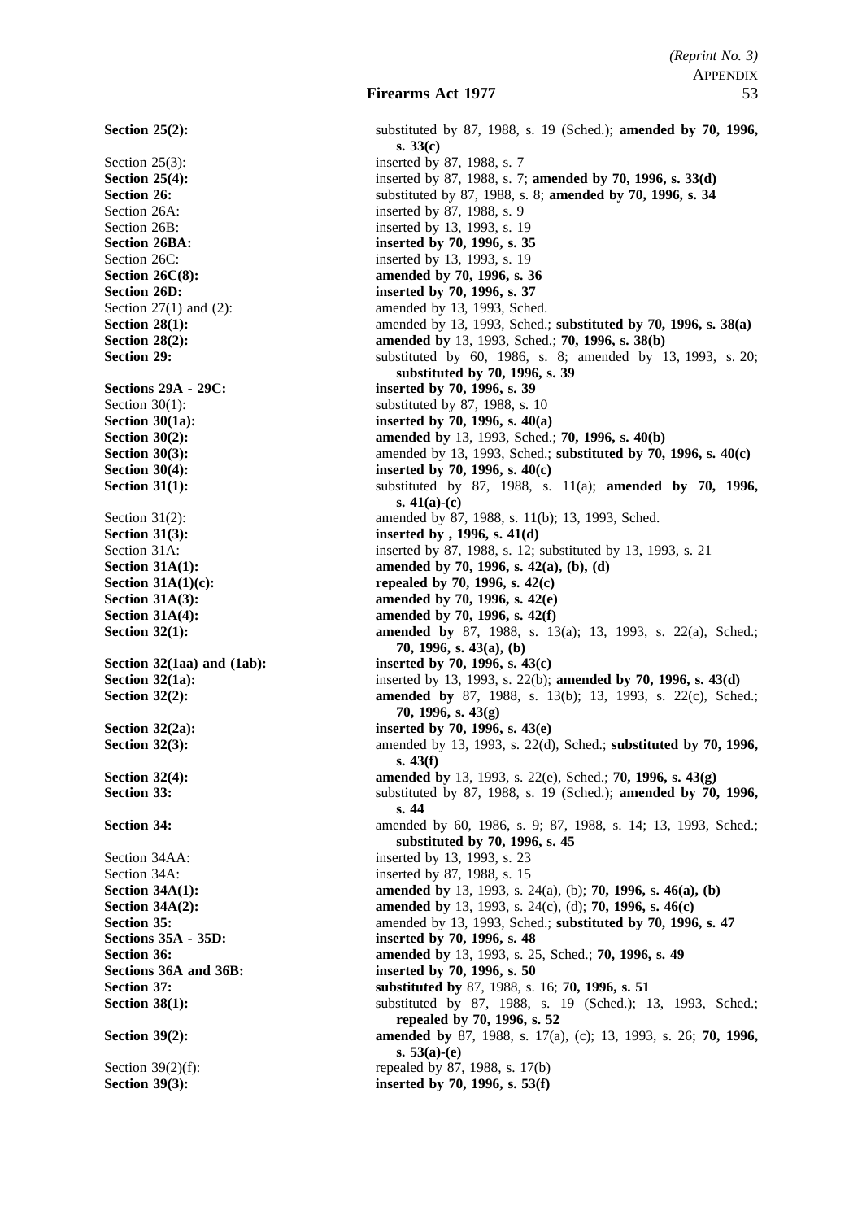| | |
|---|---|
| **Section 25(2):** | substituted by 87, 1988, s. 19 (Sched.); **amended by 70, 1996, s. 33(c)** |
| Section 25(3): | inserted by 87, 1988, s. 7 |
| **Section 25(4):** | inserted by 87, 1988, s. 7; **amended by 70, 1996, s. 33(d)** |
| **Section 26:** | substituted by 87, 1988, s. 8; **amended by 70, 1996, s. 34** |
| Section 26A: | inserted by 87, 1988, s. 9 |
| Section 26B: | inserted by 13, 1993, s. 19 |
| **Section 26BA:** | **inserted by 70, 1996, s. 35** |
| Section 26C: | inserted by 13, 1993, s. 19 |
| **Section 26C(8):** | **amended by 70, 1996, s. 36** |
| **Section 26D:** | **inserted by 70, 1996, s. 37** |
| Section 27(1) and (2): | amended by 13, 1993, Sched. |
| **Section 28(1):** | amended by 13, 1993, Sched.; **substituted by 70, 1996, s. 38(a)** |
| **Section 28(2):** | **amended by** 13, 1993, Sched.; **70, 1996, s. 38(b)** |
| **Section 29:** | substituted by 60, 1986, s. 8; amended by 13, 1993, s. 20; **substituted by 70, 1996, s. 39** |
| **Sections 29A - 29C:** | **inserted by 70, 1996, s. 39** |
| Section 30(1): | substituted by 87, 1988, s. 10 |
| **Section 30(1a):** | **inserted by 70, 1996, s. 40(a)** |
| **Section 30(2):** | **amended by** 13, 1993, Sched.; **70, 1996, s. 40(b)** |
| **Section 30(3):** | amended by 13, 1993, Sched.; **substituted by 70, 1996, s. 40(c)** |
| **Section 30(4):** | **inserted by 70, 1996, s. 40(c)** |
| **Section 31(1):** | substituted by 87, 1988, s. 11(a); **amended by 70, 1996, s. 41(a)-(c)** |
| Section 31(2): | amended by 87, 1988, s. 11(b); 13, 1993, Sched. |
| **Section 31(3):** | **inserted by , 1996, s. 41(d)** |
| Section 31A: | inserted by 87, 1988, s. 12; substituted by 13, 1993, s. 21 |
| **Section 31A(1):** | **amended by 70, 1996, s. 42(a), (b), (d)** |
| **Section 31A(1)(c):** | **repealed by 70, 1996, s. 42(c)** |
| **Section 31A(3):** | **amended by 70, 1996, s. 42(e)** |
| **Section 31A(4):** | **amended by 70, 1996, s. 42(f)** |
| **Section 32(1):** | **amended by** 87, 1988, s. 13(a); 13, 1993, s. 22(a), Sched.; **70, 1996, s. 43(a), (b)** |
| **Section 32(1aa) and (1ab):** | **inserted by 70, 1996, s. 43(c)** |
| **Section 32(1a):** | inserted by 13, 1993, s. 22(b); **amended by 70, 1996, s. 43(d)** |
| **Section 32(2):** | **amended by** 87, 1988, s. 13(b); 13, 1993, s. 22(c), Sched.; **70, 1996, s. 43(g)** |
| **Section 32(2a):** | **inserted by 70, 1996, s. 43(e)** |
| **Section 32(3):** | amended by 13, 1993, s. 22(d), Sched.; **substituted by 70, 1996, s. 43(f)** |
| **Section 32(4):** | **amended by** 13, 1993, s. 22(e), Sched.; **70, 1996, s. 43(g)** |
| **Section 33:** | substituted by 87, 1988, s. 19 (Sched.); **amended by 70, 1996, s. 44** |
| **Section 34:** | amended by 60, 1986, s. 9; 87, 1988, s. 14; 13, 1993, Sched.; **substituted by 70, 1996, s. 45** |
| Section 34AA: | inserted by 13, 1993, s. 23 |
| Section 34A: | inserted by 87, 1988, s. 15 |
| **Section 34A(1):** | **amended by** 13, 1993, s. 24(a), (b); **70, 1996, s. 46(a), (b)** |
| **Section 34A(2):** | **amended by** 13, 1993, s. 24(c), (d); **70, 1996, s. 46(c)** |
| **Section 35:** | amended by 13, 1993, Sched.; **substituted by 70, 1996, s. 47** |
| **Sections 35A - 35D:** | **inserted by 70, 1996, s. 48** |
| **Section 36:** | **amended by** 13, 1993, s. 25, Sched.; **70, 1996, s. 49** |
| **Sections 36A and 36B:** | **inserted by 70, 1996, s. 50** |
| **Section 37:** | **substituted by** 87, 1988, s. 16; **70, 1996, s. 51** |
| **Section 38(1):** | substituted by 87, 1988, s. 19 (Sched.); 13, 1993, Sched.; **repealed by 70, 1996, s. 52** |
| **Section 39(2):** | **amended by** 87, 1988, s. 17(a), (c); 13, 1993, s. 26; **70, 1996, s. 53(a)-(e)** |
| Section 39(2)(f): | repealed by 87, 1988, s. 17(b) |
| **Section 39(3):** | **inserted by 70, 1996, s. 53(f)** |